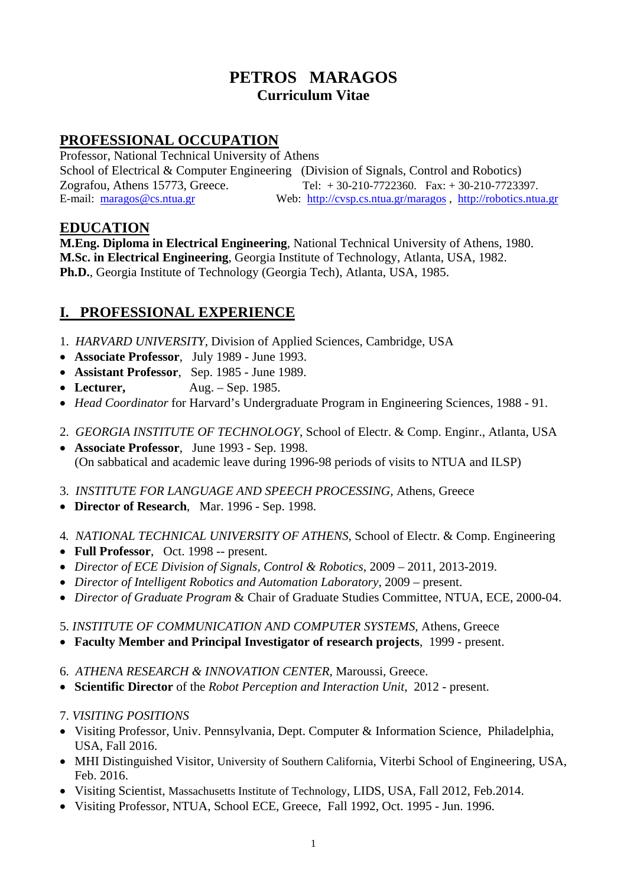# PETROS MARAGOS

## Curriculum Vitae

## PROFESSIONAL OCCUPATION

Professor, National Technical University of Athens
School of Electrical & Computer Engineering (Division of Signals, Control and Robotics)
Zografou, Athens 15773, Greece. Tel: + 30-210-7722360. Fax: + 30-210-7723397.
E-mail: maragos@cs.ntua.gr Web: http://cvsp.cs.ntua.gr/maragos , http://robotics.ntua.gr

## EDUCATION

**M.Eng. Diploma in Electrical Engineering**, National Technical University of Athens, 1980.
**M.Sc. in Electrical Engineering**, Georgia Institute of Technology, Atlanta, USA, 1982.
**Ph.D.**, Georgia Institute of Technology (Georgia Tech), Atlanta, USA, 1985.

## I. PROFESSIONAL EXPERIENCE

1. *HARVARD UNIVERSITY*, Division of Applied Sciences, Cambridge, USA
- **Associate Professor**, July 1989 - June 1993.
- **Assistant Professor**, Sep. 1985 - June 1989.
- **Lecturer,** Aug. – Sep. 1985.
- *Head Coordinator* for Harvard's Undergraduate Program in Engineering Sciences, 1988 - 91.

2. *GEORGIA INSTITUTE OF TECHNOLOGY*, School of Electr. & Comp. Enginr., Atlanta, USA
- **Associate Professor**, June 1993 - Sep. 1998.
  (On sabbatical and academic leave during 1996-98 periods of visits to NTUA and ILSP)

3. *INSTITUTE FOR LANGUAGE AND SPEECH PROCESSING*, Athens, Greece
- **Director of Research**, Mar. 1996 - Sep. 1998.

4. *NATIONAL TECHNICAL UNIVERSITY OF ATHENS*, School of Electr. & Comp. Engineering
- **Full Professor**, Oct. 1998 -- present.
- *Director of ECE Division of Signals, Control & Robotics*, 2009 – 2011, 2013-2019.
- *Director of Intelligent Robotics and Automation Laboratory*, 2009 – present.
- *Director of Graduate Program* & Chair of Graduate Studies Committee, NTUA, ECE, 2000-04.

5. *INSTITUTE OF COMMUNICATION AND COMPUTER SYSTEMS*, Athens, Greece
- **Faculty Member and Principal Investigator of research projects**, 1999 - present.

6. *ATHENA RESEARCH & INNOVATION CENTER*, Maroussi, Greece.
- **Scientific Director** of the *Robot Perception and Interaction Unit*, 2012 - present.

7. *VISITING POSITIONS*
- Visiting Professor, Univ. Pennsylvania, Dept. Computer & Information Science, Philadelphia, USA, Fall 2016.
- MHI Distinguished Visitor, University of Southern California, Viterbi School of Engineering, USA, Feb. 2016.
- Visiting Scientist, Massachusetts Institute of Technology, LIDS, USA, Fall 2012, Feb.2014.
- Visiting Professor, NTUA, School ECE, Greece, Fall 1992, Oct. 1995 - Jun. 1996.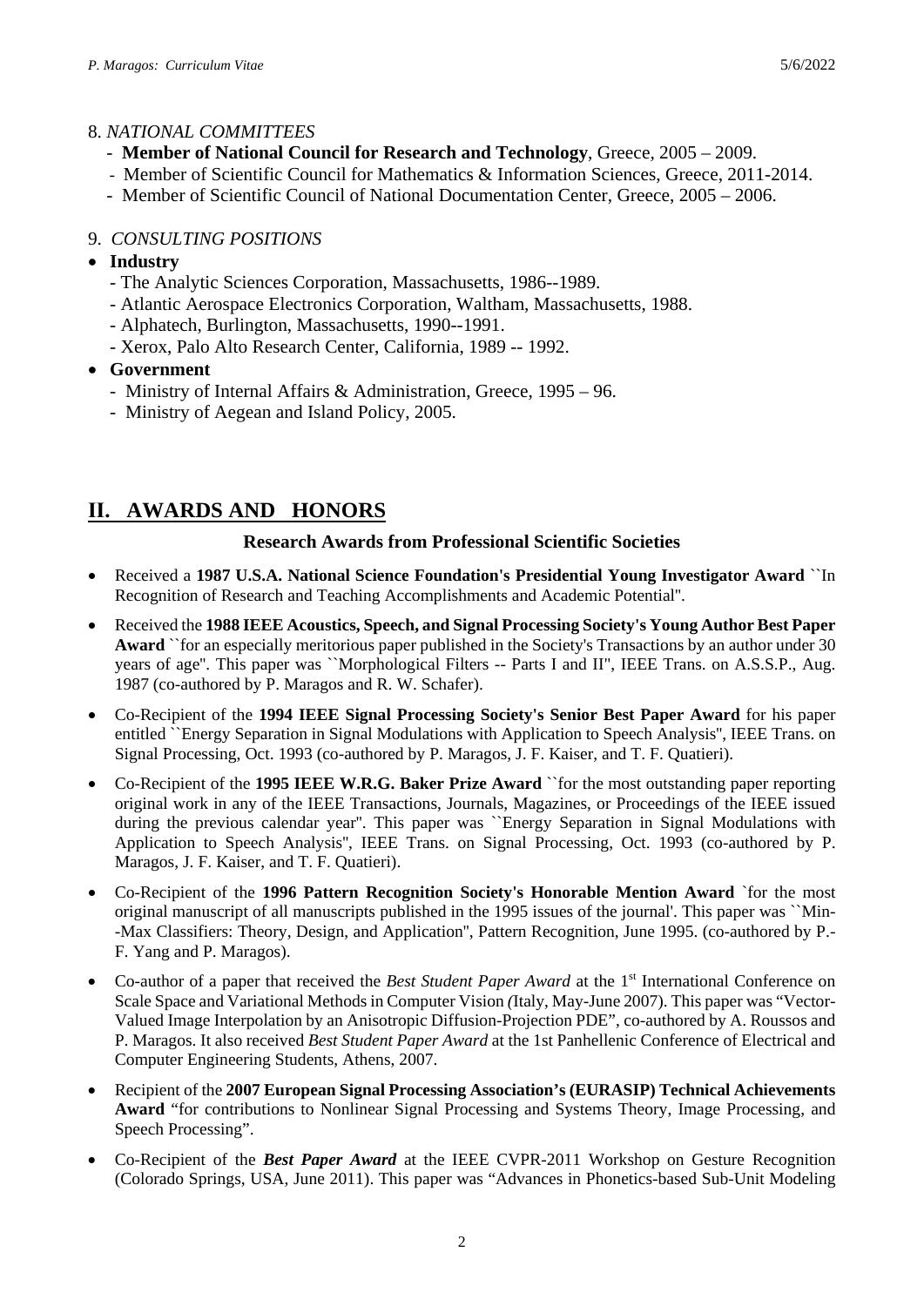8. *NATIONAL COMMITTEES*

- **Member of National Council for Research and Technology**, Greece, 2005 – 2009.
- Member of Scientific Council for Mathematics & Information Sciences, Greece, 2011-2014.
- Member of Scientific Council of National Documentation Center, Greece, 2005 – 2006.

9. *CONSULTING POSITIONS*

- **Industry**
  - The Analytic Sciences Corporation, Massachusetts, 1986--1989.
  - Atlantic Aerospace Electronics Corporation, Waltham, Massachusetts, 1988.
  - Alphatech, Burlington, Massachusetts, 1990--1991.
  - Xerox, Palo Alto Research Center, California, 1989 -- 1992.
- **Government**
  - Ministry of Internal Affairs & Administration, Greece, 1995 – 96.
  - Ministry of Aegean and Island Policy, 2005.

## II. AWARDS AND HONORS

### Research Awards from Professional Scientific Societies

- Received a **1987 U.S.A. National Science Foundation's Presidential Young Investigator Award** ``In Recognition of Research and Teaching Accomplishments and Academic Potential''.
- Received the **1988 IEEE Acoustics, Speech, and Signal Processing Society's Young Author Best Paper Award** ``for an especially meritorious paper published in the Society's Transactions by an author under 30 years of age''. This paper was ``Morphological Filters -- Parts I and II'', IEEE Trans. on A.S.S.P., Aug. 1987 (co-authored by P. Maragos and R. W. Schafer).
- Co-Recipient of the **1994 IEEE Signal Processing Society's Senior Best Paper Award** for his paper entitled ``Energy Separation in Signal Modulations with Application to Speech Analysis'', IEEE Trans. on Signal Processing, Oct. 1993 (co-authored by P. Maragos, J. F. Kaiser, and T. F. Quatieri).
- Co-Recipient of the **1995 IEEE W.R.G. Baker Prize Award** ``for the most outstanding paper reporting original work in any of the IEEE Transactions, Journals, Magazines, or Proceedings of the IEEE issued during the previous calendar year''. This paper was ``Energy Separation in Signal Modulations with Application to Speech Analysis'', IEEE Trans. on Signal Processing, Oct. 1993 (co-authored by P. Maragos, J. F. Kaiser, and T. F. Quatieri).
- Co-Recipient of the **1996 Pattern Recognition Society's Honorable Mention Award** `for the most original manuscript of all manuscripts published in the 1995 issues of the journal'. This paper was ``Min--Max Classifiers: Theory, Design, and Application'', Pattern Recognition, June 1995. (co-authored by P.-F. Yang and P. Maragos).
- Co-author of a paper that received the *Best Student Paper Award* at the 1st International Conference on Scale Space and Variational Methods in Computer Vision (Italy, May-June 2007). This paper was "Vector-Valued Image Interpolation by an Anisotropic Diffusion-Projection PDE", co-authored by A. Roussos and P. Maragos. It also received *Best Student Paper Award* at the 1st Panhellenic Conference of Electrical and Computer Engineering Students, Athens, 2007.
- Recipient of the **2007 European Signal Processing Association's (EURASIP) Technical Achievements Award** "for contributions to Nonlinear Signal Processing and Systems Theory, Image Processing, and Speech Processing".
- Co-Recipient of the ***Best Paper Award*** at the IEEE CVPR-2011 Workshop on Gesture Recognition (Colorado Springs, USA, June 2011). This paper was "Advances in Phonetics-based Sub-Unit Modeling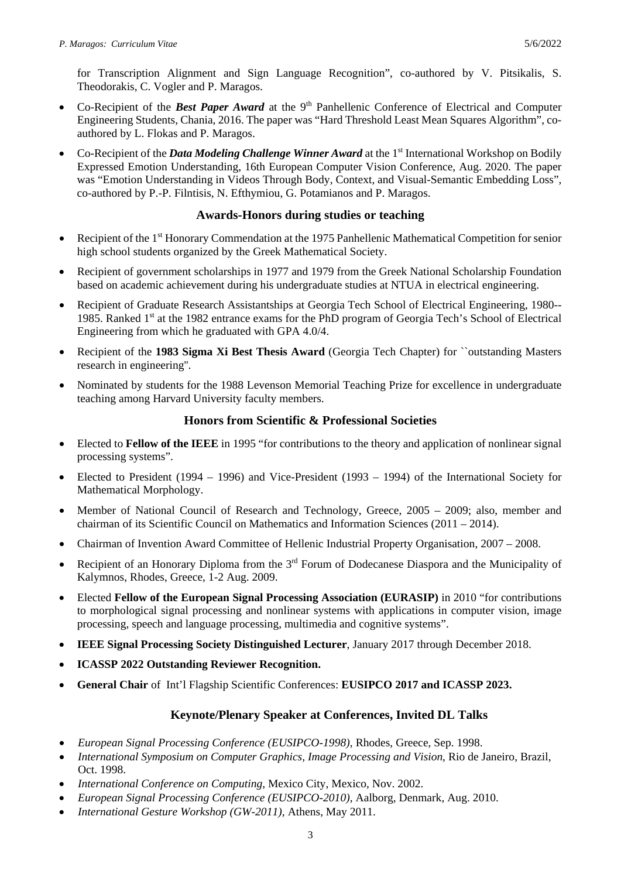for Transcription Alignment and Sign Language Recognition", co-authored by V. Pitsikalis, S. Theodorakis, C. Vogler and P. Maragos.

- Co-Recipient of the ***Best Paper Award*** at the 9th Panhellenic Conference of Electrical and Computer Engineering Students, Chania, 2016. The paper was "Hard Threshold Least Mean Squares Algorithm", co-authored by L. Flokas and P. Maragos.
- Co-Recipient of the ***Data Modeling Challenge Winner Award*** at the 1st International Workshop on Bodily Expressed Emotion Understanding, 16th European Computer Vision Conference, Aug. 2020. The paper was "Emotion Understanding in Videos Through Body, Context, and Visual-Semantic Embedding Loss", co-authored by P.-P. Filntisis, N. Efthymiou, G. Potamianos and P. Maragos.

## Awards-Honors during studies or teaching

- Recipient of the 1st Honorary Commendation at the 1975 Panhellenic Mathematical Competition for senior high school students organized by the Greek Mathematical Society.
- Recipient of government scholarships in 1977 and 1979 from the Greek National Scholarship Foundation based on academic achievement during his undergraduate studies at NTUA in electrical engineering.
- Recipient of Graduate Research Assistantships at Georgia Tech School of Electrical Engineering, 1980--1985. Ranked 1st at the 1982 entrance exams for the PhD program of Georgia Tech's School of Electrical Engineering from which he graduated with GPA 4.0/4.
- Recipient of the **1983 Sigma Xi Best Thesis Award** (Georgia Tech Chapter) for ``outstanding Masters research in engineering".
- Nominated by students for the 1988 Levenson Memorial Teaching Prize for excellence in undergraduate teaching among Harvard University faculty members.

## Honors from Scientific & Professional Societies

- Elected to **Fellow of the IEEE** in 1995 "for contributions to the theory and application of nonlinear signal processing systems".
- Elected to President (1994 – 1996) and Vice-President (1993 – 1994) of the International Society for Mathematical Morphology.
- Member of National Council of Research and Technology, Greece, 2005 – 2009; also, member and chairman of its Scientific Council on Mathematics and Information Sciences (2011 – 2014).
- Chairman of Invention Award Committee of Hellenic Industrial Property Organisation, 2007 – 2008.
- Recipient of an Honorary Diploma from the 3rd Forum of Dodecanese Diaspora and the Municipality of Kalymnos, Rhodes, Greece, 1-2 Aug. 2009.
- Elected **Fellow of the European Signal Processing Association (EURASIP)** in 2010 "for contributions to morphological signal processing and nonlinear systems with applications in computer vision, image processing, speech and language processing, multimedia and cognitive systems".
- **IEEE Signal Processing Society Distinguished Lecturer**, January 2017 through December 2018.
- **ICASSP 2022 Outstanding Reviewer Recognition.**
- **General Chair** of Int'l Flagship Scientific Conferences: **EUSIPCO 2017 and ICASSP 2023.**

## Keynote/Plenary Speaker at Conferences, Invited DL Talks

- *European Signal Processing Conference (EUSIPCO-1998)*, Rhodes, Greece, Sep. 1998.
- *International Symposium on Computer Graphics, Image Processing and Vision*, Rio de Janeiro, Brazil, Oct. 1998.
- *International Conference on Computing*, Mexico City, Mexico, Nov. 2002.
- *European Signal Processing Conference (EUSIPCO-2010)*, Aalborg, Denmark, Aug. 2010.
- *International Gesture Workshop (GW-2011),* Athens, May 2011.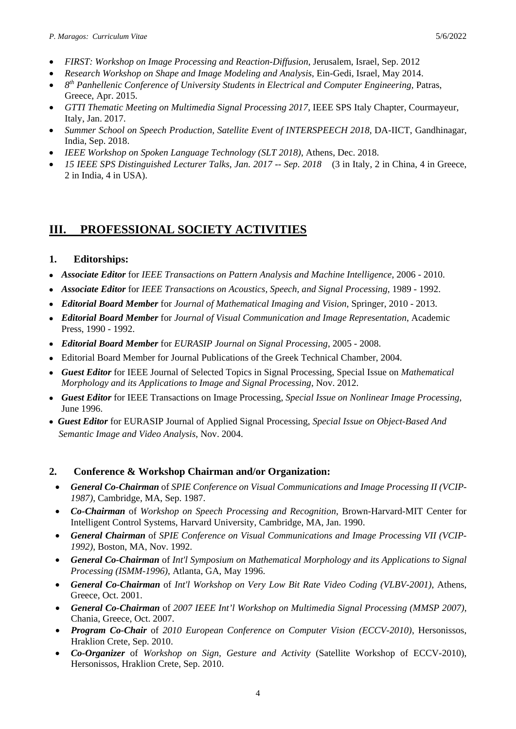- *FIRST: Workshop on Image Processing and Reaction-Diffusion*, Jerusalem, Israel, Sep. 2012
- *Research Workshop on Shape and Image Modeling and Analysis*, Ein-Gedi, Israel, May 2014.
- *8th Panhellenic Conference of University Students in Electrical and Computer Engineering*, Patras, Greece, Apr. 2015.
- *GTTI Thematic Meeting on Multimedia Signal Processing 2017*, IEEE SPS Italy Chapter, Courmayeur, Italy, Jan. 2017.
- *Summer School on Speech Production, Satellite Event of INTERSPEECH 2018*, DA-IICT, Gandhinagar, India, Sep. 2018.
- *IEEE Workshop on Spoken Language Technology (SLT 2018)*, Athens, Dec. 2018.
- *15 IEEE SPS Distinguished Lecturer Talks, Jan. 2017 -- Sep. 2018* (3 in Italy, 2 in China, 4 in Greece, 2 in India, 4 in USA).

## III. PROFESSIONAL SOCIETY ACTIVITIES

### 1. Editorships:

- ***Associate Editor*** for *IEEE Transactions on Pattern Analysis and Machine Intelligence*, 2006 - 2010.
- ***Associate Editor*** for *IEEE Transactions on Acoustics, Speech, and Signal Processing*, 1989 - 1992.
- ***Editorial Board Member*** for *Journal of Mathematical Imaging and Vision*, Springer, 2010 - 2013.
- ***Editorial Board Member*** for *Journal of Visual Communication and Image Representation*, Academic Press, 1990 - 1992.
- ***Editorial Board Member*** for *EURASIP Journal on Signal Processing*, 2005 - 2008.
- Editorial Board Member for Journal Publications of the Greek Technical Chamber, 2004.
- ***Guest Editor*** for IEEE Journal of Selected Topics in Signal Processing, Special Issue on *Mathematical Morphology and its Applications to Image and Signal Processing*, Nov. 2012.
- ***Guest Editor*** for IEEE Transactions on Image Processing, *Special Issue on Nonlinear Image Processing*, June 1996.
- ***Guest Editor*** for EURASIP Journal of Applied Signal Processing, *Special Issue on Object-Based And Semantic Image and Video Analysis*, Nov. 2004.

### 2. Conference & Workshop Chairman and/or Organization:

- ***General Co-Chairman*** of *SPIE Conference on Visual Communications and Image Processing II (VCIP-1987)*, Cambridge, MA, Sep. 1987.
- ***Co-Chairman*** of *Workshop on Speech Processing and Recognition*, Brown-Harvard-MIT Center for Intelligent Control Systems, Harvard University, Cambridge, MA, Jan. 1990.
- ***General Chairman*** of *SPIE Conference on Visual Communications and Image Processing VII (VCIP-1992)*, Boston, MA, Nov. 1992.
- ***General Co-Chairman*** of *Int'l Symposium on Mathematical Morphology and its Applications to Signal Processing (ISMM-1996)*, Atlanta, GA, May 1996.
- ***General Co-Chairman*** of *Int'l Workshop on Very Low Bit Rate Video Coding (VLBV-2001)*, Athens, Greece, Oct. 2001.
- ***General Co-Chairman*** of *2007 IEEE Int'l Workshop on Multimedia Signal Processing (MMSP 2007)*, Chania, Greece, Oct. 2007.
- ***Program Co-Chair*** of *2010 European Conference on Computer Vision (ECCV-2010)*, Hersonissos, Hraklion Crete, Sep. 2010.
- ***Co-Organizer*** of *Workshop on Sign, Gesture and Activity* (Satellite Workshop of ECCV-2010), Hersonissos, Hraklion Crete, Sep. 2010.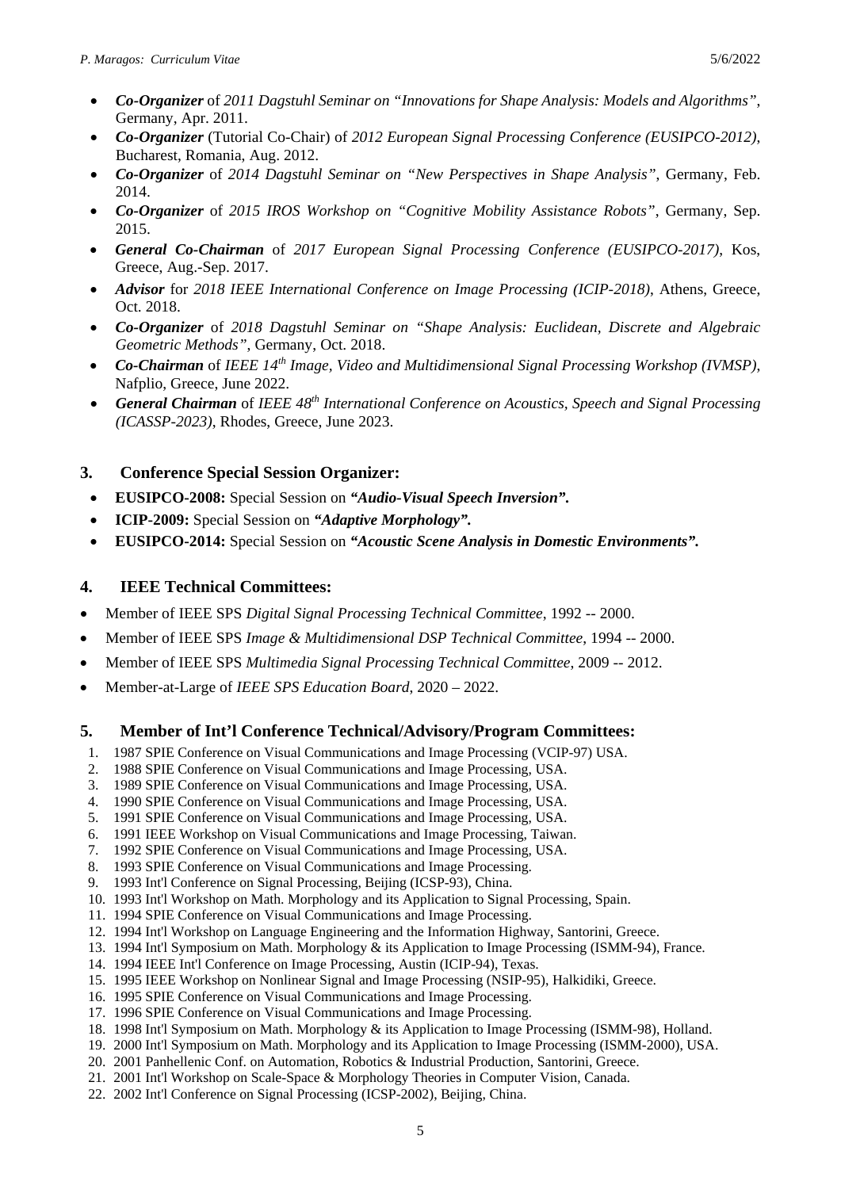- ***Co-Organizer*** of *2011 Dagstuhl Seminar on "Innovations for Shape Analysis: Models and Algorithms"*, Germany, Apr. 2011.
- ***Co-Organizer*** (Tutorial Co-Chair) of *2012 European Signal Processing Conference (EUSIPCO-2012)*, Bucharest, Romania, Aug. 2012.
- ***Co-Organizer*** of *2014 Dagstuhl Seminar on "New Perspectives in Shape Analysis"*, Germany, Feb. 2014.
- ***Co-Organizer*** of *2015 IROS Workshop on "Cognitive Mobility Assistance Robots"*, Germany, Sep. 2015.
- ***General Co-Chairman*** of *2017 European Signal Processing Conference (EUSIPCO-2017)*, Kos, Greece, Aug.-Sep. 2017.
- ***Advisor*** for *2018 IEEE International Conference on Image Processing (ICIP-2018)*, Athens, Greece, Oct. 2018.
- ***Co-Organizer*** of *2018 Dagstuhl Seminar on "Shape Analysis: Euclidean, Discrete and Algebraic Geometric Methods"*, Germany, Oct. 2018.
- ***Co-Chairman*** of *IEEE 14th Image, Video and Multidimensional Signal Processing Workshop (IVMSP)*, Nafplio, Greece, June 2022.
- ***General Chairman*** of *IEEE 48th International Conference on Acoustics, Speech and Signal Processing (ICASSP-2023)*, Rhodes, Greece, June 2023.

## 3. Conference Special Session Organizer:

- **EUSIPCO-2008:** Special Session on ***"Audio-Visual Speech Inversion".***
- **ICIP-2009:** Special Session on ***"Adaptive Morphology".***
- **EUSIPCO-2014:** Special Session on ***"Acoustic Scene Analysis in Domestic Environments".***

## 4. IEEE Technical Committees:

- Member of IEEE SPS *Digital Signal Processing Technical Committee*, 1992 -- 2000.
- Member of IEEE SPS *Image & Multidimensional DSP Technical Committee*, 1994 -- 2000.
- Member of IEEE SPS *Multimedia Signal Processing Technical Committee*, 2009 -- 2012.
- Member-at-Large of *IEEE SPS Education Board*, 2020 – 2022.

## 5. Member of Int'l Conference Technical/Advisory/Program Committees:

1. 1987 SPIE Conference on Visual Communications and Image Processing (VCIP-97) USA.
2. 1988 SPIE Conference on Visual Communications and Image Processing, USA.
3. 1989 SPIE Conference on Visual Communications and Image Processing, USA.
4. 1990 SPIE Conference on Visual Communications and Image Processing, USA.
5. 1991 SPIE Conference on Visual Communications and Image Processing, USA.
6. 1991 IEEE Workshop on Visual Communications and Image Processing, Taiwan.
7. 1992 SPIE Conference on Visual Communications and Image Processing, USA.
8. 1993 SPIE Conference on Visual Communications and Image Processing.
9. 1993 Int'l Conference on Signal Processing, Beijing (ICSP-93), China.
10. 1993 Int'l Workshop on Math. Morphology and its Application to Signal Processing, Spain.
11. 1994 SPIE Conference on Visual Communications and Image Processing.
12. 1994 Int'l Workshop on Language Engineering and the Information Highway, Santorini, Greece.
13. 1994 Int'l Symposium on Math. Morphology & its Application to Image Processing (ISMM-94), France.
14. 1994 IEEE Int'l Conference on Image Processing, Austin (ICIP-94), Texas.
15. 1995 IEEE Workshop on Nonlinear Signal and Image Processing (NSIP-95), Halkidiki, Greece.
16. 1995 SPIE Conference on Visual Communications and Image Processing.
17. 1996 SPIE Conference on Visual Communications and Image Processing.
18. 1998 Int'l Symposium on Math. Morphology & its Application to Image Processing (ISMM-98), Holland.
19. 2000 Int'l Symposium on Math. Morphology and its Application to Image Processing (ISMM-2000), USA.
20. 2001 Panhellenic Conf. on Automation, Robotics & Industrial Production, Santorini, Greece.
21. 2001 Int'l Workshop on Scale-Space & Morphology Theories in Computer Vision, Canada.
22. 2002 Int'l Conference on Signal Processing (ICSP-2002), Beijing, China.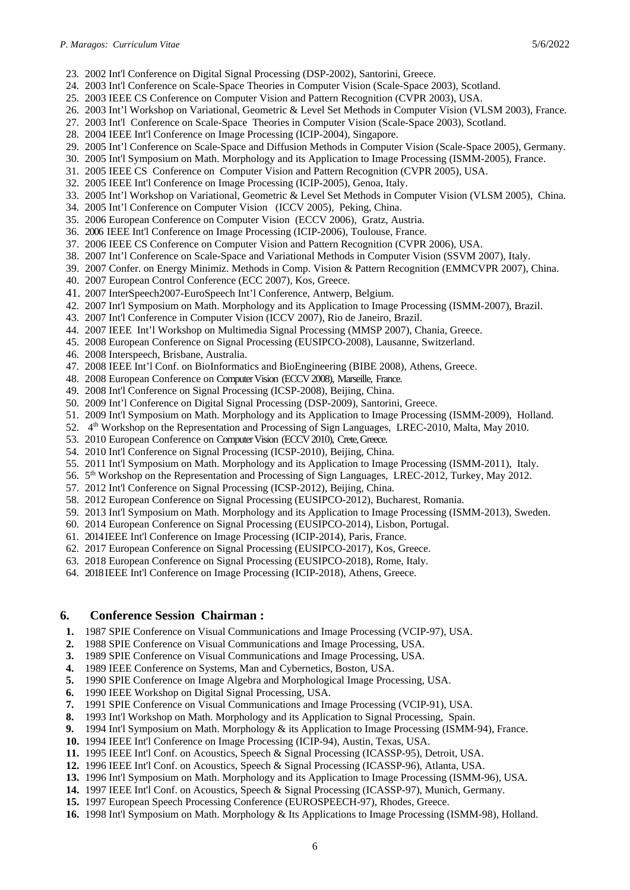23. 2002 Int'l Conference on Digital Signal Processing (DSP-2002), Santorini, Greece.
24. 2003 Int'l Conference on Scale-Space Theories in Computer Vision (Scale-Space 2003), Scotland.
25. 2003 IEEE CS Conference on Computer Vision and Pattern Recognition (CVPR 2003), USA.
26. 2003 Int'l Workshop on Variational, Geometric & Level Set Methods in Computer Vision (VLSM 2003), France.
27. 2003 Int'l Conference on Scale-Space Theories in Computer Vision (Scale-Space 2003), Scotland.
28. 2004 IEEE Int'l Conference on Image Processing (ICIP-2004), Singapore.
29. 2005 Int'l Conference on Scale-Space and Diffusion Methods in Computer Vision (Scale-Space 2005), Germany.
30. 2005 Int'l Symposium on Math. Morphology and its Application to Image Processing (ISMM-2005), France.
31. 2005 IEEE CS Conference on Computer Vision and Pattern Recognition (CVPR 2005), USA.
32. 2005 IEEE Int'l Conference on Image Processing (ICIP-2005), Genoa, Italy.
33. 2005 Int'l Workshop on Variational, Geometric & Level Set Methods in Computer Vision (VLSM 2005), China.
34. 2005 Int'l Conference on Computer Vision (ICCV 2005), Peking, China.
35. 2006 European Conference on Computer Vision (ECCV 2006), Gratz, Austria.
36. 2006 IEEE Int'l Conference on Image Processing (ICIP-2006), Toulouse, France.
37. 2006 IEEE CS Conference on Computer Vision and Pattern Recognition (CVPR 2006), USA.
38. 2007 Int'l Conference on Scale-Space and Variational Methods in Computer Vision (SSVM 2007), Italy.
39. 2007 Confer. on Energy Minimiz. Methods in Comp. Vision & Pattern Recognition (EMMCVPR 2007), China.
40. 2007 European Control Conference (ECC 2007), Kos, Greece.
41. 2007 InterSpeech2007-EuroSpeech Int'l Conference, Antwerp, Belgium.
42. 2007 Int'l Symposium on Math. Morphology and its Application to Image Processing (ISMM-2007), Brazil.
43. 2007 Int'l Conference in Computer Vision (ICCV 2007), Rio de Janeiro, Brazil.
44. 2007 IEEE Int'l Workshop on Multimedia Signal Processing (MMSP 2007), Chania, Greece.
45. 2008 European Conference on Signal Processing (EUSIPCO-2008), Lausanne, Switzerland.
46. 2008 Interspeech, Brisbane, Australia.
47. 2008 IEEE Int'l Conf. on BioInformatics and BioEngineering (BIBE 2008), Athens, Greece.
48. 2008 European Conference on Computer Vision (ECCV 2008), Marseille, France.
49. 2008 Int'l Conference on Signal Processing (ICSP-2008), Beijing, China.
50. 2009 Int'l Conference on Digital Signal Processing (DSP-2009), Santorini, Greece.
51. 2009 Int'l Symposium on Math. Morphology and its Application to Image Processing (ISMM-2009), Holland.
52. 4th Workshop on the Representation and Processing of Sign Languages, LREC-2010, Malta, May 2010.
53. 2010 European Conference on Computer Vision (ECCV 2010), Crete, Greece.
54. 2010 Int'l Conference on Signal Processing (ICSP-2010), Beijing, China.
55. 2011 Int'l Symposium on Math. Morphology and its Application to Image Processing (ISMM-2011), Italy.
56. 5th Workshop on the Representation and Processing of Sign Languages, LREC-2012, Turkey, May 2012.
57. 2012 Int'l Conference on Signal Processing (ICSP-2012), Beijing, China.
58. 2012 European Conference on Signal Processing (EUSIPCO-2012), Bucharest, Romania.
59. 2013 Int'l Symposium on Math. Morphology and its Application to Image Processing (ISMM-2013), Sweden.
60. 2014 European Conference on Signal Processing (EUSIPCO-2014), Lisbon, Portugal.
61. 2014 IEEE Int'l Conference on Image Processing (ICIP-2014), Paris, France.
62. 2017 European Conference on Signal Processing (EUSIPCO-2017), Kos, Greece.
63. 2018 European Conference on Signal Processing (EUSIPCO-2018), Rome, Italy.
64. 2018 IEEE Int'l Conference on Image Processing (ICIP-2018), Athens, Greece.

## 6. Conference Session Chairman :

1. 1987 SPIE Conference on Visual Communications and Image Processing (VCIP-97), USA.
2. 1988 SPIE Conference on Visual Communications and Image Processing, USA.
3. 1989 SPIE Conference on Visual Communications and Image Processing, USA.
4. 1989 IEEE Conference on Systems, Man and Cybernetics, Boston, USA.
5. 1990 SPIE Conference on Image Algebra and Morphological Image Processing, USA.
6. 1990 IEEE Workshop on Digital Signal Processing, USA.
7. 1991 SPIE Conference on Visual Communications and Image Processing (VCIP-91), USA.
8. 1993 Int'l Workshop on Math. Morphology and its Application to Signal Processing, Spain.
9. 1994 Int'l Symposium on Math. Morphology & its Application to Image Processing (ISMM-94), France.
10. 1994 IEEE Int'l Conference on Image Processing (ICIP-94), Austin, Texas, USA.
11. 1995 IEEE Int'l Conf. on Acoustics, Speech & Signal Processing (ICASSP-95), Detroit, USA.
12. 1996 IEEE Int'l Conf. on Acoustics, Speech & Signal Processing (ICASSP-96), Atlanta, USA.
13. 1996 Int'l Symposium on Math. Morphology and its Application to Image Processing (ISMM-96), USA.
14. 1997 IEEE Int'l Conf. on Acoustics, Speech & Signal Processing (ICASSP-97), Munich, Germany.
15. 1997 European Speech Processing Conference (EUROSPEECH-97), Rhodes, Greece.
16. 1998 Int'l Symposium on Math. Morphology & Its Applications to Image Processing (ISMM-98), Holland.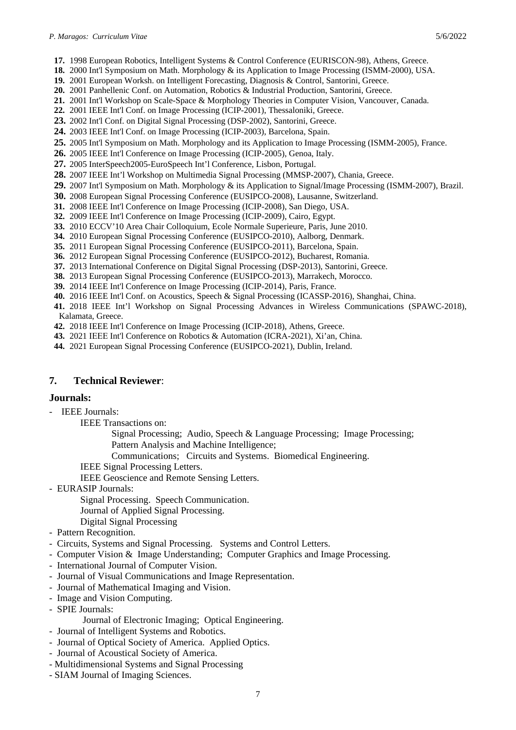17. 1998 European Robotics, Intelligent Systems & Control Conference (EURISCON-98), Athens, Greece.
18. 2000 Int'l Symposium on Math. Morphology & its Application to Image Processing (ISMM-2000), USA.
19. 2001 European Worksh. on Intelligent Forecasting, Diagnosis & Control, Santorini, Greece.
20. 2001 Panhellenic Conf. on Automation, Robotics & Industrial Production, Santorini, Greece.
21. 2001 Int'l Workshop on Scale-Space & Morphology Theories in Computer Vision, Vancouver, Canada.
22. 2001 IEEE Int'l Conf. on Image Processing (ICIP-2001), Thessaloniki, Greece.
23. 2002 Int'l Conf. on Digital Signal Processing (DSP-2002), Santorini, Greece.
24. 2003 IEEE Int'l Conf. on Image Processing (ICIP-2003), Barcelona, Spain.
25. 2005 Int'l Symposium on Math. Morphology and its Application to Image Processing (ISMM-2005), France.
26. 2005 IEEE Int'l Conference on Image Processing (ICIP-2005), Genoa, Italy.
27. 2005 InterSpeech2005-EuroSpeech Int'l Conference, Lisbon, Portugal.
28. 2007 IEEE Int'l Workshop on Multimedia Signal Processing (MMSP-2007), Chania, Greece.
29. 2007 Int'l Symposium on Math. Morphology & its Application to Signal/Image Processing (ISMM-2007), Brazil.
30. 2008 European Signal Processing Conference (EUSIPCO-2008), Lausanne, Switzerland.
31. 2008 IEEE Int'l Conference on Image Processing (ICIP-2008), San Diego, USA.
32. 2009 IEEE Int'l Conference on Image Processing (ICIP-2009), Cairo, Egypt.
33. 2010 ECCV'10 Area Chair Colloquium, Ecole Normale Superieure, Paris, June 2010.
34. 2010 European Signal Processing Conference (EUSIPCO-2010), Aalborg, Denmark.
35. 2011 European Signal Processing Conference (EUSIPCO-2011), Barcelona, Spain.
36. 2012 European Signal Processing Conference (EUSIPCO-2012), Bucharest, Romania.
37. 2013 International Conference on Digital Signal Processing (DSP-2013), Santorini, Greece.
38. 2013 European Signal Processing Conference (EUSIPCO-2013), Marrakech, Morocco.
39. 2014 IEEE Int'l Conference on Image Processing (ICIP-2014), Paris, France.
40. 2016 IEEE Int'l Conf. on Acoustics, Speech & Signal Processing (ICASSP-2016), Shanghai, China.
41. 2018 IEEE Int'l Workshop on Signal Processing Advances in Wireless Communications (SPAWC-2018), Kalamata, Greece.
42. 2018 IEEE Int'l Conference on Image Processing (ICIP-2018), Athens, Greece.
43. 2021 IEEE Int'l Conference on Robotics & Automation (ICRA-2021), Xi'an, China.
44. 2021 European Signal Processing Conference (EUSIPCO-2021), Dublin, Ireland.

## 7. **Technical Reviewer**:

### Journals:

- IEEE Journals:
  - IEEE Transactions on:
    - Signal Processing; Audio, Speech & Language Processing; Image Processing;
    - Pattern Analysis and Machine Intelligence;
    - Communications; Circuits and Systems. Biomedical Engineering.
  - IEEE Signal Processing Letters.
  - IEEE Geoscience and Remote Sensing Letters.
- EURASIP Journals:
  - Signal Processing. Speech Communication.
  - Journal of Applied Signal Processing.
  - Digital Signal Processing
- Pattern Recognition.
- Circuits, Systems and Signal Processing. Systems and Control Letters.
- Computer Vision & Image Understanding; Computer Graphics and Image Processing.
- International Journal of Computer Vision.
- Journal of Visual Communications and Image Representation.
- Journal of Mathematical Imaging and Vision.
- Image and Vision Computing.
- SPIE Journals:
  - Journal of Electronic Imaging; Optical Engineering.
- Journal of Intelligent Systems and Robotics.
- Journal of Optical Society of America. Applied Optics.
- Journal of Acoustical Society of America.
- Multidimensional Systems and Signal Processing
- SIAM Journal of Imaging Sciences.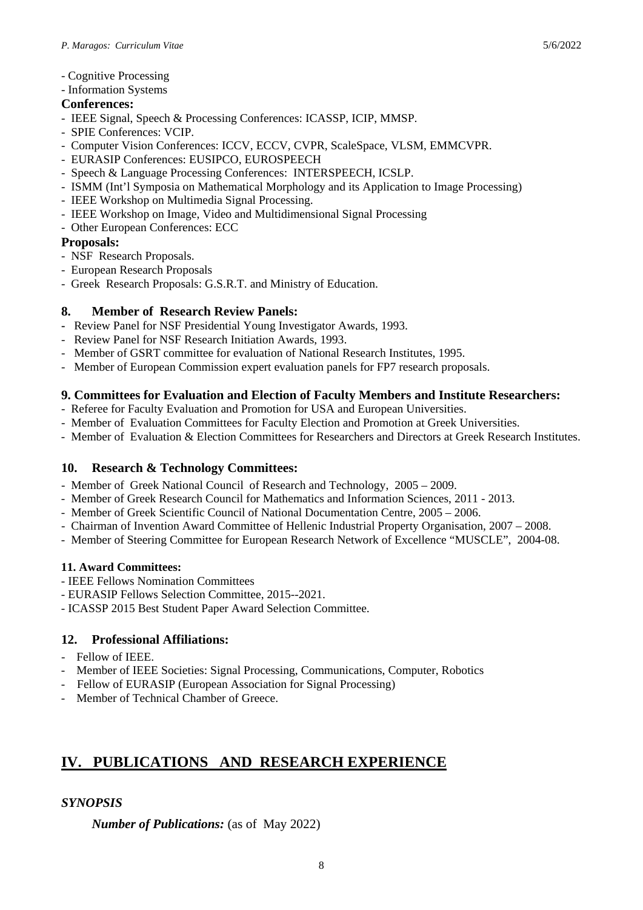- Cognitive Processing
- Information Systems

**Conferences:**

- IEEE Signal, Speech & Processing Conferences: ICASSP, ICIP, MMSP.
- SPIE Conferences: VCIP.
- Computer Vision Conferences: ICCV, ECCV, CVPR, ScaleSpace, VLSM, EMMCVPR.
- EURASIP Conferences: EUSIPCO, EUROSPEECH
- Speech & Language Processing Conferences: INTERSPEECH, ICSLP.
- ISMM (Int'l Symposia on Mathematical Morphology and its Application to Image Processing)
- IEEE Workshop on Multimedia Signal Processing.
- IEEE Workshop on Image, Video and Multidimensional Signal Processing
- Other European Conferences: ECC

**Proposals:**

- NSF Research Proposals.
- European Research Proposals
- Greek Research Proposals: G.S.R.T. and Ministry of Education.

### 8. Member of Research Review Panels:

- Review Panel for NSF Presidential Young Investigator Awards, 1993.
- Review Panel for NSF Research Initiation Awards, 1993.
- Member of GSRT committee for evaluation of National Research Institutes, 1995.
- Member of European Commission expert evaluation panels for FP7 research proposals.

### 9. Committees for Evaluation and Election of Faculty Members and Institute Researchers:

- Referee for Faculty Evaluation and Promotion for USA and European Universities.
- Member of Evaluation Committees for Faculty Election and Promotion at Greek Universities.
- Member of Evaluation & Election Committees for Researchers and Directors at Greek Research Institutes.

### 10. Research & Technology Committees:

- Member of Greek National Council of Research and Technology, 2005 – 2009.
- Member of Greek Research Council for Mathematics and Information Sciences, 2011 - 2013.
- Member of Greek Scientific Council of National Documentation Centre, 2005 – 2006.
- Chairman of Invention Award Committee of Hellenic Industrial Property Organisation, 2007 – 2008.
- Member of Steering Committee for European Research Network of Excellence "MUSCLE", 2004-08.

### 11. Award Committees:

- IEEE Fellows Nomination Committees
- EURASIP Fellows Selection Committee, 2015--2021.
- ICASSP 2015 Best Student Paper Award Selection Committee.

### 12. Professional Affiliations:

- Fellow of IEEE.
- Member of IEEE Societies: Signal Processing, Communications, Computer, Robotics
- Fellow of EURASIP (European Association for Signal Processing)
- Member of Technical Chamber of Greece.

## IV. PUBLICATIONS AND RESEARCH EXPERIENCE

### *SYNOPSIS*

***Number of Publications:*** (as of May 2022)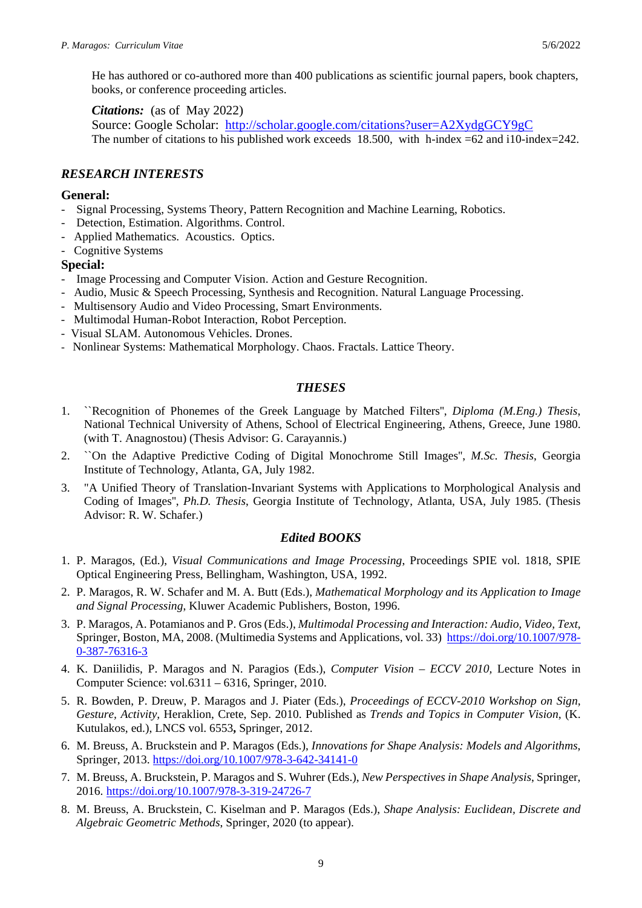He has authored or co-authored more than 400 publications as scientific journal papers, book chapters, books, or conference proceeding articles.

***Citations:*** (as of May 2022)
Source: Google Scholar: http://scholar.google.com/citations?user=A2XydgGCY9gC
The number of citations to his published work exceeds 18.500, with h-index =62 and i10-index=242.

## *RESEARCH INTERESTS*

**General:**

- Signal Processing, Systems Theory, Pattern Recognition and Machine Learning, Robotics.
- Detection, Estimation. Algorithms. Control.
- Applied Mathematics. Acoustics. Optics.
- Cognitive Systems

**Special:**

- Image Processing and Computer Vision. Action and Gesture Recognition.
- Audio, Music & Speech Processing, Synthesis and Recognition. Natural Language Processing.
- Multisensory Audio and Video Processing, Smart Environments.
- Multimodal Human-Robot Interaction, Robot Perception.
- Visual SLAM. Autonomous Vehicles. Drones.
- Nonlinear Systems: Mathematical Morphology. Chaos. Fractals. Lattice Theory.

## *THESES*

1. ``Recognition of Phonemes of the Greek Language by Matched Filters'', *Diploma (M.Eng.) Thesis*, National Technical University of Athens, School of Electrical Engineering, Athens, Greece, June 1980. (with T. Anagnostou) (Thesis Advisor: G. Carayannis.)
2. ``On the Adaptive Predictive Coding of Digital Monochrome Still Images'', *M.Sc. Thesis*, Georgia Institute of Technology, Atlanta, GA, July 1982.
3. "A Unified Theory of Translation-Invariant Systems with Applications to Morphological Analysis and Coding of Images'', *Ph.D. Thesis*, Georgia Institute of Technology, Atlanta, USA, July 1985. (Thesis Advisor: R. W. Schafer.)

## *Edited BOOKS*

1. P. Maragos, (Ed.), *Visual Communications and Image Processing*, Proceedings SPIE vol. 1818, SPIE Optical Engineering Press, Bellingham, Washington, USA, 1992.
2. P. Maragos, R. W. Schafer and M. A. Butt (Eds.), *Mathematical Morphology and its Application to Image and Signal Processing*, Kluwer Academic Publishers, Boston, 1996.
3. P. Maragos, A. Potamianos and P. Gros (Eds.), *Multimodal Processing and Interaction: Audio, Video, Text*, Springer, Boston, MA, 2008. (Multimedia Systems and Applications, vol. 33) https://doi.org/10.1007/978-0-387-76316-3
4. K. Daniilidis, P. Maragos and N. Paragios (Eds.), *Computer Vision – ECCV 2010*, Lecture Notes in Computer Science: vol.6311 – 6316, Springer, 2010.
5. R. Bowden, P. Dreuw, P. Maragos and J. Piater (Eds.), *Proceedings of ECCV-2010 Workshop on Sign, Gesture, Activity*, Heraklion, Crete, Sep. 2010. Published as *Trends and Topics in Computer Vision*, (K. Kutulakos, ed.), LNCS vol. 6553**,** Springer, 2012.
6. M. Breuss, A. Bruckstein and P. Maragos (Eds.), *Innovations for Shape Analysis: Models and Algorithms*, Springer, 2013. https://doi.org/10.1007/978-3-642-34141-0
7. M. Breuss, A. Bruckstein, P. Maragos and S. Wuhrer (Eds.), *New Perspectives in Shape Analysis*, Springer, 2016. https://doi.org/10.1007/978-3-319-24726-7
8. M. Breuss, A. Bruckstein, C. Kiselman and P. Maragos (Eds.), *Shape Analysis: Euclidean, Discrete and Algebraic Geometric Methods*, Springer, 2020 (to appear).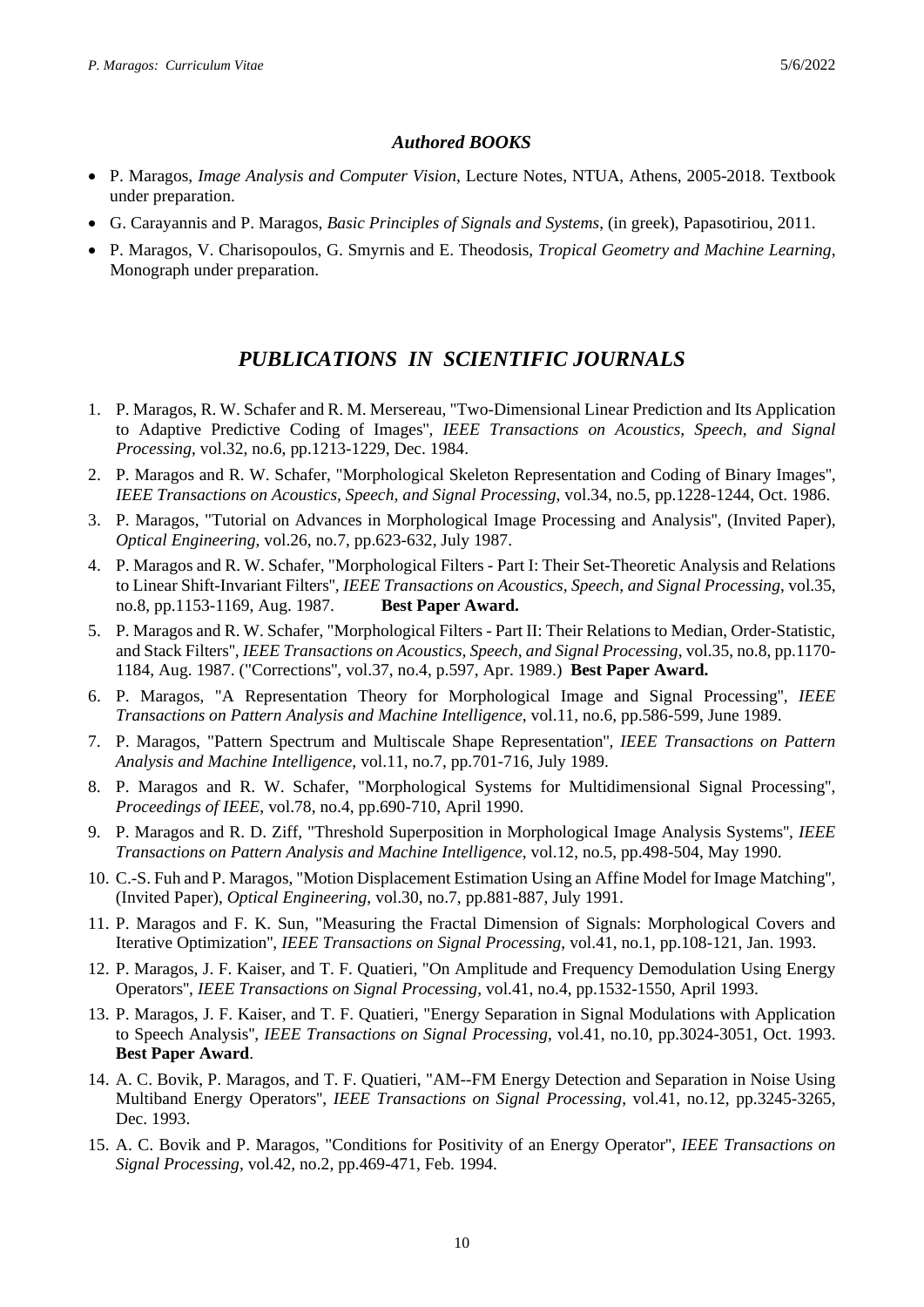### *Authored BOOKS*

- P. Maragos, *Image Analysis and Computer Vision*, Lecture Notes, NTUA, Athens, 2005-2018. Textbook under preparation.
- G. Carayannis and P. Maragos, *Basic Principles of Signals and Systems*, (in greek), Papasotiriou, 2011.
- P. Maragos, V. Charisopoulos, G. Smyrnis and E. Theodosis, *Tropical Geometry and Machine Learning*, Monograph under preparation.

## *PUBLICATIONS IN SCIENTIFIC JOURNALS*

1. P. Maragos, R. W. Schafer and R. M. Mersereau, "Two-Dimensional Linear Prediction and Its Application to Adaptive Predictive Coding of Images", *IEEE Transactions on Acoustics, Speech, and Signal Processing*, vol.32, no.6, pp.1213-1229, Dec. 1984.
2. P. Maragos and R. W. Schafer, "Morphological Skeleton Representation and Coding of Binary Images", *IEEE Transactions on Acoustics, Speech, and Signal Processing*, vol.34, no.5, pp.1228-1244, Oct. 1986.
3. P. Maragos, "Tutorial on Advances in Morphological Image Processing and Analysis", (Invited Paper), *Optical Engineering*, vol.26, no.7, pp.623-632, July 1987.
4. P. Maragos and R. W. Schafer, "Morphological Filters - Part I: Their Set-Theoretic Analysis and Relations to Linear Shift-Invariant Filters", *IEEE Transactions on Acoustics, Speech, and Signal Processing*, vol.35, no.8, pp.1153-1169, Aug. 1987. **Best Paper Award.**
5. P. Maragos and R. W. Schafer, "Morphological Filters - Part II: Their Relations to Median, Order-Statistic, and Stack Filters", *IEEE Transactions on Acoustics, Speech, and Signal Processing*, vol.35, no.8, pp.1170-1184, Aug. 1987. ("Corrections", vol.37, no.4, p.597, Apr. 1989.) **Best Paper Award.**
6. P. Maragos, "A Representation Theory for Morphological Image and Signal Processing", *IEEE Transactions on Pattern Analysis and Machine Intelligence*, vol.11, no.6, pp.586-599, June 1989.
7. P. Maragos, "Pattern Spectrum and Multiscale Shape Representation", *IEEE Transactions on Pattern Analysis and Machine Intelligence*, vol.11, no.7, pp.701-716, July 1989.
8. P. Maragos and R. W. Schafer, "Morphological Systems for Multidimensional Signal Processing", *Proceedings of IEEE*, vol.78, no.4, pp.690-710, April 1990.
9. P. Maragos and R. D. Ziff, "Threshold Superposition in Morphological Image Analysis Systems", *IEEE Transactions on Pattern Analysis and Machine Intelligence*, vol.12, no.5, pp.498-504, May 1990.
10. C.-S. Fuh and P. Maragos, "Motion Displacement Estimation Using an Affine Model for Image Matching", (Invited Paper), *Optical Engineering*, vol.30, no.7, pp.881-887, July 1991.
11. P. Maragos and F. K. Sun, "Measuring the Fractal Dimension of Signals: Morphological Covers and Iterative Optimization", *IEEE Transactions on Signal Processing*, vol.41, no.1, pp.108-121, Jan. 1993.
12. P. Maragos, J. F. Kaiser, and T. F. Quatieri, "On Amplitude and Frequency Demodulation Using Energy Operators", *IEEE Transactions on Signal Processing*, vol.41, no.4, pp.1532-1550, April 1993.
13. P. Maragos, J. F. Kaiser, and T. F. Quatieri, "Energy Separation in Signal Modulations with Application to Speech Analysis", *IEEE Transactions on Signal Processing*, vol.41, no.10, pp.3024-3051, Oct. 1993. **Best Paper Award**.
14. A. C. Bovik, P. Maragos, and T. F. Quatieri, "AM--FM Energy Detection and Separation in Noise Using Multiband Energy Operators", *IEEE Transactions on Signal Processing*, vol.41, no.12, pp.3245-3265, Dec. 1993.
15. A. C. Bovik and P. Maragos, "Conditions for Positivity of an Energy Operator", *IEEE Transactions on Signal Processing*, vol.42, no.2, pp.469-471, Feb. 1994.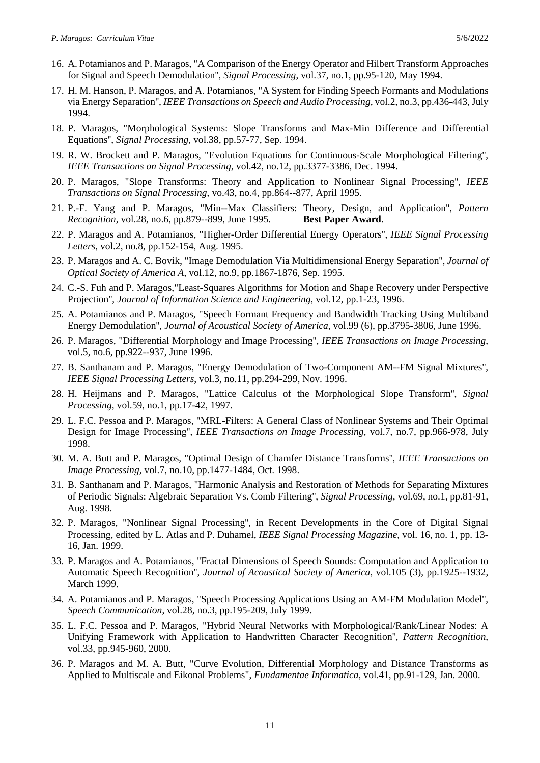16. A. Potamianos and P. Maragos, "A Comparison of the Energy Operator and Hilbert Transform Approaches for Signal and Speech Demodulation", *Signal Processing*, vol.37, no.1, pp.95-120, May 1994.
17. H. M. Hanson, P. Maragos, and A. Potamianos, "A System for Finding Speech Formants and Modulations via Energy Separation", *IEEE Transactions on Speech and Audio Processing*, vol.2, no.3, pp.436-443, July 1994.
18. P. Maragos, "Morphological Systems: Slope Transforms and Max-Min Difference and Differential Equations", *Signal Processing*, vol.38, pp.57-77, Sep. 1994.
19. R. W. Brockett and P. Maragos, "Evolution Equations for Continuous-Scale Morphological Filtering", *IEEE Transactions on Signal Processing*, vol.42, no.12, pp.3377-3386, Dec. 1994.
20. P. Maragos, "Slope Transforms: Theory and Application to Nonlinear Signal Processing", *IEEE Transactions on Signal Processing*, vo.43, no.4, pp.864--877, April 1995.
21. P.-F. Yang and P. Maragos, "Min--Max Classifiers: Theory, Design, and Application", *Pattern Recognition*, vol.28, no.6, pp.879--899, June 1995. **Best Paper Award**.
22. P. Maragos and A. Potamianos, "Higher-Order Differential Energy Operators", *IEEE Signal Processing Letters*, vol.2, no.8, pp.152-154, Aug. 1995.
23. P. Maragos and A. C. Bovik, "Image Demodulation Via Multidimensional Energy Separation", *Journal of Optical Society of America A*, vol.12, no.9, pp.1867-1876, Sep. 1995.
24. C.-S. Fuh and P. Maragos,"Least-Squares Algorithms for Motion and Shape Recovery under Perspective Projection", *Journal of Information Science and Engineering*, vol.12, pp.1-23, 1996.
25. A. Potamianos and P. Maragos, "Speech Formant Frequency and Bandwidth Tracking Using Multiband Energy Demodulation", *Journal of Acoustical Society of America*, vol.99 (6), pp.3795-3806, June 1996.
26. P. Maragos, "Differential Morphology and Image Processing", *IEEE Transactions on Image Processing*, vol.5, no.6, pp.922--937, June 1996.
27. B. Santhanam and P. Maragos, "Energy Demodulation of Two-Component AM--FM Signal Mixtures", *IEEE Signal Processing Letters*, vol.3, no.11, pp.294-299, Nov. 1996.
28. H. Heijmans and P. Maragos, "Lattice Calculus of the Morphological Slope Transform", *Signal Processing*, vol.59, no.1, pp.17-42, 1997.
29. L. F.C. Pessoa and P. Maragos, "MRL-Filters: A General Class of Nonlinear Systems and Their Optimal Design for Image Processing", *IEEE Transactions on Image Processing,* vol.7, no.7, pp.966-978, July 1998.
30. M. A. Butt and P. Maragos, "Optimal Design of Chamfer Distance Transforms", *IEEE Transactions on Image Processing,* vol.7, no.10, pp.1477-1484, Oct. 1998.
31. B. Santhanam and P. Maragos, "Harmonic Analysis and Restoration of Methods for Separating Mixtures of Periodic Signals: Algebraic Separation Vs. Comb Filtering", *Signal Processing,* vol.69, no.1, pp.81-91, Aug. 1998.
32. P. Maragos, "Nonlinear Signal Processing", in Recent Developments in the Core of Digital Signal Processing, edited by L. Atlas and P. Duhamel, *IEEE Signal Processing Magazine*, vol. 16, no. 1, pp. 13-16, Jan. 1999.
33. P. Maragos and A. Potamianos, "Fractal Dimensions of Speech Sounds: Computation and Application to Automatic Speech Recognition", *Journal of Acoustical Society of America,* vol.105 (3), pp.1925--1932, March 1999.
34. A. Potamianos and P. Maragos, "Speech Processing Applications Using an AM-FM Modulation Model", *Speech Communication*, vol.28, no.3, pp.195-209, July 1999.
35. L. F.C. Pessoa and P. Maragos, "Hybrid Neural Networks with Morphological/Rank/Linear Nodes: A Unifying Framework with Application to Handwritten Character Recognition", *Pattern Recognition*, vol.33, pp.945-960, 2000.
36. P. Maragos and M. A. Butt, "Curve Evolution, Differential Morphology and Distance Transforms as Applied to Multiscale and Eikonal Problems", *Fundamentae Informatica*, vol.41, pp.91-129, Jan. 2000.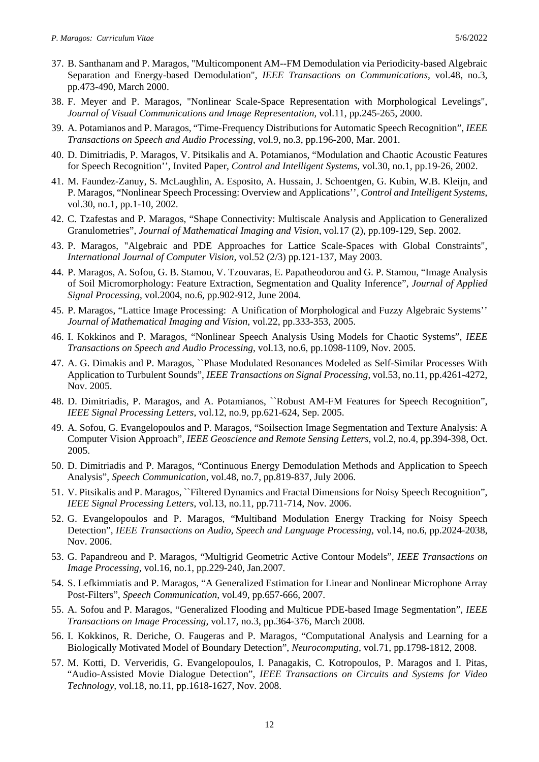37. B. Santhanam and P. Maragos, "Multicomponent AM--FM Demodulation via Periodicity-based Algebraic Separation and Energy-based Demodulation", *IEEE Transactions on Communications*, vol.48, no.3, pp.473-490, March 2000.
38. F. Meyer and P. Maragos, "Nonlinear Scale-Space Representation with Morphological Levelings", *Journal of Visual Communications and Image Representation*, vol.11, pp.245-265, 2000.
39. A. Potamianos and P. Maragos, "Time-Frequency Distributions for Automatic Speech Recognition", *IEEE Transactions on Speech and Audio Processing*, vol.9, no.3, pp.196-200, Mar. 2001.
40. D. Dimitriadis, P. Maragos, V. Pitsikalis and A. Potamianos, "Modulation and Chaotic Acoustic Features for Speech Recognition'', Invited Paper, *Control and Intelligent Systems*, vol.30, no.1, pp.19-26, 2002.
41. M. Faundez-Zanuy, S. McLaughlin, A. Esposito, A. Hussain, J. Schoentgen, G. Kubin, W.B. Kleijn, and P. Maragos, "Nonlinear Speech Processing: Overview and Applications'', *Control and Intelligent Systems*, vol.30, no.1, pp.1-10, 2002.
42. C. Tzafestas and P. Maragos, "Shape Connectivity: Multiscale Analysis and Application to Generalized Granulometries", *Journal of Mathematical Imaging and Vision*, vol.17 (2), pp.109-129, Sep. 2002.
43. P. Maragos, "Algebraic and PDE Approaches for Lattice Scale-Spaces with Global Constraints", *International Journal of Computer Vision*, vol.52 (2/3) pp.121-137, May 2003.
44. P. Maragos, A. Sofou, G. B. Stamou, V. Tzouvaras, E. Papatheodorou and G. P. Stamou, "Image Analysis of Soil Micromorphology: Feature Extraction, Segmentation and Quality Inference", *Journal of Applied Signal Processing*, vol.2004, no.6, pp.902-912, June 2004.
45. P. Maragos, "Lattice Image Processing: A Unification of Morphological and Fuzzy Algebraic Systems'' *Journal of Mathematical Imaging and Vision*, vol.22, pp.333-353, 2005.
46. I. Kokkinos and P. Maragos, "Nonlinear Speech Analysis Using Models for Chaotic Systems", *IEEE Transactions on Speech and Audio Processing*, vol.13, no.6, pp.1098-1109, Nov. 2005.
47. A. G. Dimakis and P. Maragos, ``Phase Modulated Resonances Modeled as Self-Similar Processes With Application to Turbulent Sounds", *IEEE Transactions on Signal Processing*, vol.53, no.11, pp.4261-4272, Nov. 2005.
48. D. Dimitriadis, P. Maragos, and A. Potamianos, ``Robust AM-FM Features for Speech Recognition", *IEEE Signal Processing Letters*, vol.12, no.9, pp.621-624, Sep. 2005.
49. A. Sofou, G. Evangelopoulos and P. Maragos, "Soilsection Image Segmentation and Texture Analysis: A Computer Vision Approach", *IEEE Geoscience and Remote Sensing Letters*, vol.2, no.4, pp.394-398, Oct. 2005.
50. D. Dimitriadis and P. Maragos, "Continuous Energy Demodulation Methods and Application to Speech Analysis", *Speech Communication*, vol.48, no.7, pp.819-837, July 2006.
51. V. Pitsikalis and P. Maragos, ``Filtered Dynamics and Fractal Dimensions for Noisy Speech Recognition", *IEEE Signal Processing Letters*, vol.13, no.11, pp.711-714, Nov. 2006.
52. G. Evangelopoulos and P. Maragos, "Multiband Modulation Energy Tracking for Noisy Speech Detection", *IEEE Transactions on Audio, Speech and Language Processing*, vol.14, no.6, pp.2024-2038, Nov. 2006.
53. G. Papandreou and P. Maragos, "Multigrid Geometric Active Contour Models", *IEEE Transactions on Image Processing*, vol.16, no.1, pp.229-240, Jan.2007.
54. S. Lefkimmiatis and P. Maragos, "A Generalized Estimation for Linear and Nonlinear Microphone Array Post-Filters", *Speech Communication*, vol.49, pp.657-666, 2007.
55. A. Sofou and P. Maragos, "Generalized Flooding and Multicue PDE-based Image Segmentation", *IEEE Transactions on Image Processing*, vol.17, no.3, pp.364-376, March 2008.
56. I. Kokkinos, R. Deriche, O. Faugeras and P. Maragos, "Computational Analysis and Learning for a Biologically Motivated Model of Boundary Detection", *Neurocomputing*, vol.71, pp.1798-1812, 2008.
57. M. Kotti, D. Ververidis, G. Evangelopoulos, I. Panagakis, C. Kotropoulos, P. Maragos and I. Pitas, "Audio-Assisted Movie Dialogue Detection", *IEEE Transactions on Circuits and Systems for Video Technology*, vol.18, no.11, pp.1618-1627, Nov. 2008.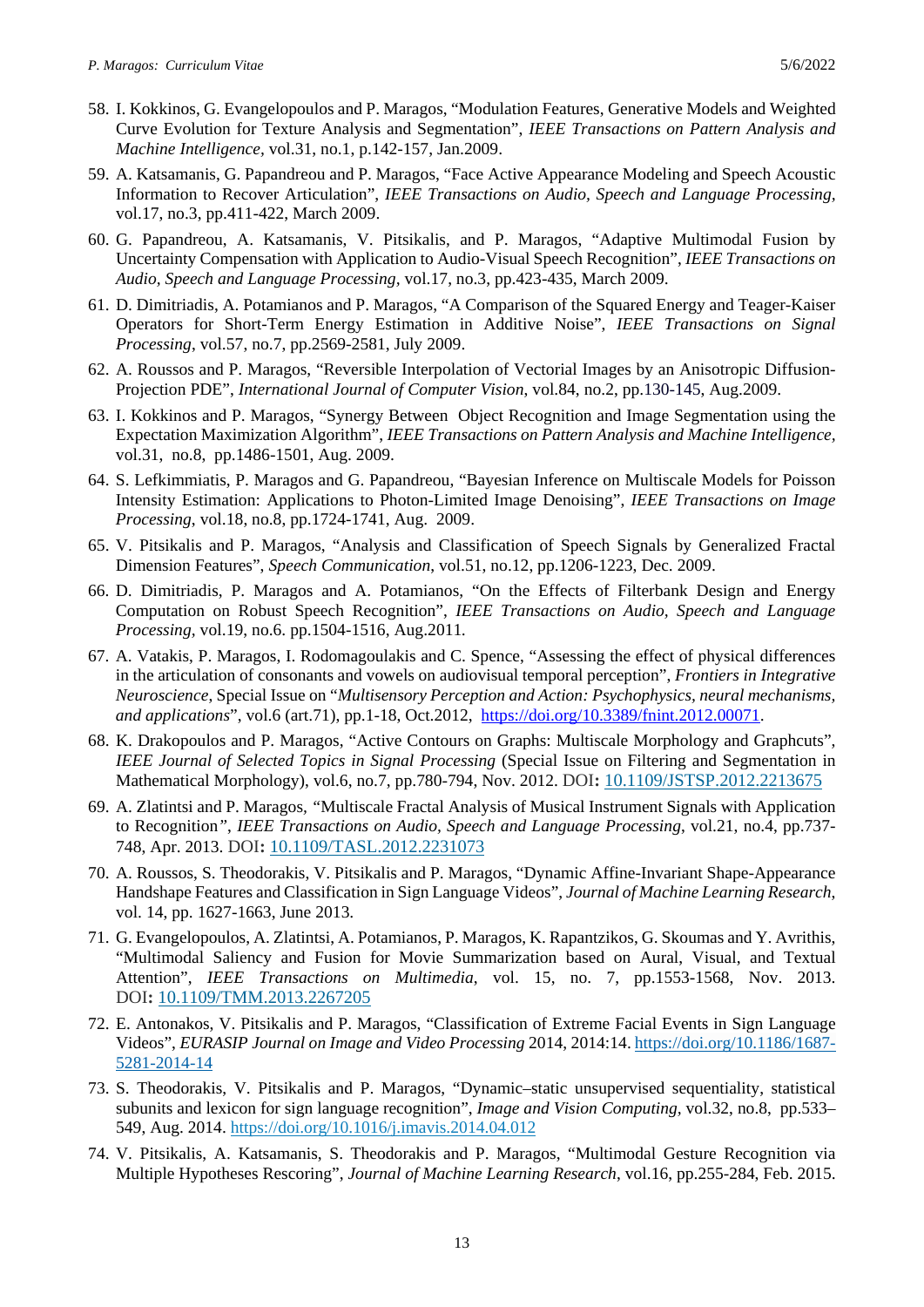58. I. Kokkinos, G. Evangelopoulos and P. Maragos, "Modulation Features, Generative Models and Weighted Curve Evolution for Texture Analysis and Segmentation", *IEEE Transactions on Pattern Analysis and Machine Intelligence*, vol.31, no.1, p.142-157, Jan.2009.
59. A. Katsamanis, G. Papandreou and P. Maragos, "Face Active Appearance Modeling and Speech Acoustic Information to Recover Articulation", *IEEE Transactions on Audio, Speech and Language Processing*, vol.17, no.3, pp.411-422, March 2009.
60. G. Papandreou, A. Katsamanis, V. Pitsikalis, and P. Maragos, "Adaptive Multimodal Fusion by Uncertainty Compensation with Application to Audio-Visual Speech Recognition", *IEEE Transactions on Audio, Speech and Language Processing*, vol.17, no.3, pp.423-435, March 2009.
61. D. Dimitriadis, A. Potamianos and P. Maragos, "A Comparison of the Squared Energy and Teager-Kaiser Operators for Short-Term Energy Estimation in Additive Noise", *IEEE Transactions on Signal Processing*, vol.57, no.7, pp.2569-2581, July 2009.
62. A. Roussos and P. Maragos, "Reversible Interpolation of Vectorial Images by an Anisotropic Diffusion-Projection PDE", *International Journal of Computer Vision*, vol.84, no.2, pp.130-145, Aug.2009.
63. I. Kokkinos and P. Maragos, "Synergy Between Object Recognition and Image Segmentation using the Expectation Maximization Algorithm", *IEEE Transactions on Pattern Analysis and Machine Intelligence*, vol.31, no.8, pp.1486-1501, Aug. 2009.
64. S. Lefkimmiatis, P. Maragos and G. Papandreou, "Bayesian Inference on Multiscale Models for Poisson Intensity Estimation: Applications to Photon-Limited Image Denoising", *IEEE Transactions on Image Processing*, vol.18, no.8, pp.1724-1741, Aug. 2009.
65. V. Pitsikalis and P. Maragos, "Analysis and Classification of Speech Signals by Generalized Fractal Dimension Features", *Speech Communication*, vol.51, no.12, pp.1206-1223, Dec. 2009.
66. D. Dimitriadis, P. Maragos and A. Potamianos, "On the Effects of Filterbank Design and Energy Computation on Robust Speech Recognition", *IEEE Transactions on Audio, Speech and Language Processing*, vol.19, no.6. pp.1504-1516, Aug.2011.
67. A. Vatakis, P. Maragos, I. Rodomagoulakis and C. Spence, "Assessing the effect of physical differences in the articulation of consonants and vowels on audiovisual temporal perception", *Frontiers in Integrative Neuroscience*, Special Issue on "*Multisensory Perception and Action: Psychophysics, neural mechanisms, and applications*", vol.6 (art.71), pp.1-18, Oct.2012, https://doi.org/10.3389/fnint.2012.00071.
68. K. Drakopoulos and P. Maragos, "Active Contours on Graphs: Multiscale Morphology and Graphcuts", *IEEE Journal of Selected Topics in Signal Processing* (Special Issue on Filtering and Segmentation in Mathematical Morphology), vol.6, no.7, pp.780-794, Nov. 2012. DOI**:** 10.1109/JSTSP.2012.2213675
69. A. Zlatintsi and P. Maragos, "Multiscale Fractal Analysis of Musical Instrument Signals with Application to Recognition", *IEEE Transactions on Audio, Speech and Language Processing*, vol.21, no.4, pp.737-748, Apr. 2013. DOI**:** 10.1109/TASL.2012.2231073
70. A. Roussos, S. Theodorakis, V. Pitsikalis and P. Maragos, "Dynamic Affine-Invariant Shape-Appearance Handshape Features and Classification in Sign Language Videos", *Journal of Machine Learning Research*, vol. 14, pp. 1627-1663, June 2013.
71. G. Evangelopoulos, A. Zlatintsi, A. Potamianos, P. Maragos, K. Rapantzikos, G. Skoumas and Y. Avrithis, "Multimodal Saliency and Fusion for Movie Summarization based on Aural, Visual, and Textual Attention", *IEEE Transactions on Multimedia*, vol. 15, no. 7, pp.1553-1568, Nov. 2013. DOI**:** 10.1109/TMM.2013.2267205
72. E. Antonakos, V. Pitsikalis and P. Maragos, "Classification of Extreme Facial Events in Sign Language Videos", *EURASIP Journal on Image and Video Processing* 2014, 2014:14. https://doi.org/10.1186/1687-5281-2014-14
73. S. Theodorakis, V. Pitsikalis and P. Maragos, "Dynamic–static unsupervised sequentiality, statistical subunits and lexicon for sign language recognition", *Image and Vision Computing*, vol.32, no.8, pp.533–549, Aug. 2014. https://doi.org/10.1016/j.imavis.2014.04.012
74. V. Pitsikalis, A. Katsamanis, S. Theodorakis and P. Maragos, "Multimodal Gesture Recognition via Multiple Hypotheses Rescoring", *Journal of Machine Learning Research*, vol.16, pp.255-284, Feb. 2015.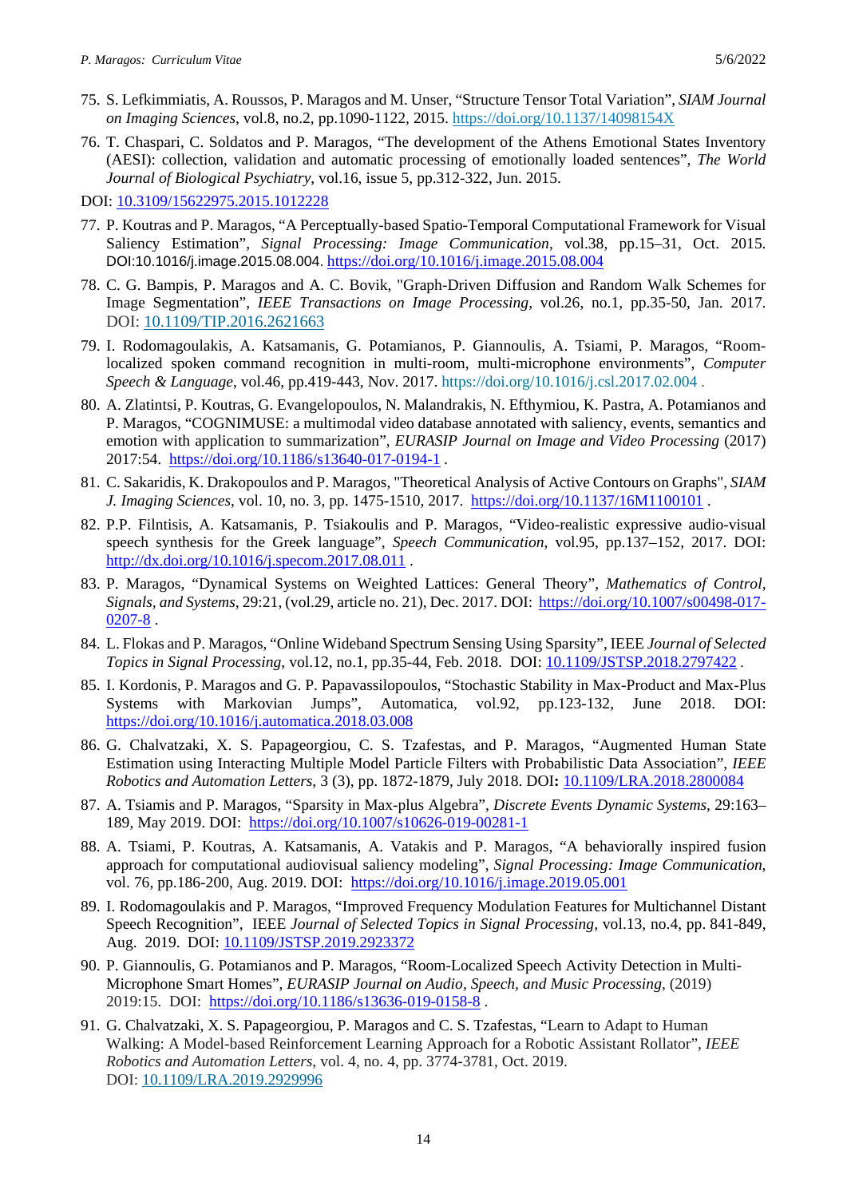75. S. Lefkimmiatis, A. Roussos, P. Maragos and M. Unser, “Structure Tensor Total Variation”, *SIAM Journal on Imaging Sciences*, vol.8, no.2, pp.1090-1122, 2015. https://doi.org/10.1137/14098154X

76. T. Chaspari, C. Soldatos and P. Maragos, “The development of the Athens Emotional States Inventory (AESI): collection, validation and automatic processing of emotionally loaded sentences”, *The World Journal of Biological Psychiatry*, vol.16, issue 5, pp.312-322, Jun. 2015.

DOI: 10.3109/15622975.2015.1012228

77. P. Koutras and P. Maragos, “A Perceptually-based Spatio-Temporal Computational Framework for Visual Saliency Estimation”, *Signal Processing: Image Communication*, vol.38, pp.15–31, Oct. 2015. DOI:10.1016/j.image.2015.08.004. https://doi.org/10.1016/j.image.2015.08.004

78. C. G. Bampis, P. Maragos and A. C. Bovik, "Graph-Driven Diffusion and Random Walk Schemes for Image Segmentation”, *IEEE Transactions on Image Processing*, vol.26, no.1, pp.35-50, Jan. 2017. DOI: 10.1109/TIP.2016.2621663

79. I. Rodomagoulakis, A. Katsamanis, G. Potamianos, P. Giannoulis, A. Tsiami, P. Maragos, “Room-localized spoken command recognition in multi-room, multi-microphone environments”, *Computer Speech & Language*, vol.46, pp.419-443, Nov. 2017. https://doi.org/10.1016/j.csl.2017.02.004 .

80. A. Zlatintsi, P. Koutras, G. Evangelopoulos, N. Malandrakis, N. Efthymiou, K. Pastra, A. Potamianos and P. Maragos, “COGNIMUSE: a multimodal video database annotated with saliency, events, semantics and emotion with application to summarization”, *EURASIP Journal on Image and Video Processing* (2017) 2017:54. https://doi.org/10.1186/s13640-017-0194-1 .

81. C. Sakaridis, K. Drakopoulos and P. Maragos, "Theoretical Analysis of Active Contours on Graphs", *SIAM J. Imaging Sciences*, vol. 10, no. 3, pp. 1475-1510, 2017. https://doi.org/10.1137/16M1100101 .

82. P.P. Filntisis, A. Katsamanis, P. Tsiakoulis and P. Maragos, “Video-realistic expressive audio-visual speech synthesis for the Greek language”, *Speech Communication*, vol.95, pp.137–152, 2017. DOI: http://dx.doi.org/10.1016/j.specom.2017.08.011 .

83. P. Maragos, “Dynamical Systems on Weighted Lattices: General Theory”, *Mathematics of Control, Signals, and Systems*, 29:21, (vol.29, article no. 21), Dec. 2017. DOI: https://doi.org/10.1007/s00498-017-0207-8 .

84. L. Flokas and P. Maragos, “Online Wideband Spectrum Sensing Using Sparsity”, IEEE *Journal of Selected Topics in Signal Processing*, vol.12, no.1, pp.35-44, Feb. 2018. DOI: 10.1109/JSTSP.2018.2797422 .

85. I. Kordonis, P. Maragos and G. P. Papavassilopoulos, “Stochastic Stability in Max-Product and Max-Plus Systems with Markovian Jumps”, Automatica, vol.92, pp.123-132, June 2018. DOI: https://doi.org/10.1016/j.automatica.2018.03.008

86. G. Chalvatzaki, X. S. Papageorgiou, C. S. Tzafestas, and P. Maragos, “Augmented Human State Estimation using Interacting Multiple Model Particle Filters with Probabilistic Data Association”, *IEEE Robotics and Automation Letters*, 3 (3), pp. 1872-1879, July 2018. DOI**:** 10.1109/LRA.2018.2800084

87. A. Tsiamis and P. Maragos, “Sparsity in Max-plus Algebra”, *Discrete Events Dynamic Systems*, 29:163–189, May 2019. DOI: https://doi.org/10.1007/s10626-019-00281-1

88. A. Tsiami, P. Koutras, A. Katsamanis, A. Vatakis and P. Maragos, “A behaviorally inspired fusion approach for computational audiovisual saliency modeling”, *Signal Processing: Image Communication*, vol. 76, pp.186-200, Aug. 2019. DOI: https://doi.org/10.1016/j.image.2019.05.001

89. I. Rodomagoulakis and P. Maragos, “Improved Frequency Modulation Features for Multichannel Distant Speech Recognition”, IEEE *Journal of Selected Topics in Signal Processing*, vol.13, no.4, pp. 841-849, Aug. 2019. DOI: 10.1109/JSTSP.2019.2923372

90. P. Giannoulis, G. Potamianos and P. Maragos, “Room-Localized Speech Activity Detection in Multi-Microphone Smart Homes”, *EURASIP Journal on Audio, Speech, and Music Processing*, (2019) 2019:15. DOI: https://doi.org/10.1186/s13636-019-0158-8 .

91. G. Chalvatzaki, X. S. Papageorgiou, P. Maragos and C. S. Tzafestas, “Learn to Adapt to Human Walking: A Model-based Reinforcement Learning Approach for a Robotic Assistant Rollator”, *IEEE Robotics and Automation Letters*, vol. 4, no. 4, pp. 3774-3781, Oct. 2019. DOI: 10.1109/LRA.2019.2929996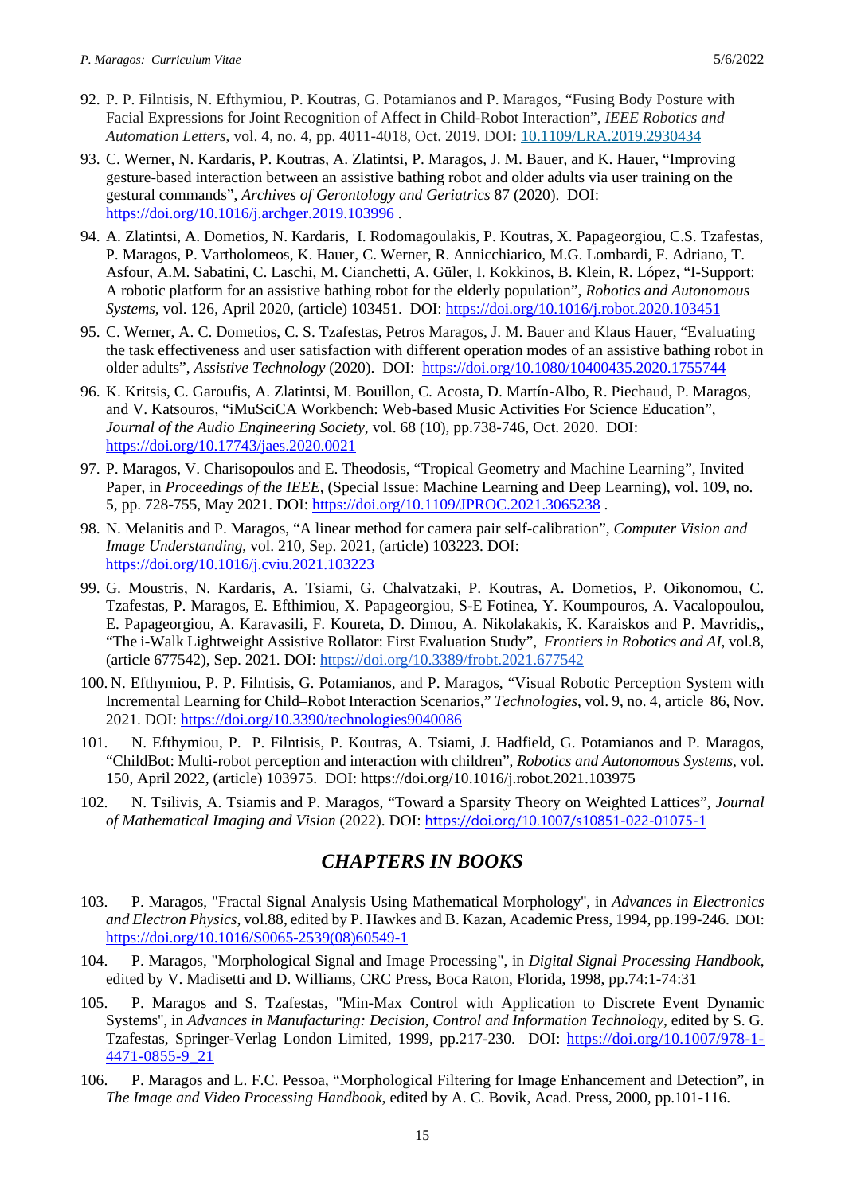92. P. P. Filntisis, N. Efthymiou, P. Koutras, G. Potamianos and P. Maragos, "Fusing Body Posture with Facial Expressions for Joint Recognition of Affect in Child-Robot Interaction", *IEEE Robotics and Automation Letters*, vol. 4, no. 4, pp. 4011-4018, Oct. 2019. DOI**:** 10.1109/LRA.2019.2930434

93. C. Werner, N. Kardaris, P. Koutras, A. Zlatintsi, P. Maragos, J. M. Bauer, and K. Hauer, "Improving gesture-based interaction between an assistive bathing robot and older adults via user training on the gestural commands", *Archives of Gerontology and Geriatrics* 87 (2020). DOI: https://doi.org/10.1016/j.archger.2019.103996 .

94. A. Zlatintsi, A. Dometios, N. Kardaris, I. Rodomagoulakis, P. Koutras, X. Papageorgiou, C.S. Tzafestas, P. Maragos, P. Vartholomeos, K. Hauer, C. Werner, R. Annicchiarico, M.G. Lombardi, F. Adriano, T. Asfour, A.M. Sabatini, C. Laschi, M. Cianchetti, A. Güler, I. Kokkinos, B. Klein, R. López, "I-Support: A robotic platform for an assistive bathing robot for the elderly population", *Robotics and Autonomous Systems*, vol. 126, April 2020, (article) 103451. DOI: https://doi.org/10.1016/j.robot.2020.103451

95. C. Werner, A. C. Dometios, C. S. Tzafestas, Petros Maragos, J. M. Bauer and Klaus Hauer, "Evaluating the task effectiveness and user satisfaction with different operation modes of an assistive bathing robot in older adults", *Assistive Technology* (2020). DOI: https://doi.org/10.1080/10400435.2020.1755744

96. K. Kritsis, C. Garoufis, A. Zlatintsi, M. Bouillon, C. Acosta, D. Martín-Albo, R. Piechaud, P. Maragos, and V. Katsouros, "iMuSciCA Workbench: Web-based Music Activities For Science Education", *Journal of the Audio Engineering Society*, vol. 68 (10), pp.738-746, Oct. 2020. DOI: https://doi.org/10.17743/jaes.2020.0021

97. P. Maragos, V. Charisopoulos and E. Theodosis, "Tropical Geometry and Machine Learning", Invited Paper, in *Proceedings of the IEEE*, (Special Issue: Machine Learning and Deep Learning), vol. 109, no. 5, pp. 728-755, May 2021. DOI: https://doi.org/10.1109/JPROC.2021.3065238 .

98. N. Melanitis and P. Maragos, "A linear method for camera pair self-calibration", *Computer Vision and Image Understanding*, vol. 210, Sep. 2021, (article) 103223. DOI: https://doi.org/10.1016/j.cviu.2021.103223

99. G. Moustris, N. Kardaris, A. Tsiami, G. Chalvatzaki, P. Koutras, A. Dometios, P. Oikonomou, C. Tzafestas, P. Maragos, E. Efthimiou, X. Papageorgiou, S-E Fotinea, Y. Koumpouros, A. Vacalopoulou, E. Papageorgiou, A. Karavasili, F. Koureta, D. Dimou, A. Nikolakakis, K. Karaiskos and P. Mavridis,, "The i-Walk Lightweight Assistive Rollator: First Evaluation Study", *Frontiers in Robotics and AI*, vol.8, (article 677542), Sep. 2021. DOI: https://doi.org/10.3389/frobt.2021.677542

100. N. Efthymiou, P. P. Filntisis, G. Potamianos, and P. Maragos, "Visual Robotic Perception System with Incremental Learning for Child–Robot Interaction Scenarios," *Technologies*, vol. 9, no. 4, article 86, Nov. 2021. DOI: https://doi.org/10.3390/technologies9040086

101. N. Efthymiou, P. P. Filntisis, P. Koutras, A. Tsiami, J. Hadfield, G. Potamianos and P. Maragos, "ChildBot: Multi-robot perception and interaction with children", *Robotics and Autonomous Systems*, vol. 150, April 2022, (article) 103975. DOI: https://doi.org/10.1016/j.robot.2021.103975

102. N. Tsilivis, A. Tsiamis and P. Maragos, "Toward a Sparsity Theory on Weighted Lattices", *Journal of Mathematical Imaging and Vision* (2022). DOI: https://doi.org/10.1007/s10851-022-01075-1

## *CHAPTERS IN BOOKS*

103. P. Maragos, "Fractal Signal Analysis Using Mathematical Morphology", in *Advances in Electronics and Electron Physics*, vol.88, edited by P. Hawkes and B. Kazan, Academic Press, 1994, pp.199-246. DOI: https://doi.org/10.1016/S0065-2539(08)60549-1

104. P. Maragos, "Morphological Signal and Image Processing", in *Digital Signal Processing Handbook*, edited by V. Madisetti and D. Williams, CRC Press, Boca Raton, Florida, 1998, pp.74:1-74:31

105. P. Maragos and S. Tzafestas, "Min-Max Control with Application to Discrete Event Dynamic Systems", in *Advances in Manufacturing: Decision, Control and Information Technology*, edited by S. G. Tzafestas, Springer-Verlag London Limited, 1999, pp.217-230. DOI: https://doi.org/10.1007/978-1-4471-0855-9_21

106. P. Maragos and L. F.C. Pessoa, "Morphological Filtering for Image Enhancement and Detection", in *The Image and Video Processing Handbook*, edited by A. C. Bovik, Acad. Press, 2000, pp.101-116.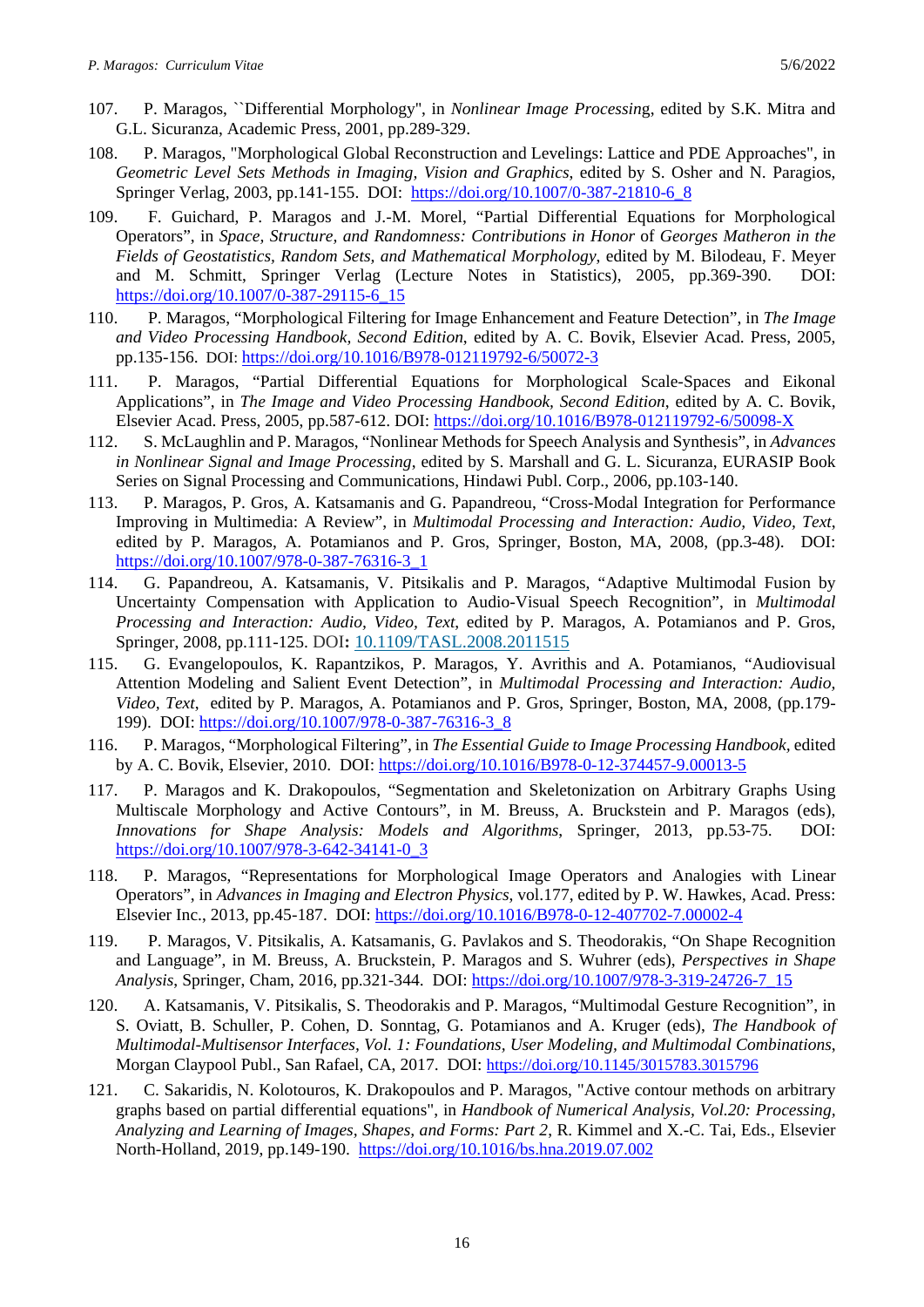107. P. Maragos, ``Differential Morphology", in *Nonlinear Image Processing*, edited by S.K. Mitra and G.L. Sicuranza, Academic Press, 2001, pp.289-329.

108. P. Maragos, "Morphological Global Reconstruction and Levelings: Lattice and PDE Approaches", in *Geometric Level Sets Methods in Imaging, Vision and Graphics*, edited by S. Osher and N. Paragios, Springer Verlag, 2003, pp.141-155. DOI: https://doi.org/10.1007/0-387-21810-6_8

109. F. Guichard, P. Maragos and J.-M. Morel, "Partial Differential Equations for Morphological Operators", in *Space, Structure, and Randomness: Contributions in Honor* of *Georges Matheron in the Fields of Geostatistics, Random Sets, and Mathematical Morphology*, edited by M. Bilodeau, F. Meyer and M. Schmitt, Springer Verlag (Lecture Notes in Statistics), 2005, pp.369-390. DOI: https://doi.org/10.1007/0-387-29115-6_15

110. P. Maragos, "Morphological Filtering for Image Enhancement and Feature Detection", in *The Image and Video Processing Handbook, Second Edition*, edited by A. C. Bovik, Elsevier Acad. Press, 2005, pp.135-156. DOI: https://doi.org/10.1016/B978-012119792-6/50072-3

111. P. Maragos, "Partial Differential Equations for Morphological Scale-Spaces and Eikonal Applications", in *The Image and Video Processing Handbook, Second Edition*, edited by A. C. Bovik, Elsevier Acad. Press, 2005, pp.587-612. DOI: https://doi.org/10.1016/B978-012119792-6/50098-X

112. S. McLaughlin and P. Maragos, "Nonlinear Methods for Speech Analysis and Synthesis", in *Advances in Nonlinear Signal and Image Processing*, edited by S. Marshall and G. L. Sicuranza, EURASIP Book Series on Signal Processing and Communications, Hindawi Publ. Corp., 2006, pp.103-140.

113. P. Maragos, P. Gros, A. Katsamanis and G. Papandreou, "Cross-Modal Integration for Performance Improving in Multimedia: A Review", in *Multimodal Processing and Interaction: Audio, Video, Text*, edited by P. Maragos, A. Potamianos and P. Gros, Springer, Boston, MA, 2008, (pp.3-48). DOI: https://doi.org/10.1007/978-0-387-76316-3_1

114. G. Papandreou, A. Katsamanis, V. Pitsikalis and P. Maragos, "Adaptive Multimodal Fusion by Uncertainty Compensation with Application to Audio-Visual Speech Recognition", in *Multimodal Processing and Interaction: Audio, Video, Text*, edited by P. Maragos, A. Potamianos and P. Gros, Springer, 2008, pp.111-125. DOI**:** 10.1109/TASL.2008.2011515

115. G. Evangelopoulos, K. Rapantzikos, P. Maragos, Y. Avrithis and A. Potamianos, "Audiovisual Attention Modeling and Salient Event Detection", in *Multimodal Processing and Interaction: Audio, Video, Text*, edited by P. Maragos, A. Potamianos and P. Gros, Springer, Boston, MA, 2008, (pp.179-199). DOI: https://doi.org/10.1007/978-0-387-76316-3_8

116. P. Maragos, "Morphological Filtering", in *The Essential Guide to Image Processing Handbook*, edited by A. C. Bovik, Elsevier, 2010. DOI: https://doi.org/10.1016/B978-0-12-374457-9.00013-5

117. P. Maragos and K. Drakopoulos, "Segmentation and Skeletonization on Arbitrary Graphs Using Multiscale Morphology and Active Contours", in M. Breuss, A. Bruckstein and P. Maragos (eds), *Innovations for Shape Analysis: Models and Algorithms*, Springer, 2013, pp.53-75. DOI: https://doi.org/10.1007/978-3-642-34141-0_3

118. P. Maragos, "Representations for Morphological Image Operators and Analogies with Linear Operators", in *Advances in Imaging and Electron Physics*, vol.177, edited by P. W. Hawkes, Acad. Press: Elsevier Inc., 2013, pp.45-187. DOI: https://doi.org/10.1016/B978-0-12-407702-7.00002-4

119. P. Maragos, V. Pitsikalis, A. Katsamanis, G. Pavlakos and S. Theodorakis, "On Shape Recognition and Language", in M. Breuss, A. Bruckstein, P. Maragos and S. Wuhrer (eds), *Perspectives in Shape Analysis*, Springer, Cham, 2016, pp.321-344. DOI: https://doi.org/10.1007/978-3-319-24726-7_15

120. A. Katsamanis, V. Pitsikalis, S. Theodorakis and P. Maragos, "Multimodal Gesture Recognition", in S. Oviatt, B. Schuller, P. Cohen, D. Sonntag, G. Potamianos and A. Kruger (eds), *The Handbook of Multimodal-Multisensor Interfaces, Vol. 1: Foundations, User Modeling, and Multimodal Combinations*, Morgan Claypool Publ., San Rafael, CA, 2017. DOI: https://doi.org/10.1145/3015783.3015796

121. C. Sakaridis, N. Kolotouros, K. Drakopoulos and P. Maragos, "Active contour methods on arbitrary graphs based on partial differential equations", in *Handbook of Numerical Analysis, Vol.20: Processing, Analyzing and Learning of Images, Shapes, and Forms: Part 2*, R. Kimmel and X.-C. Tai, Eds., Elsevier North-Holland, 2019, pp.149-190. https://doi.org/10.1016/bs.hna.2019.07.002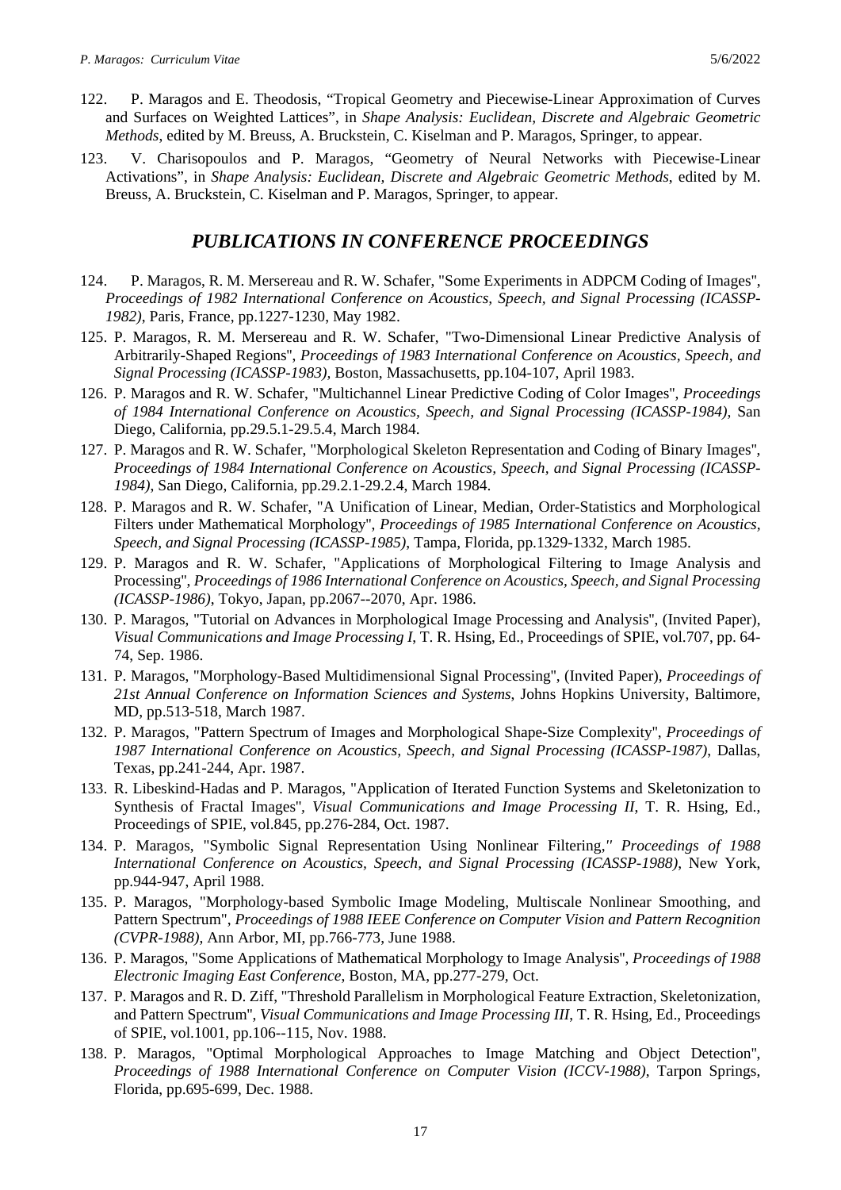122. P. Maragos and E. Theodosis, “Tropical Geometry and Piecewise-Linear Approximation of Curves and Surfaces on Weighted Lattices”, in *Shape Analysis: Euclidean, Discrete and Algebraic Geometric Methods*, edited by M. Breuss, A. Bruckstein, C. Kiselman and P. Maragos, Springer, to appear.

123. V. Charisopoulos and P. Maragos, “Geometry of Neural Networks with Piecewise-Linear Activations”, in *Shape Analysis: Euclidean, Discrete and Algebraic Geometric Methods*, edited by M. Breuss, A. Bruckstein, C. Kiselman and P. Maragos, Springer, to appear.

## *PUBLICATIONS IN CONFERENCE PROCEEDINGS*

124. P. Maragos, R. M. Mersereau and R. W. Schafer, "Some Experiments in ADPCM Coding of Images", *Proceedings of 1982 International Conference on Acoustics, Speech, and Signal Processing (ICASSP-1982)*, Paris, France, pp.1227-1230, May 1982.

125. P. Maragos, R. M. Mersereau and R. W. Schafer, "Two-Dimensional Linear Predictive Analysis of Arbitrarily-Shaped Regions", *Proceedings of 1983 International Conference on Acoustics, Speech, and Signal Processing (ICASSP-1983)*, Boston, Massachusetts, pp.104-107, April 1983.

126. P. Maragos and R. W. Schafer, "Multichannel Linear Predictive Coding of Color Images", *Proceedings of 1984 International Conference on Acoustics, Speech, and Signal Processing (ICASSP-1984)*, San Diego, California, pp.29.5.1-29.5.4, March 1984.

127. P. Maragos and R. W. Schafer, "Morphological Skeleton Representation and Coding of Binary Images", *Proceedings of 1984 International Conference on Acoustics, Speech, and Signal Processing (ICASSP-1984)*, San Diego, California, pp.29.2.1-29.2.4, March 1984.

128. P. Maragos and R. W. Schafer, "A Unification of Linear, Median, Order-Statistics and Morphological Filters under Mathematical Morphology", *Proceedings of 1985 International Conference on Acoustics, Speech, and Signal Processing (ICASSP-1985)*, Tampa, Florida, pp.1329-1332, March 1985.

129. P. Maragos and R. W. Schafer, "Applications of Morphological Filtering to Image Analysis and Processing", *Proceedings of 1986 International Conference on Acoustics, Speech, and Signal Processing (ICASSP-1986)*, Tokyo, Japan, pp.2067--2070, Apr. 1986.

130. P. Maragos, "Tutorial on Advances in Morphological Image Processing and Analysis", (Invited Paper), *Visual Communications and Image Processing I*, T. R. Hsing, Ed., Proceedings of SPIE, vol.707, pp. 64-74, Sep. 1986.

131. P. Maragos, "Morphology-Based Multidimensional Signal Processing", (Invited Paper), *Proceedings of 21st Annual Conference on Information Sciences and Systems*, Johns Hopkins University, Baltimore, MD, pp.513-518, March 1987.

132. P. Maragos, "Pattern Spectrum of Images and Morphological Shape-Size Complexity", *Proceedings of 1987 International Conference on Acoustics, Speech, and Signal Processing (ICASSP-1987)*, Dallas, Texas, pp.241-244, Apr. 1987.

133. R. Libeskind-Hadas and P. Maragos, "Application of Iterated Function Systems and Skeletonization to Synthesis of Fractal Images", *Visual Communications and Image Processing II*, T. R. Hsing, Ed., Proceedings of SPIE, vol.845, pp.276-284, Oct. 1987.

134. P. Maragos, "Symbolic Signal Representation Using Nonlinear Filtering," *Proceedings of 1988 International Conference on Acoustics, Speech, and Signal Processing (ICASSP-1988)*, New York, pp.944-947, April 1988.

135. P. Maragos, "Morphology-based Symbolic Image Modeling, Multiscale Nonlinear Smoothing, and Pattern Spectrum", *Proceedings of 1988 IEEE Conference on Computer Vision and Pattern Recognition (CVPR-1988)*, Ann Arbor, MI, pp.766-773, June 1988.

136. P. Maragos, "Some Applications of Mathematical Morphology to Image Analysis", *Proceedings of 1988 Electronic Imaging East Conference*, Boston, MA, pp.277-279, Oct.

137. P. Maragos and R. D. Ziff, "Threshold Parallelism in Morphological Feature Extraction, Skeletonization, and Pattern Spectrum", *Visual Communications and Image Processing III*, T. R. Hsing, Ed., Proceedings of SPIE, vol.1001, pp.106--115, Nov. 1988.

138. P. Maragos, "Optimal Morphological Approaches to Image Matching and Object Detection", *Proceedings of 1988 International Conference on Computer Vision (ICCV-1988)*, Tarpon Springs, Florida, pp.695-699, Dec. 1988.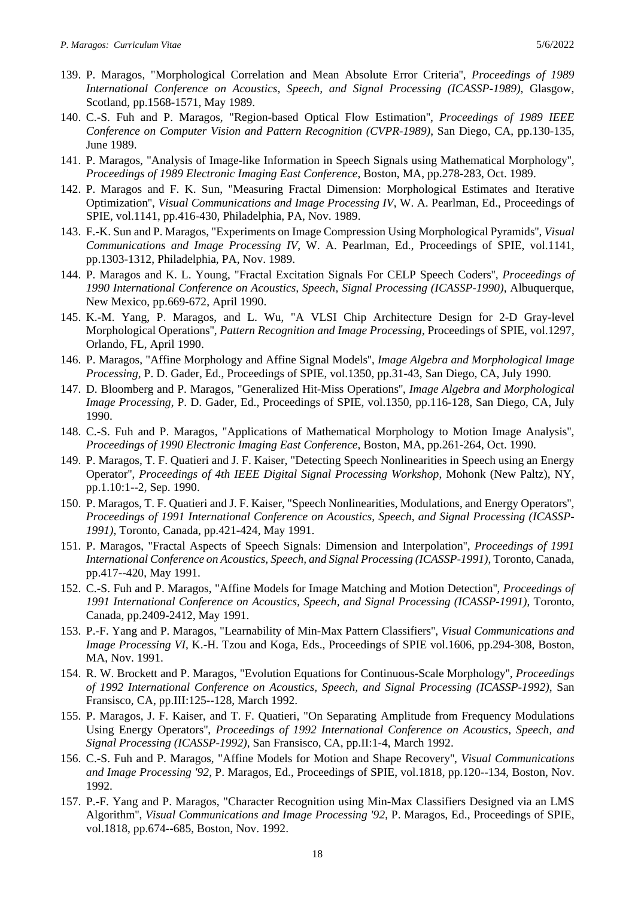139. P. Maragos, "Morphological Correlation and Mean Absolute Error Criteria", *Proceedings of 1989 International Conference on Acoustics, Speech, and Signal Processing (ICASSP-1989)*, Glasgow, Scotland, pp.1568-1571, May 1989.
140. C.-S. Fuh and P. Maragos, "Region-based Optical Flow Estimation", *Proceedings of 1989 IEEE Conference on Computer Vision and Pattern Recognition (CVPR-1989)*, San Diego, CA, pp.130-135, June 1989.
141. P. Maragos, "Analysis of Image-like Information in Speech Signals using Mathematical Morphology", *Proceedings of 1989 Electronic Imaging East Conference*, Boston, MA, pp.278-283, Oct. 1989.
142. P. Maragos and F. K. Sun, "Measuring Fractal Dimension: Morphological Estimates and Iterative Optimization", *Visual Communications and Image Processing IV*, W. A. Pearlman, Ed., Proceedings of SPIE, vol.1141, pp.416-430, Philadelphia, PA, Nov. 1989.
143. F.-K. Sun and P. Maragos, "Experiments on Image Compression Using Morphological Pyramids", *Visual Communications and Image Processing IV*, W. A. Pearlman, Ed., Proceedings of SPIE, vol.1141, pp.1303-1312, Philadelphia, PA, Nov. 1989.
144. P. Maragos and K. L. Young, "Fractal Excitation Signals For CELP Speech Coders", *Proceedings of 1990 International Conference on Acoustics, Speech, Signal Processing (ICASSP-1990)*, Albuquerque, New Mexico, pp.669-672, April 1990.
145. K.-M. Yang, P. Maragos, and L. Wu, "A VLSI Chip Architecture Design for 2-D Gray-level Morphological Operations", *Pattern Recognition and Image Processing*, Proceedings of SPIE, vol.1297, Orlando, FL, April 1990.
146. P. Maragos, "Affine Morphology and Affine Signal Models", *Image Algebra and Morphological Image Processing*, P. D. Gader, Ed., Proceedings of SPIE, vol.1350, pp.31-43, San Diego, CA, July 1990.
147. D. Bloomberg and P. Maragos, "Generalized Hit-Miss Operations", *Image Algebra and Morphological Image Processing*, P. D. Gader, Ed., Proceedings of SPIE, vol.1350, pp.116-128, San Diego, CA, July 1990.
148. C.-S. Fuh and P. Maragos, "Applications of Mathematical Morphology to Motion Image Analysis", *Proceedings of 1990 Electronic Imaging East Conference*, Boston, MA, pp.261-264, Oct. 1990.
149. P. Maragos, T. F. Quatieri and J. F. Kaiser, "Detecting Speech Nonlinearities in Speech using an Energy Operator", *Proceedings of 4th IEEE Digital Signal Processing Workshop*, Mohonk (New Paltz), NY, pp.1.10:1--2, Sep. 1990.
150. P. Maragos, T. F. Quatieri and J. F. Kaiser, "Speech Nonlinearities, Modulations, and Energy Operators", *Proceedings of 1991 International Conference on Acoustics, Speech, and Signal Processing (ICASSP-1991)*, Toronto, Canada, pp.421-424, May 1991.
151. P. Maragos, "Fractal Aspects of Speech Signals: Dimension and Interpolation", *Proceedings of 1991 International Conference on Acoustics, Speech, and Signal Processing (ICASSP-1991)*, Toronto, Canada, pp.417--420, May 1991.
152. C.-S. Fuh and P. Maragos, "Affine Models for Image Matching and Motion Detection", *Proceedings of 1991 International Conference on Acoustics, Speech, and Signal Processing (ICASSP-1991)*, Toronto, Canada, pp.2409-2412, May 1991.
153. P.-F. Yang and P. Maragos, "Learnability of Min-Max Pattern Classifiers", *Visual Communications and Image Processing VI*, K.-H. Tzou and Koga, Eds., Proceedings of SPIE vol.1606, pp.294-308, Boston, MA, Nov. 1991.
154. R. W. Brockett and P. Maragos, "Evolution Equations for Continuous-Scale Morphology", *Proceedings of 1992 International Conference on Acoustics, Speech, and Signal Processing (ICASSP-1992)*, San Fransisco, CA, pp.III:125--128, March 1992.
155. P. Maragos, J. F. Kaiser, and T. F. Quatieri, "On Separating Amplitude from Frequency Modulations Using Energy Operators", *Proceedings of 1992 International Conference on Acoustics, Speech, and Signal Processing (ICASSP-1992)*, San Fransisco, CA, pp.II:1-4, March 1992.
156. C.-S. Fuh and P. Maragos, "Affine Models for Motion and Shape Recovery", *Visual Communications and Image Processing '92*, P. Maragos, Ed., Proceedings of SPIE, vol.1818, pp.120--134, Boston, Nov. 1992.
157. P.-F. Yang and P. Maragos, "Character Recognition using Min-Max Classifiers Designed via an LMS Algorithm", *Visual Communications and Image Processing '92*, P. Maragos, Ed., Proceedings of SPIE, vol.1818, pp.674--685, Boston, Nov. 1992.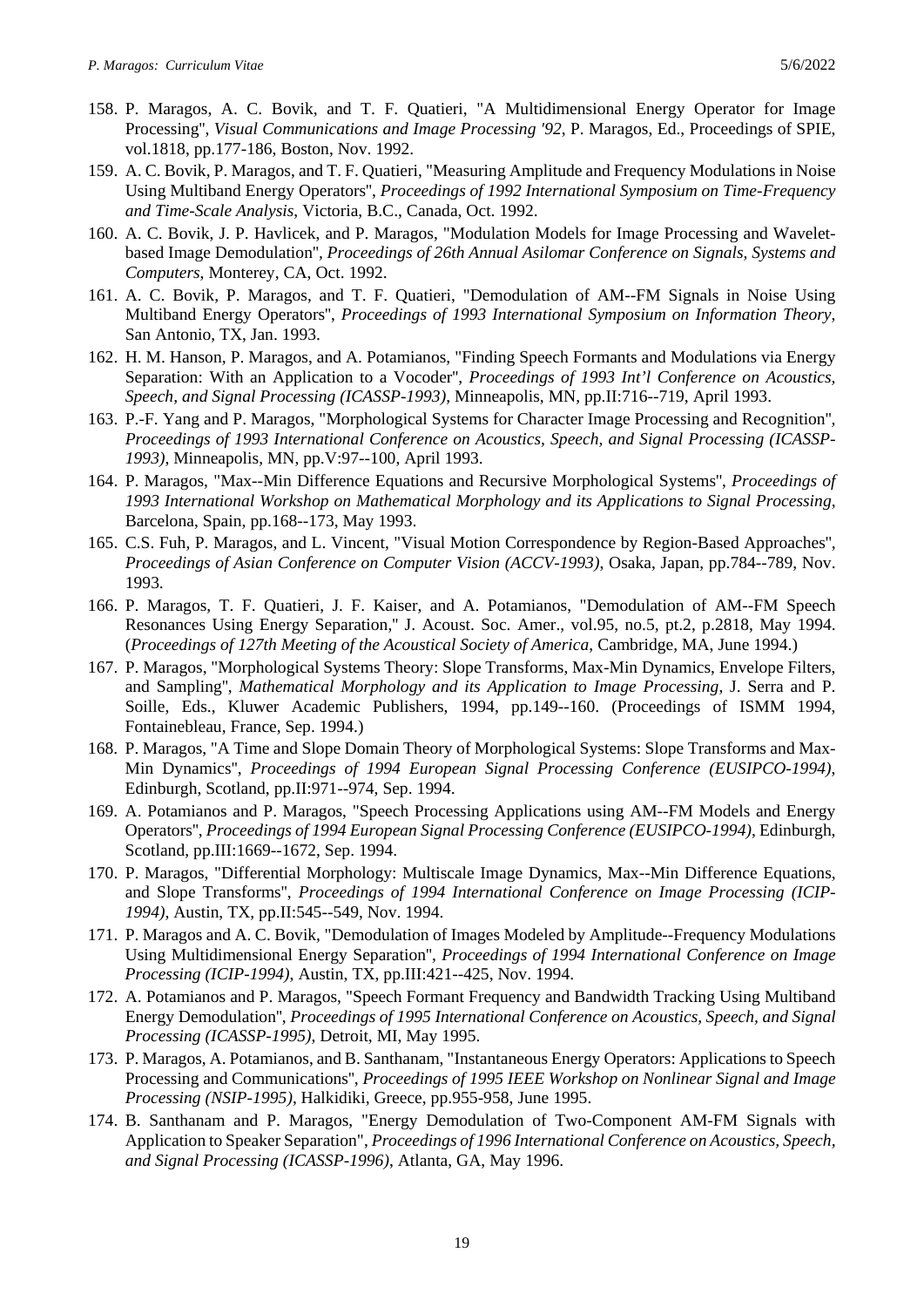158. P. Maragos, A. C. Bovik, and T. F. Quatieri, "A Multidimensional Energy Operator for Image Processing", *Visual Communications and Image Processing '92*, P. Maragos, Ed., Proceedings of SPIE, vol.1818, pp.177-186, Boston, Nov. 1992.
159. A. C. Bovik, P. Maragos, and T. F. Quatieri, "Measuring Amplitude and Frequency Modulations in Noise Using Multiband Energy Operators", *Proceedings of 1992 International Symposium on Time-Frequency and Time-Scale Analysis*, Victoria, B.C., Canada, Oct. 1992.
160. A. C. Bovik, J. P. Havlicek, and P. Maragos, "Modulation Models for Image Processing and Wavelet-based Image Demodulation", *Proceedings of 26th Annual Asilomar Conference on Signals, Systems and Computers*, Monterey, CA, Oct. 1992.
161. A. C. Bovik, P. Maragos, and T. F. Quatieri, "Demodulation of AM--FM Signals in Noise Using Multiband Energy Operators", *Proceedings of 1993 International Symposium on Information Theory*, San Antonio, TX, Jan. 1993.
162. H. M. Hanson, P. Maragos, and A. Potamianos, "Finding Speech Formants and Modulations via Energy Separation: With an Application to a Vocoder", *Proceedings of 1993 Int'l Conference on Acoustics, Speech, and Signal Processing (ICASSP-1993)*, Minneapolis, MN, pp.II:716--719, April 1993.
163. P.-F. Yang and P. Maragos, "Morphological Systems for Character Image Processing and Recognition", *Proceedings of 1993 International Conference on Acoustics, Speech, and Signal Processing (ICASSP-1993)*, Minneapolis, MN, pp.V:97--100, April 1993.
164. P. Maragos, "Max--Min Difference Equations and Recursive Morphological Systems", *Proceedings of 1993 International Workshop on Mathematical Morphology and its Applications to Signal Processing*, Barcelona, Spain, pp.168--173, May 1993.
165. C.S. Fuh, P. Maragos, and L. Vincent, "Visual Motion Correspondence by Region-Based Approaches", *Proceedings of Asian Conference on Computer Vision (ACCV-1993)*, Osaka, Japan, pp.784--789, Nov. 1993.
166. P. Maragos, T. F. Quatieri, J. F. Kaiser, and A. Potamianos, "Demodulation of AM--FM Speech Resonances Using Energy Separation," J. Acoust. Soc. Amer., vol.95, no.5, pt.2, p.2818, May 1994. (*Proceedings of 127th Meeting of the Acoustical Society of America*, Cambridge, MA, June 1994.)
167. P. Maragos, "Morphological Systems Theory: Slope Transforms, Max-Min Dynamics, Envelope Filters, and Sampling", *Mathematical Morphology and its Application to Image Processing*, J. Serra and P. Soille, Eds., Kluwer Academic Publishers, 1994, pp.149--160. (Proceedings of ISMM 1994, Fontainebleau, France, Sep. 1994.)
168. P. Maragos, "A Time and Slope Domain Theory of Morphological Systems: Slope Transforms and Max-Min Dynamics", *Proceedings of 1994 European Signal Processing Conference (EUSIPCO-1994)*, Edinburgh, Scotland, pp.II:971--974, Sep. 1994.
169. A. Potamianos and P. Maragos, "Speech Processing Applications using AM--FM Models and Energy Operators", *Proceedings of 1994 European Signal Processing Conference (EUSIPCO-1994)*, Edinburgh, Scotland, pp.III:1669--1672, Sep. 1994.
170. P. Maragos, "Differential Morphology: Multiscale Image Dynamics, Max--Min Difference Equations, and Slope Transforms", *Proceedings of 1994 International Conference on Image Processing (ICIP-1994)*, Austin, TX, pp.II:545--549, Nov. 1994.
171. P. Maragos and A. C. Bovik, "Demodulation of Images Modeled by Amplitude--Frequency Modulations Using Multidimensional Energy Separation", *Proceedings of 1994 International Conference on Image Processing (ICIP-1994)*, Austin, TX, pp.III:421--425, Nov. 1994.
172. A. Potamianos and P. Maragos, "Speech Formant Frequency and Bandwidth Tracking Using Multiband Energy Demodulation", *Proceedings of 1995 International Conference on Acoustics, Speech, and Signal Processing (ICASSP-1995)*, Detroit, MI, May 1995.
173. P. Maragos, A. Potamianos, and B. Santhanam, "Instantaneous Energy Operators: Applications to Speech Processing and Communications", *Proceedings of 1995 IEEE Workshop on Nonlinear Signal and Image Processing (NSIP-1995)*, Halkidiki, Greece, pp.955-958, June 1995.
174. B. Santhanam and P. Maragos, "Energy Demodulation of Two-Component AM-FM Signals with Application to Speaker Separation", *Proceedings of 1996 International Conference on Acoustics, Speech, and Signal Processing (ICASSP-1996)*, Atlanta, GA, May 1996.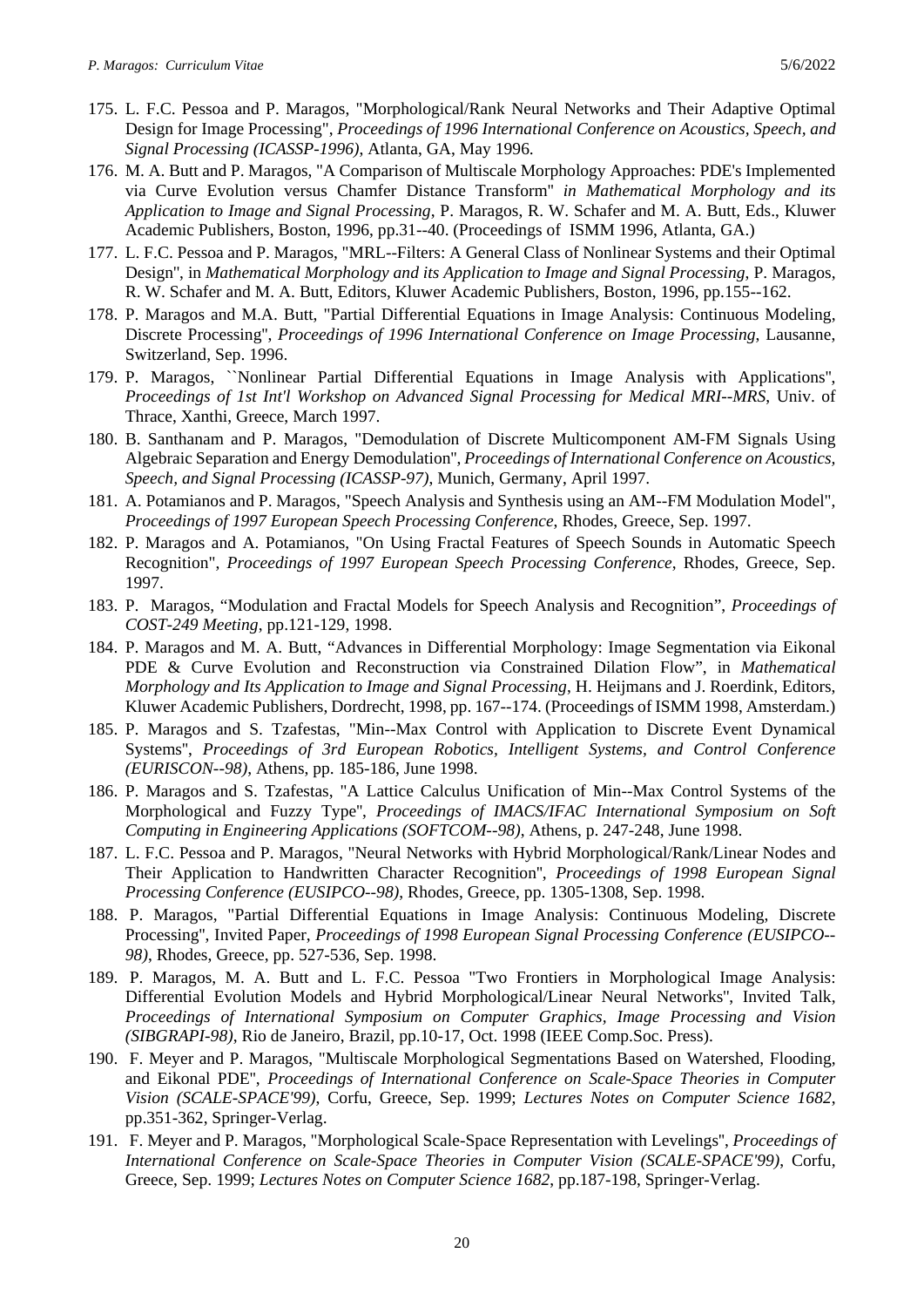175. L. F.C. Pessoa and P. Maragos, "Morphological/Rank Neural Networks and Their Adaptive Optimal Design for Image Processing", *Proceedings of 1996 International Conference on Acoustics, Speech, and Signal Processing (ICASSP-1996)*, Atlanta, GA, May 1996.
176. M. A. Butt and P. Maragos, "A Comparison of Multiscale Morphology Approaches: PDE's Implemented via Curve Evolution versus Chamfer Distance Transform" *in Mathematical Morphology and its Application to Image and Signal Processing*, P. Maragos, R. W. Schafer and M. A. Butt, Eds., Kluwer Academic Publishers, Boston, 1996, pp.31--40. (Proceedings of ISMM 1996, Atlanta, GA.)
177. L. F.C. Pessoa and P. Maragos, "MRL--Filters: A General Class of Nonlinear Systems and their Optimal Design", in *Mathematical Morphology and its Application to Image and Signal Processing*, P. Maragos, R. W. Schafer and M. A. Butt, Editors, Kluwer Academic Publishers, Boston, 1996, pp.155--162.
178. P. Maragos and M.A. Butt, "Partial Differential Equations in Image Analysis: Continuous Modeling, Discrete Processing", *Proceedings of 1996 International Conference on Image Processing*, Lausanne, Switzerland, Sep. 1996.
179. P. Maragos, ``Nonlinear Partial Differential Equations in Image Analysis with Applications", *Proceedings of 1st Int'l Workshop on Advanced Signal Processing for Medical MRI--MRS*, Univ. of Thrace, Xanthi, Greece, March 1997.
180. B. Santhanam and P. Maragos, "Demodulation of Discrete Multicomponent AM-FM Signals Using Algebraic Separation and Energy Demodulation", *Proceedings of International Conference on Acoustics, Speech, and Signal Processing (ICASSP-97)*, Munich, Germany, April 1997.
181. A. Potamianos and P. Maragos, "Speech Analysis and Synthesis using an AM--FM Modulation Model", *Proceedings of 1997 European Speech Processing Conference*, Rhodes, Greece, Sep. 1997.
182. P. Maragos and A. Potamianos, "On Using Fractal Features of Speech Sounds in Automatic Speech Recognition", *Proceedings of 1997 European Speech Processing Conference*, Rhodes, Greece, Sep. 1997.
183. P. Maragos, "Modulation and Fractal Models for Speech Analysis and Recognition", *Proceedings of COST-249 Meeting*, pp.121-129, 1998.
184. P. Maragos and M. A. Butt, "Advances in Differential Morphology: Image Segmentation via Eikonal PDE & Curve Evolution and Reconstruction via Constrained Dilation Flow", in *Mathematical Morphology and Its Application to Image and Signal Processing*, H. Heijmans and J. Roerdink, Editors, Kluwer Academic Publishers, Dordrecht, 1998, pp. 167--174. (Proceedings of ISMM 1998, Amsterdam.)
185. P. Maragos and S. Tzafestas, "Min--Max Control with Application to Discrete Event Dynamical Systems", *Proceedings of 3rd European Robotics, Intelligent Systems, and Control Conference (EURISCON--98)*, Athens, pp. 185-186, June 1998.
186. P. Maragos and S. Tzafestas, "A Lattice Calculus Unification of Min--Max Control Systems of the Morphological and Fuzzy Type", *Proceedings of IMACS/IFAC International Symposium on Soft Computing in Engineering Applications (SOFTCOM--98)*, Athens, p. 247-248, June 1998.
187. L. F.C. Pessoa and P. Maragos, "Neural Networks with Hybrid Morphological/Rank/Linear Nodes and Their Application to Handwritten Character Recognition", *Proceedings of 1998 European Signal Processing Conference (EUSIPCO--98)*, Rhodes, Greece, pp. 1305-1308, Sep. 1998.
188. P. Maragos, "Partial Differential Equations in Image Analysis: Continuous Modeling, Discrete Processing", Invited Paper, *Proceedings of 1998 European Signal Processing Conference (EUSIPCO--98)*, Rhodes, Greece, pp. 527-536, Sep. 1998.
189. P. Maragos, M. A. Butt and L. F.C. Pessoa "Two Frontiers in Morphological Image Analysis: Differential Evolution Models and Hybrid Morphological/Linear Neural Networks", Invited Talk, *Proceedings of International Symposium on Computer Graphics, Image Processing and Vision (SIBGRAPI-98)*, Rio de Janeiro, Brazil, pp.10-17, Oct. 1998 (IEEE Comp.Soc. Press).
190. F. Meyer and P. Maragos, "Multiscale Morphological Segmentations Based on Watershed, Flooding, and Eikonal PDE", *Proceedings of International Conference on Scale-Space Theories in Computer Vision (SCALE-SPACE'99)*, Corfu, Greece, Sep. 1999; *Lectures Notes on Computer Science 1682*, pp.351-362, Springer-Verlag.
191. F. Meyer and P. Maragos, "Morphological Scale-Space Representation with Levelings", *Proceedings of International Conference on Scale-Space Theories in Computer Vision (SCALE-SPACE'99)*, Corfu, Greece, Sep. 1999; *Lectures Notes on Computer Science 1682*, pp.187-198, Springer-Verlag.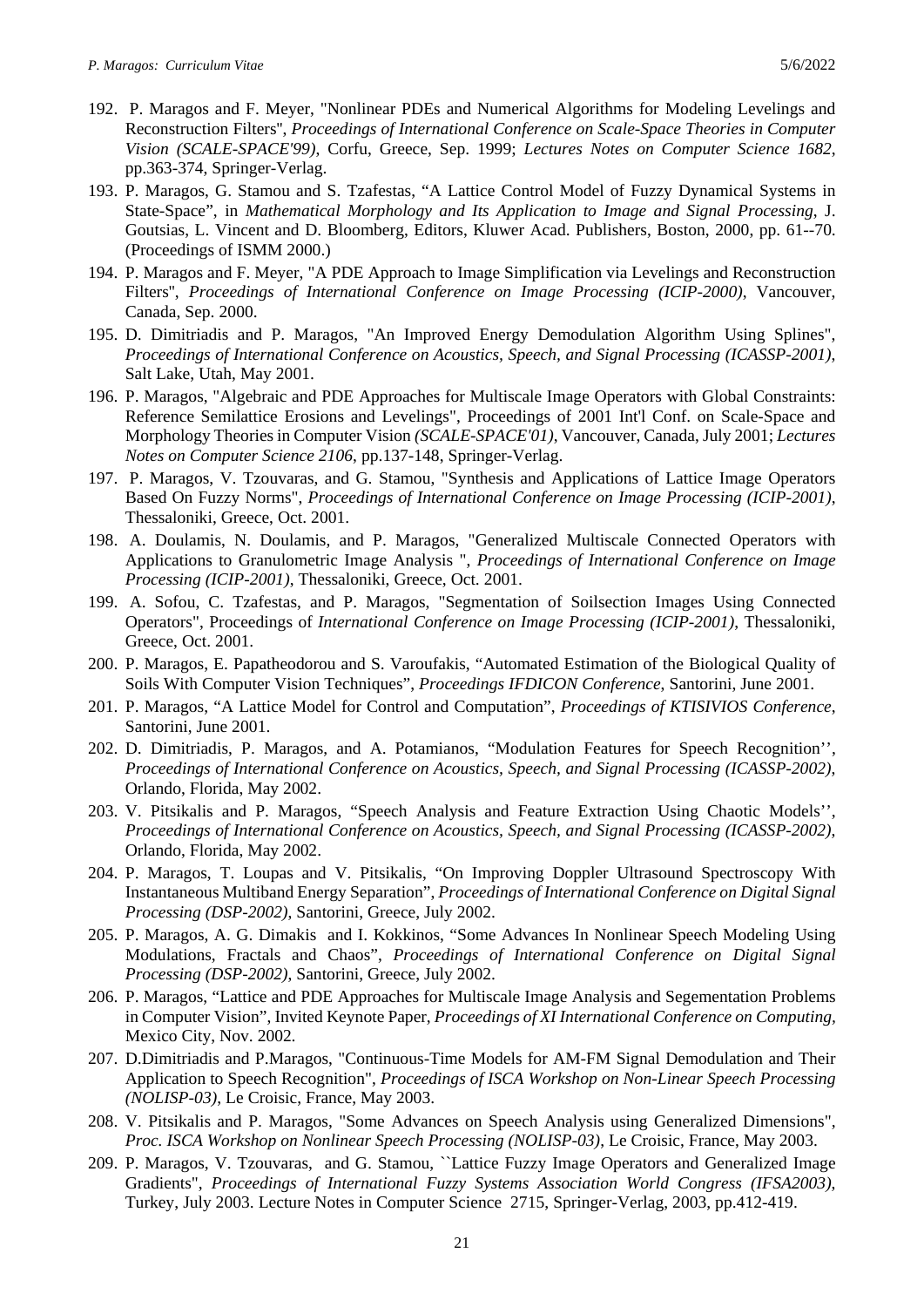192. P. Maragos and F. Meyer, "Nonlinear PDEs and Numerical Algorithms for Modeling Levelings and Reconstruction Filters", *Proceedings of International Conference on Scale-Space Theories in Computer Vision (SCALE-SPACE'99)*, Corfu, Greece, Sep. 1999; *Lectures Notes on Computer Science 1682*, pp.363-374, Springer-Verlag.
193. P. Maragos, G. Stamou and S. Tzafestas, "A Lattice Control Model of Fuzzy Dynamical Systems in State-Space", in *Mathematical Morphology and Its Application to Image and Signal Processing*, J. Goutsias, L. Vincent and D. Bloomberg, Editors, Kluwer Acad. Publishers, Boston, 2000, pp. 61--70. (Proceedings of ISMM 2000.)
194. P. Maragos and F. Meyer, "A PDE Approach to Image Simplification via Levelings and Reconstruction Filters", *Proceedings of International Conference on Image Processing (ICIP-2000)*, Vancouver, Canada, Sep. 2000.
195. D. Dimitriadis and P. Maragos, "An Improved Energy Demodulation Algorithm Using Splines", *Proceedings of International Conference on Acoustics, Speech, and Signal Processing (ICASSP-2001)*, Salt Lake, Utah, May 2001.
196. P. Maragos, "Algebraic and PDE Approaches for Multiscale Image Operators with Global Constraints: Reference Semilattice Erosions and Levelings", Proceedings of 2001 Int'l Conf. on Scale-Space and Morphology Theories in Computer Vision *(SCALE-SPACE'01)*, Vancouver, Canada, July 2001; *Lectures Notes on Computer Science 2106*, pp.137-148, Springer-Verlag.
197. P. Maragos, V. Tzouvaras, and G. Stamou, "Synthesis and Applications of Lattice Image Operators Based On Fuzzy Norms", *Proceedings of International Conference on Image Processing (ICIP-2001)*, Thessaloniki, Greece, Oct. 2001.
198. A. Doulamis, N. Doulamis, and P. Maragos, "Generalized Multiscale Connected Operators with Applications to Granulometric Image Analysis ", *Proceedings of International Conference on Image Processing (ICIP-2001)*, Thessaloniki, Greece, Oct. 2001.
199. A. Sofou, C. Tzafestas, and P. Maragos, "Segmentation of Soilsection Images Using Connected Operators", Proceedings of *International Conference on Image Processing (ICIP-2001)*, Thessaloniki, Greece, Oct. 2001.
200. P. Maragos, E. Papatheodorou and S. Varoufakis, "Automated Estimation of the Biological Quality of Soils With Computer Vision Techniques", *Proceedings IFDICON Conference*, Santorini, June 2001.
201. P. Maragos, "A Lattice Model for Control and Computation", *Proceedings of KTISIVIOS Conference*, Santorini, June 2001.
202. D. Dimitriadis, P. Maragos, and A. Potamianos, "Modulation Features for Speech Recognition'', *Proceedings of International Conference on Acoustics, Speech, and Signal Processing (ICASSP-2002)*, Orlando, Florida, May 2002.
203. V. Pitsikalis and P. Maragos, "Speech Analysis and Feature Extraction Using Chaotic Models'', *Proceedings of International Conference on Acoustics, Speech, and Signal Processing (ICASSP-2002)*, Orlando, Florida, May 2002.
204. P. Maragos, T. Loupas and V. Pitsikalis, "On Improving Doppler Ultrasound Spectroscopy With Instantaneous Multiband Energy Separation", *Proceedings of International Conference on Digital Signal Processing (DSP-2002)*, Santorini, Greece, July 2002.
205. P. Maragos, A. G. Dimakis and I. Kokkinos, "Some Advances In Nonlinear Speech Modeling Using Modulations, Fractals and Chaos", *Proceedings of International Conference on Digital Signal Processing (DSP-2002)*, Santorini, Greece, July 2002.
206. P. Maragos, "Lattice and PDE Approaches for Multiscale Image Analysis and Segementation Problems in Computer Vision", Invited Keynote Paper, *Proceedings of XI International Conference on Computing*, Mexico City, Nov. 2002.
207. D.Dimitriadis and P.Maragos, "Continuous-Time Models for AM-FM Signal Demodulation and Their Application to Speech Recognition", *Proceedings of ISCA Workshop on Non-Linear Speech Processing (NOLISP-03)*, Le Croisic, France, May 2003.
208. V. Pitsikalis and P. Maragos, "Some Advances on Speech Analysis using Generalized Dimensions", *Proc. ISCA Workshop on Nonlinear Speech Processing (NOLISP-03)*, Le Croisic, France, May 2003.
209. P. Maragos, V. Tzouvaras, and G. Stamou, ``Lattice Fuzzy Image Operators and Generalized Image Gradients", *Proceedings of International Fuzzy Systems Association World Congress (IFSA2003)*, Turkey, July 2003. Lecture Notes in Computer Science 2715, Springer-Verlag, 2003, pp.412-419.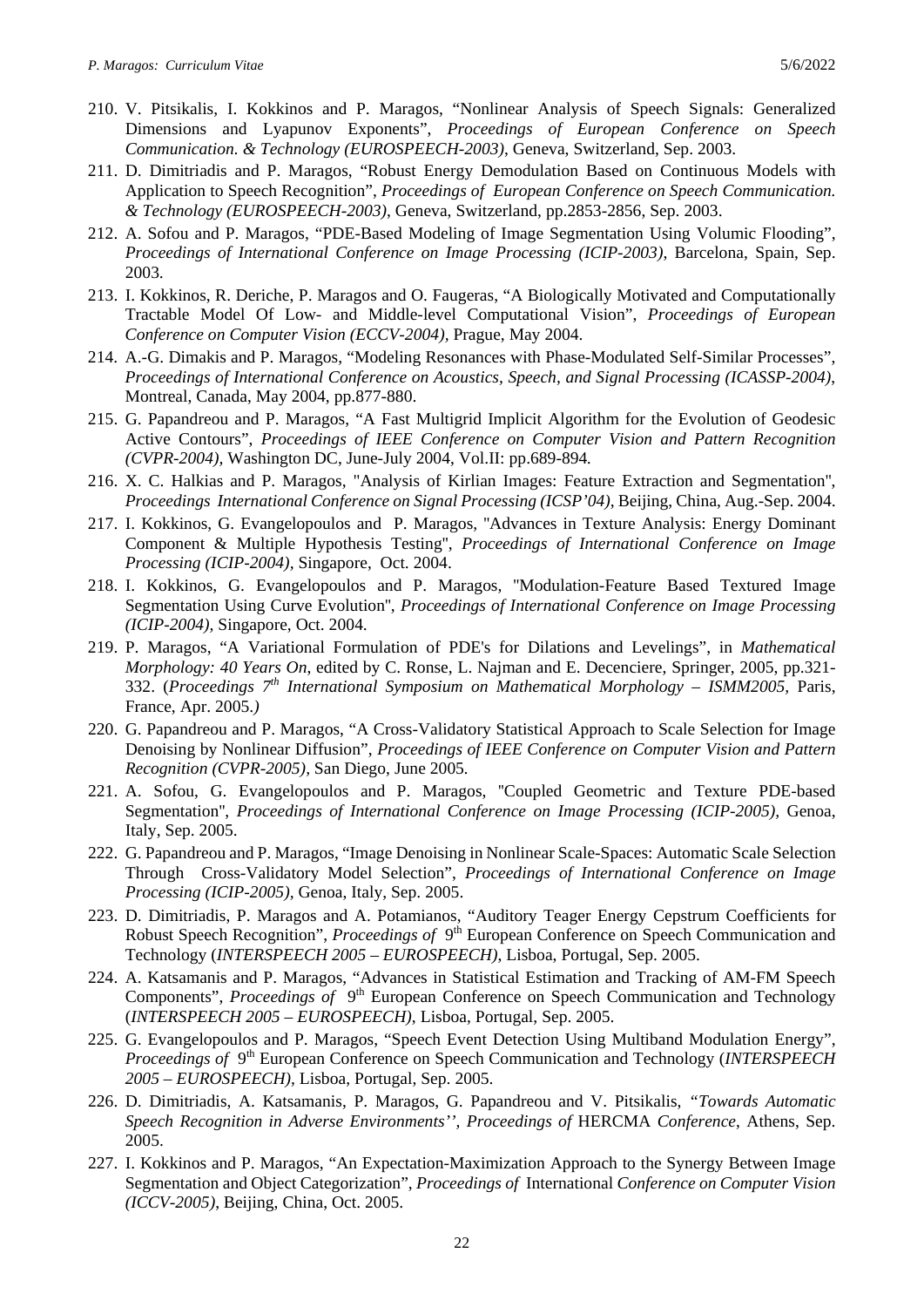210. V. Pitsikalis, I. Kokkinos and P. Maragos, "Nonlinear Analysis of Speech Signals: Generalized Dimensions and Lyapunov Exponents", *Proceedings of European Conference on Speech Communication. & Technology (EUROSPEECH-2003)*, Geneva, Switzerland, Sep. 2003.
211. D. Dimitriadis and P. Maragos, "Robust Energy Demodulation Based on Continuous Models with Application to Speech Recognition", *Proceedings of European Conference on Speech Communication. & Technology (EUROSPEECH-2003)*, Geneva, Switzerland, pp.2853-2856, Sep. 2003.
212. A. Sofou and P. Maragos, "PDE-Based Modeling of Image Segmentation Using Volumic Flooding", *Proceedings of International Conference on Image Processing (ICIP-2003)*, Barcelona, Spain, Sep. 2003.
213. I. Kokkinos, R. Deriche, P. Maragos and O. Faugeras, "A Biologically Motivated and Computationally Tractable Model Of Low- and Middle-level Computational Vision", *Proceedings of European Conference on Computer Vision (ECCV-2004)*, Prague, May 2004.
214. A.-G. Dimakis and P. Maragos, "Modeling Resonances with Phase-Modulated Self-Similar Processes", *Proceedings of International Conference on Acoustics, Speech, and Signal Processing (ICASSP-2004)*, Montreal, Canada, May 2004, pp.877-880.
215. G. Papandreou and P. Maragos, "A Fast Multigrid Implicit Algorithm for the Evolution of Geodesic Active Contours", *Proceedings of IEEE Conference on Computer Vision and Pattern Recognition (CVPR-2004)*, Washington DC, June-July 2004, Vol.II: pp.689-894.
216. X. C. Halkias and P. Maragos, "Analysis of Kirlian Images: Feature Extraction and Segmentation", *Proceedings International Conference on Signal Processing (ICSP'04)*, Beijing, China, Aug.-Sep. 2004.
217. I. Kokkinos, G. Evangelopoulos and P. Maragos, "Advances in Texture Analysis: Energy Dominant Component & Multiple Hypothesis Testing", *Proceedings of International Conference on Image Processing (ICIP-2004)*, Singapore, Oct. 2004.
218. I. Kokkinos, G. Evangelopoulos and P. Maragos, "Modulation-Feature Based Textured Image Segmentation Using Curve Evolution", *Proceedings of International Conference on Image Processing (ICIP-2004)*, Singapore, Oct. 2004.
219. P. Maragos, "A Variational Formulation of PDE's for Dilations and Levelings", in *Mathematical Morphology: 40 Years On*, edited by C. Ronse, L. Najman and E. Decenciere, Springer, 2005, pp.321-332. (*Proceedings 7th International Symposium on Mathematical Morphology – ISMM2005*, Paris, France, Apr. 2005.*)*
220. G. Papandreou and P. Maragos, "A Cross-Validatory Statistical Approach to Scale Selection for Image Denoising by Nonlinear Diffusion", *Proceedings of IEEE Conference on Computer Vision and Pattern Recognition (CVPR-2005)*, San Diego, June 2005.
221. A. Sofou, G. Evangelopoulos and P. Maragos, "Coupled Geometric and Texture PDE-based Segmentation", *Proceedings of International Conference on Image Processing (ICIP-2005)*, Genoa, Italy, Sep. 2005.
222. G. Papandreou and P. Maragos, "Image Denoising in Nonlinear Scale-Spaces: Automatic Scale Selection Through Cross-Validatory Model Selection", *Proceedings of International Conference on Image Processing (ICIP-2005)*, Genoa, Italy, Sep. 2005.
223. D. Dimitriadis, P. Maragos and A. Potamianos, "Auditory Teager Energy Cepstrum Coefficients for Robust Speech Recognition", *Proceedings of* 9th European Conference on Speech Communication and Technology (*INTERSPEECH 2005 – EUROSPEECH)*, Lisboa, Portugal, Sep. 2005.
224. A. Katsamanis and P. Maragos, "Advances in Statistical Estimation and Tracking of AM-FM Speech Components", *Proceedings of* 9th European Conference on Speech Communication and Technology (*INTERSPEECH 2005 – EUROSPEECH)*, Lisboa, Portugal, Sep. 2005.
225. G. Evangelopoulos and P. Maragos, "Speech Event Detection Using Multiband Modulation Energy", *Proceedings of* 9th European Conference on Speech Communication and Technology (*INTERSPEECH 2005 – EUROSPEECH)*, Lisboa, Portugal, Sep. 2005.
226. D. Dimitriadis, A. Katsamanis, P. Maragos, G. Papandreou and V. Pitsikalis, "*Towards Automatic Speech Recognition in Adverse Environments'', Proceedings of* HERCMA *Conference*, Athens, Sep. 2005.
227. I. Kokkinos and P. Maragos, "An Expectation-Maximization Approach to the Synergy Between Image Segmentation and Object Categorization", *Proceedings of* International *Conference on Computer Vision (ICCV-2005)*, Beijing, China, Oct. 2005.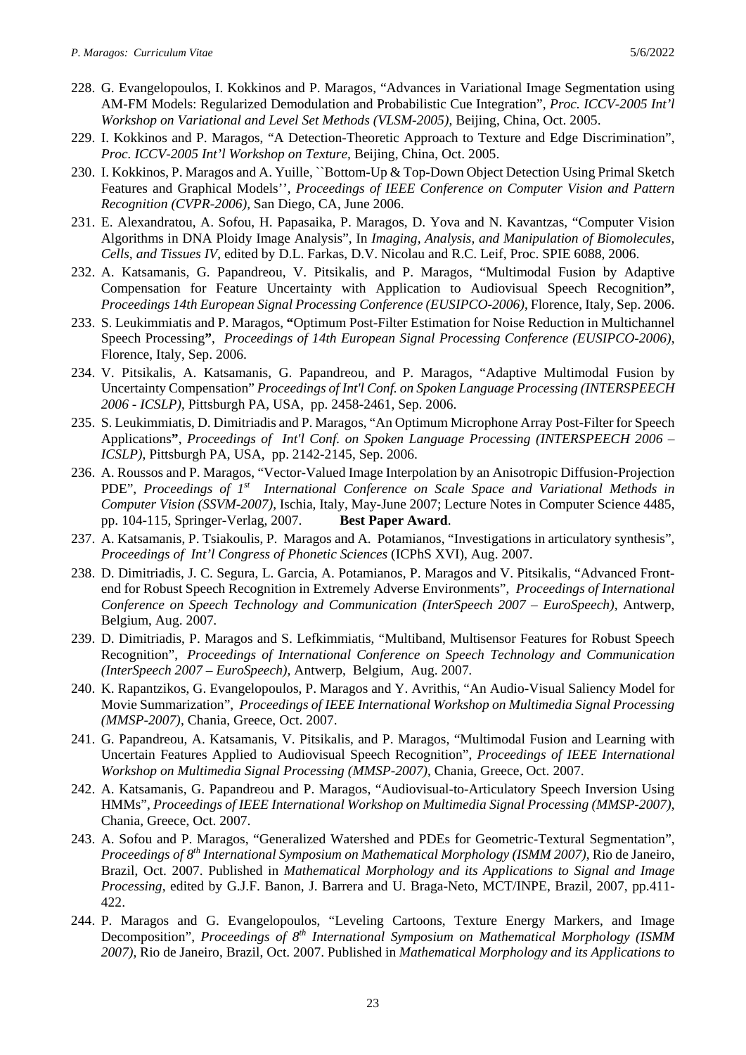228. G. Evangelopoulos, I. Kokkinos and P. Maragos, "Advances in Variational Image Segmentation using AM-FM Models: Regularized Demodulation and Probabilistic Cue Integration", *Proc. ICCV-2005 Int'l Workshop on Variational and Level Set Methods (VLSM-2005)*, Beijing, China, Oct. 2005.
229. I. Kokkinos and P. Maragos, "A Detection-Theoretic Approach to Texture and Edge Discrimination", *Proc. ICCV-2005 Int'l Workshop on Texture*, Beijing, China, Oct. 2005.
230. I. Kokkinos, P. Maragos and A. Yuille, ``Bottom-Up & Top-Down Object Detection Using Primal Sketch Features and Graphical Models'', *Proceedings of IEEE Conference on Computer Vision and Pattern Recognition (CVPR-2006)*, San Diego, CA, June 2006.
231. E. Alexandratou, A. Sofou, H. Papasaika, P. Maragos, D. Yova and N. Kavantzas, "Computer Vision Algorithms in DNA Ploidy Image Analysis", In *Imaging, Analysis, and Manipulation of Biomolecules, Cells, and Tissues IV*, edited by D.L. Farkas, D.V. Nicolau and R.C. Leif, Proc. SPIE 6088, 2006.
232. A. Katsamanis, G. Papandreou, V. Pitsikalis, and P. Maragos, "Multimodal Fusion by Adaptive Compensation for Feature Uncertainty with Application to Audiovisual Speech Recognition**"**, *Proceedings 14th European Signal Processing Conference (EUSIPCO-2006)*, Florence, Italy, Sep. 2006.
233. S. Leukimmiatis and P. Maragos, **"**Optimum Post-Filter Estimation for Noise Reduction in Multichannel Speech Processing**"**, *Proceedings of 14th European Signal Processing Conference (EUSIPCO-2006)*, Florence, Italy, Sep. 2006.
234. V. Pitsikalis, A. Katsamanis, G. Papandreou, and P. Maragos, "Adaptive Multimodal Fusion by Uncertainty Compensation" *Proceedings of Int'l Conf. on Spoken Language Processing (INTERSPEECH 2006 - ICSLP)*, Pittsburgh PA, USA, pp. 2458-2461, Sep. 2006.
235. S. Leukimmiatis, D. Dimitriadis and P. Maragos, "An Optimum Microphone Array Post-Filter for Speech Applications**"**, *Proceedings of Int'l Conf. on Spoken Language Processing (INTERSPEECH 2006 – ICSLP)*, Pittsburgh PA, USA, pp. 2142-2145, Sep. 2006.
236. A. Roussos and P. Maragos, "Vector-Valued Image Interpolation by an Anisotropic Diffusion-Projection PDE", *Proceedings of 1st International Conference on Scale Space and Variational Methods in Computer Vision (SSVM-2007)*, Ischia, Italy, May-June 2007; Lecture Notes in Computer Science 4485, pp. 104-115, Springer-Verlag, 2007. **Best Paper Award**.
237. A. Katsamanis, P. Tsiakoulis, P. Maragos and A. Potamianos, "Investigations in articulatory synthesis", *Proceedings of Int'l Congress of Phonetic Sciences* (ICPhS XVI), Aug. 2007.
238. D. Dimitriadis, J. C. Segura, L. Garcia, A. Potamianos, P. Maragos and V. Pitsikalis, "Advanced Front-end for Robust Speech Recognition in Extremely Adverse Environments", *Proceedings of International Conference on Speech Technology and Communication (InterSpeech 2007 – EuroSpeech)*, Antwerp, Belgium, Aug. 2007.
239. D. Dimitriadis, P. Maragos and S. Lefkimmiatis, "Multiband, Multisensor Features for Robust Speech Recognition", *Proceedings of International Conference on Speech Technology and Communication (InterSpeech 2007 – EuroSpeech)*, Antwerp, Belgium, Aug. 2007.
240. K. Rapantzikos, G. Evangelopoulos, P. Maragos and Y. Avrithis, "An Audio-Visual Saliency Model for Movie Summarization", *Proceedings of IEEE International Workshop on Multimedia Signal Processing (MMSP-2007)*, Chania, Greece, Oct. 2007.
241. G. Papandreou, A. Katsamanis, V. Pitsikalis, and P. Maragos, "Multimodal Fusion and Learning with Uncertain Features Applied to Audiovisual Speech Recognition", *Proceedings of IEEE International Workshop on Multimedia Signal Processing (MMSP-2007)*, Chania, Greece, Oct. 2007.
242. A. Katsamanis, G. Papandreou and P. Maragos, "Audiovisual-to-Articulatory Speech Inversion Using HMMs", *Proceedings of IEEE International Workshop on Multimedia Signal Processing (MMSP-2007)*, Chania, Greece, Oct. 2007.
243. A. Sofou and P. Maragos, "Generalized Watershed and PDEs for Geometric-Textural Segmentation", *Proceedings of 8th International Symposium on Mathematical Morphology (ISMM 2007)*, Rio de Janeiro, Brazil, Oct. 2007. Published in *Mathematical Morphology and its Applications to Signal and Image Processing*, edited by G.J.F. Banon, J. Barrera and U. Braga-Neto, MCT/INPE, Brazil, 2007, pp.411-422.
244. P. Maragos and G. Evangelopoulos, "Leveling Cartoons, Texture Energy Markers, and Image Decomposition", *Proceedings of 8th International Symposium on Mathematical Morphology (ISMM 2007)*, Rio de Janeiro, Brazil, Oct. 2007. Published in *Mathematical Morphology and its Applications to*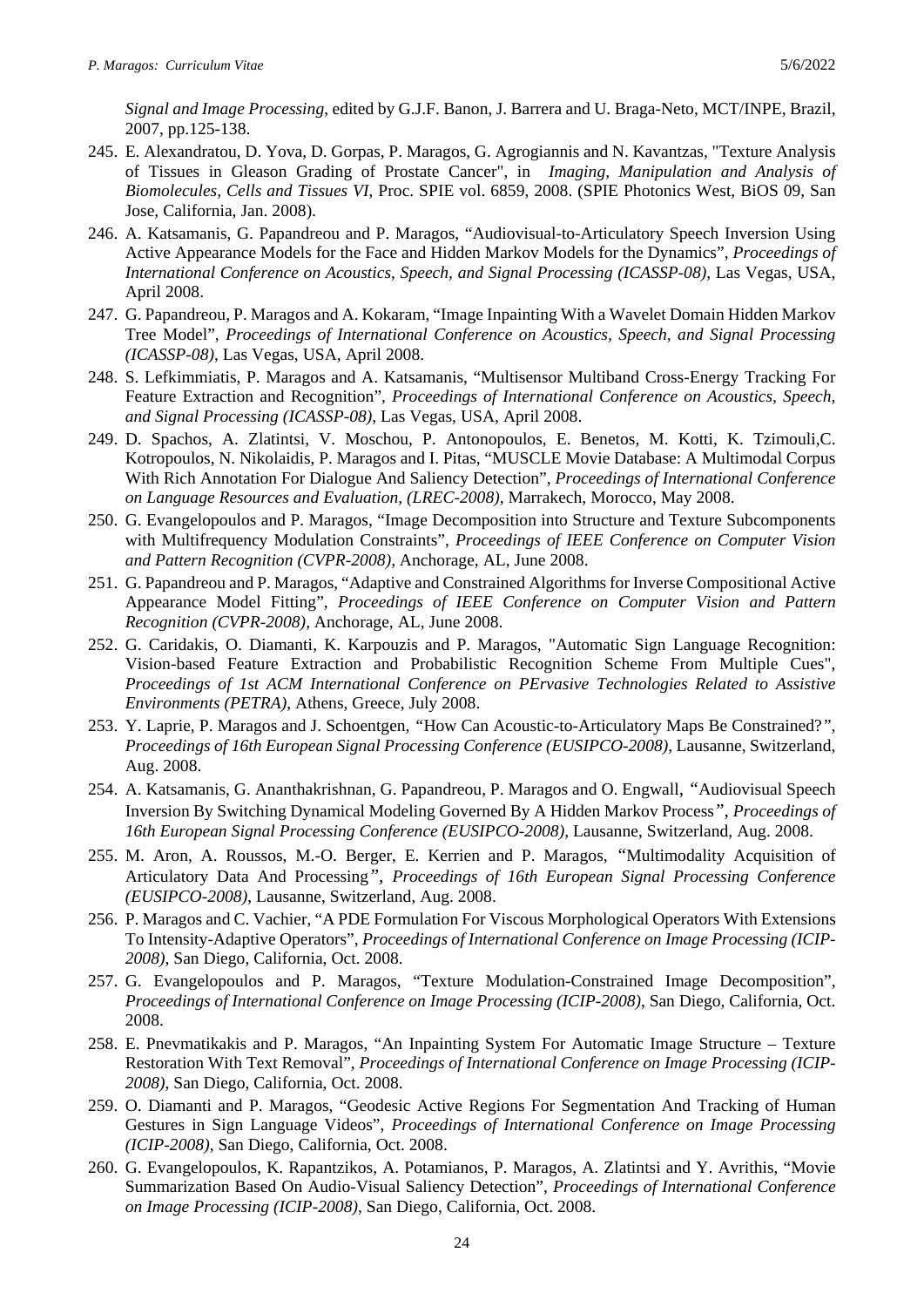*Signal and Image Processing*, edited by G.J.F. Banon, J. Barrera and U. Braga-Neto, MCT/INPE, Brazil, 2007, pp.125-138.

245. E. Alexandratou, D. Yova, D. Gorpas, P. Maragos, G. Agrogiannis and N. Kavantzas, "Texture Analysis of Tissues in Gleason Grading of Prostate Cancer", in *Imaging, Manipulation and Analysis of Biomolecules, Cells and Tissues VI*, Proc. SPIE vol. 6859, 2008. (SPIE Photonics West, BiOS 09, San Jose, California, Jan. 2008).
246. A. Katsamanis, G. Papandreou and P. Maragos, "Audiovisual-to-Articulatory Speech Inversion Using Active Appearance Models for the Face and Hidden Markov Models for the Dynamics", *Proceedings of International Conference on Acoustics, Speech, and Signal Processing (ICASSP-08)*, Las Vegas, USA, April 2008.
247. G. Papandreou, P. Maragos and A. Kokaram, "Image Inpainting With a Wavelet Domain Hidden Markov Tree Model", *Proceedings of International Conference on Acoustics, Speech, and Signal Processing (ICASSP-08)*, Las Vegas, USA, April 2008.
248. S. Lefkimmiatis, P. Maragos and A. Katsamanis, "Multisensor Multiband Cross-Energy Tracking For Feature Extraction and Recognition", *Proceedings of International Conference on Acoustics, Speech, and Signal Processing (ICASSP-08)*, Las Vegas, USA, April 2008.
249. D. Spachos, A. Zlatintsi, V. Moschou, P. Antonopoulos, E. Benetos, M. Kotti, K. Tzimouli,C. Kotropoulos, N. Nikolaidis, P. Maragos and I. Pitas, "MUSCLE Movie Database: A Multimodal Corpus With Rich Annotation For Dialogue And Saliency Detection", *Proceedings of International Conference on Language Resources and Evaluation, (LREC-2008)*, Marrakech, Morocco, May 2008.
250. G. Evangelopoulos and P. Maragos, "Image Decomposition into Structure and Texture Subcomponents with Multifrequency Modulation Constraints", *Proceedings of IEEE Conference on Computer Vision and Pattern Recognition (CVPR-2008),* Anchorage, AL, June 2008.
251. G. Papandreou and P. Maragos, "Adaptive and Constrained Algorithms for Inverse Compositional Active Appearance Model Fitting", *Proceedings of IEEE Conference on Computer Vision and Pattern Recognition (CVPR-2008),* Anchorage, AL, June 2008.
252. G. Caridakis, O. Diamanti, K. Karpouzis and P. Maragos, "Automatic Sign Language Recognition: Vision-based Feature Extraction and Probabilistic Recognition Scheme From Multiple Cues", *Proceedings of 1st ACM International Conference on PErvasive Technologies Related to Assistive Environments (PETRA)*, Athens, Greece, July 2008.
253. Y. Laprie, P. Maragos and J. Schoentgen, *"*How Can Acoustic-to-Articulatory Maps Be Constrained?*", Proceedings of 16th European Signal Processing Conference (EUSIPCO-2008)*, Lausanne, Switzerland, Aug. 2008.
254. A. Katsamanis, G. Ananthakrishnan, G. Papandreou, P. Maragos and O. Engwall, "Audiovisual Speech Inversion By Switching Dynamical Modeling Governed By A Hidden Markov Process*", Proceedings of 16th European Signal Processing Conference (EUSIPCO-2008)*, Lausanne, Switzerland, Aug. 2008.
255. M. Aron, A. Roussos, M.-O. Berger, E. Kerrien and P. Maragos, "Multimodality Acquisition of Articulatory Data And Processing*", Proceedings of 16th European Signal Processing Conference (EUSIPCO-2008)*, Lausanne, Switzerland, Aug. 2008.
256. P. Maragos and C. Vachier, "A PDE Formulation For Viscous Morphological Operators With Extensions To Intensity-Adaptive Operators", *Proceedings of International Conference on Image Processing (ICIP-2008)*, San Diego, California, Oct. 2008.
257. G. Evangelopoulos and P. Maragos, "Texture Modulation-Constrained Image Decomposition", *Proceedings of International Conference on Image Processing (ICIP-2008)*, San Diego, California, Oct. 2008.
258. E. Pnevmatikakis and P. Maragos, "An Inpainting System For Automatic Image Structure – Texture Restoration With Text Removal", *Proceedings of International Conference on Image Processing (ICIP-2008)*, San Diego, California, Oct. 2008.
259. O. Diamanti and P. Maragos, "Geodesic Active Regions For Segmentation And Tracking of Human Gestures in Sign Language Videos", *Proceedings of International Conference on Image Processing (ICIP-2008)*, San Diego, California, Oct. 2008.
260. G. Evangelopoulos, K. Rapantzikos, A. Potamianos, P. Maragos, A. Zlatintsi and Y. Avrithis, "Movie Summarization Based On Audio-Visual Saliency Detection", *Proceedings of International Conference on Image Processing (ICIP-2008)*, San Diego, California, Oct. 2008.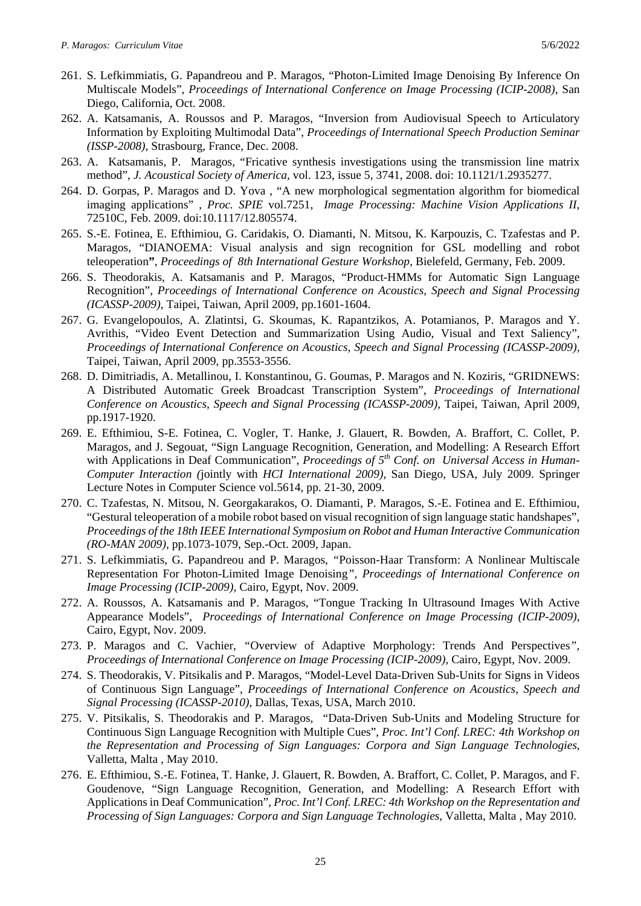261. S. Lefkimmiatis, G. Papandreou and P. Maragos, "Photon-Limited Image Denoising By Inference On Multiscale Models", *Proceedings of International Conference on Image Processing (ICIP-2008)*, San Diego, California, Oct. 2008.
262. A. Katsamanis, A. Roussos and P. Maragos, "Inversion from Audiovisual Speech to Articulatory Information by Exploiting Multimodal Data", *Proceedings of International Speech Production Seminar (ISSP-2008)*, Strasbourg, France, Dec. 2008.
263. A. Katsamanis, P. Maragos, "Fricative synthesis investigations using the transmission line matrix method", *J. Acoustical Society of America*, vol. 123, issue 5, 3741, 2008. doi: 10.1121/1.2935277.
264. D. Gorpas, P. Maragos and D. Yova , "A new morphological segmentation algorithm for biomedical imaging applications" , *Proc. SPIE* vol.7251, *Image Processing: Machine Vision Applications II*, 72510C, Feb. 2009. doi:10.1117/12.805574.
265. S.-E. Fotinea, E. Efthimiou, G. Caridakis, O. Diamanti, N. Mitsou, K. Karpouzis, C. Tzafestas and P. Maragos, "DIANOEMA: Visual analysis and sign recognition for GSL modelling and robot teleoperation**"**, *Proceedings of 8th International Gesture Workshop*, Bielefeld, Germany, Feb. 2009.
266. S. Theodorakis, A. Katsamanis and P. Maragos, "Product-HMMs for Automatic Sign Language Recognition", *Proceedings of International Conference on Acoustics, Speech and Signal Processing (ICASSP-2009)*, Taipei, Taiwan, April 2009, pp.1601-1604.
267. G. Evangelopoulos, A. Zlatintsi, G. Skoumas, K. Rapantzikos, A. Potamianos, P. Maragos and Y. Avrithis, "Video Event Detection and Summarization Using Audio, Visual and Text Saliency", *Proceedings of International Conference on Acoustics, Speech and Signal Processing (ICASSP-2009)*, Taipei, Taiwan, April 2009, pp.3553-3556.
268. D. Dimitriadis, A. Metallinou, I. Konstantinou, G. Goumas, P. Maragos and N. Koziris, "GRIDNEWS: A Distributed Automatic Greek Broadcast Transcription System", *Proceedings of International Conference on Acoustics, Speech and Signal Processing (ICASSP-2009)*, Taipei, Taiwan, April 2009, pp.1917-1920.
269. E. Efthimiou, S-E. Fotinea, C. Vogler, T. Hanke, J. Glauert, R. Bowden, A. Braffort, C. Collet, P. Maragos, and J. Segouat, "Sign Language Recognition, Generation, and Modelling: A Research Effort with Applications in Deaf Communication", *Proceedings of 5th Conf. on Universal Access in Human-Computer Interaction (*jointly with *HCI International 2009)*, San Diego, USA, July 2009. Springer Lecture Notes in Computer Science vol.5614, pp. 21-30, 2009.
270. C. Tzafestas, N. Mitsou, N. Georgakarakos, O. Diamanti, P. Maragos, S.-E. Fotinea and E. Efthimiou, "Gestural teleoperation of a mobile robot based on visual recognition of sign language static handshapes", *Proceedings of the 18th IEEE International Symposium on Robot and Human Interactive Communication (RO-MAN 2009)*, pp.1073-1079, Sep.-Oct. 2009, Japan.
271. S. Lefkimmiatis, G. Papandreou and P. Maragos, "Poisson-Haar Transform: A Nonlinear Multiscale Representation For Photon-Limited Image Denoising", *Proceedings of International Conference on Image Processing (ICIP-2009)*, Cairo, Egypt, Nov. 2009.
272. A. Roussos, A. Katsamanis and P. Maragos, "Tongue Tracking In Ultrasound Images With Active Appearance Models", *Proceedings of International Conference on Image Processing (ICIP-2009)*, Cairo, Egypt, Nov. 2009.
273. P. Maragos and C. Vachier, "Overview of Adaptive Morphology: Trends And Perspectives", *Proceedings of International Conference on Image Processing (ICIP-2009)*, Cairo, Egypt, Nov. 2009.
274. S. Theodorakis, V. Pitsikalis and P. Maragos, "Model-Level Data-Driven Sub-Units for Signs in Videos of Continuous Sign Language", *Proceedings of International Conference on Acoustics, Speech and Signal Processing (ICASSP-2010)*, Dallas, Texas, USA, March 2010.
275. V. Pitsikalis, S. Theodorakis and P. Maragos, "Data-Driven Sub-Units and Modeling Structure for Continuous Sign Language Recognition with Multiple Cues", *Proc. Int'l Conf. LREC: 4th Workshop on the Representation and Processing of Sign Languages: Corpora and Sign Language Technologies*, Valletta, Malta , May 2010.
276. E. Efthimiou, S.-E. Fotinea, T. Hanke, J. Glauert, R. Bowden, A. Braffort, C. Collet, P. Maragos, and F. Goudenove, "Sign Language Recognition, Generation, and Modelling: A Research Effort with Applications in Deaf Communication", *Proc. Int'l Conf. LREC: 4th Workshop on the Representation and Processing of Sign Languages: Corpora and Sign Language Technologies*, Valletta, Malta , May 2010.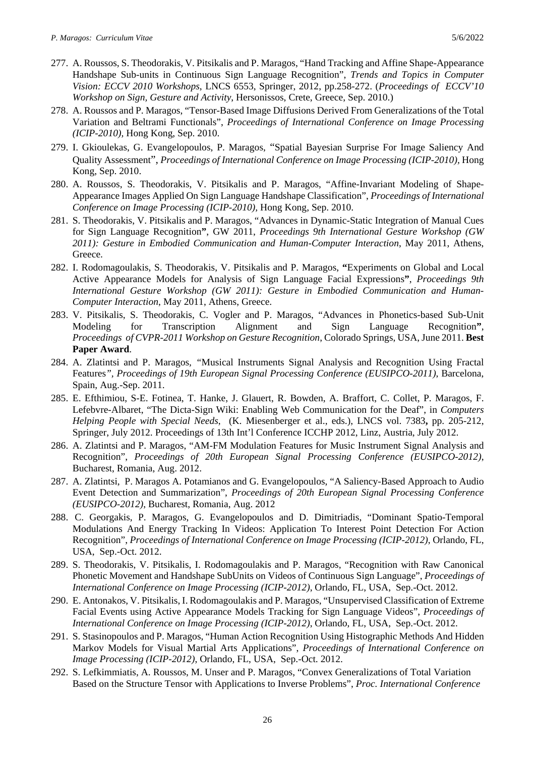277. A. Roussos, S. Theodorakis, V. Pitsikalis and P. Maragos, "Hand Tracking and Affine Shape-Appearance Handshape Sub-units in Continuous Sign Language Recognition", *Trends and Topics in Computer Vision: ECCV 2010 Workshops*, LNCS 6553, Springer, 2012, pp.258-272. (*Proceedings of ECCV'10 Workshop on Sign, Gesture and Activity*, Hersonissos, Crete, Greece, Sep. 2010.)
278. A. Roussos and P. Maragos, "Tensor-Based Image Diffusions Derived From Generalizations of the Total Variation and Beltrami Functionals", *Proceedings of International Conference on Image Processing (ICIP-2010),* Hong Kong, Sep. 2010.
279. I. Gkioulekas, G. Evangelopoulos, P. Maragos, "Spatial Bayesian Surprise For Image Saliency And Quality Assessment", *Proceedings of International Conference on Image Processing (ICIP-2010),* Hong Kong, Sep. 2010.
280. A. Roussos, S. Theodorakis, V. Pitsikalis and P. Maragos, "Affine-Invariant Modeling of Shape-Appearance Images Applied On Sign Language Handshape Classification", *Proceedings of International Conference on Image Processing (ICIP-2010),* Hong Kong, Sep. 2010.
281. S. Theodorakis, V. Pitsikalis and P. Maragos, "Advances in Dynamic-Static Integration of Manual Cues for Sign Language Recognition**"**, GW 2011, *Proceedings 9th International Gesture Workshop (GW 2011): Gesture in Embodied Communication and Human-Computer Interaction*, May 2011, Athens, Greece.
282. I. Rodomagoulakis, S. Theodorakis, V. Pitsikalis and P. Maragos, **"**Experiments on Global and Local Active Appearance Models for Analysis of Sign Language Facial Expressions**"**, *Proceedings 9th International Gesture Workshop (GW 2011): Gesture in Embodied Communication and Human-Computer Interaction*, May 2011, Athens, Greece.
283. V. Pitsikalis, S. Theodorakis, C. Vogler and P. Maragos, "Advances in Phonetics-based Sub-Unit Modeling for Transcription Alignment and Sign Language Recognition**"**, *Proceedings of CVPR-2011 Workshop on Gesture Recognition*, Colorado Springs, USA, June 2011. **Best Paper Award**.
284. A. Zlatintsi and P. Maragos, "Musical Instruments Signal Analysis and Recognition Using Fractal Features", *Proceedings of 19th European Signal Processing Conference (EUSIPCO-2011)*, Barcelona, Spain, Aug.-Sep. 2011.
285. E. Efthimiou, S-E. Fotinea, T. Hanke, J. Glauert, R. Bowden, A. Braffort, C. Collet, P. Maragos, F. Lefebvre-Albaret, "The Dicta-Sign Wiki: Enabling Web Communication for the Deaf", in *Computers Helping People with Special Needs*, (K. Miesenberger et al., eds.), LNCS vol. 7383**,** pp. 205-212, Springer, July 2012. Proceedings of 13th Int'l Conference ICCHP 2012, Linz, Austria, July 2012.
286. A. Zlatintsi and P. Maragos, "AM-FM Modulation Features for Music Instrument Signal Analysis and Recognition", *Proceedings of 20th European Signal Processing Conference (EUSIPCO-2012)*, Bucharest, Romania, Aug. 2012.
287. A. Zlatintsi, P. Maragos A. Potamianos and G. Evangelopoulos, "A Saliency-Based Approach to Audio Event Detection and Summarization", *Proceedings of 20th European Signal Processing Conference (EUSIPCO-2012)*, Bucharest, Romania, Aug. 2012
288. C. Georgakis, P. Maragos, G. Evangelopoulos and D. Dimitriadis, "Dominant Spatio-Temporal Modulations And Energy Tracking In Videos: Application To Interest Point Detection For Action Recognition", *Proceedings of International Conference on Image Processing (ICIP-2012)*, Orlando, FL, USA, Sep.-Oct. 2012.
289. S. Theodorakis, V. Pitsikalis, I. Rodomagoulakis and P. Maragos, "Recognition with Raw Canonical Phonetic Movement and Handshape SubUnits on Videos of Continuous Sign Language", *Proceedings of International Conference on Image Processing (ICIP-2012)*, Orlando, FL, USA, Sep.-Oct. 2012.
290. E. Antonakos, V. Pitsikalis, I. Rodomagoulakis and P. Maragos, "Unsupervised Classification of Extreme Facial Events using Active Appearance Models Tracking for Sign Language Videos", *Proceedings of International Conference on Image Processing (ICIP-2012)*, Orlando, FL, USA, Sep.-Oct. 2012.
291. S. Stasinopoulos and P. Maragos, "Human Action Recognition Using Histographic Methods And Hidden Markov Models for Visual Martial Arts Applications", *Proceedings of International Conference on Image Processing (ICIP-2012)*, Orlando, FL, USA, Sep.-Oct. 2012.
292. S. Lefkimmiatis, A. Roussos, M. Unser and P. Maragos, "Convex Generalizations of Total Variation Based on the Structure Tensor with Applications to Inverse Problems", *Proc. International Conference*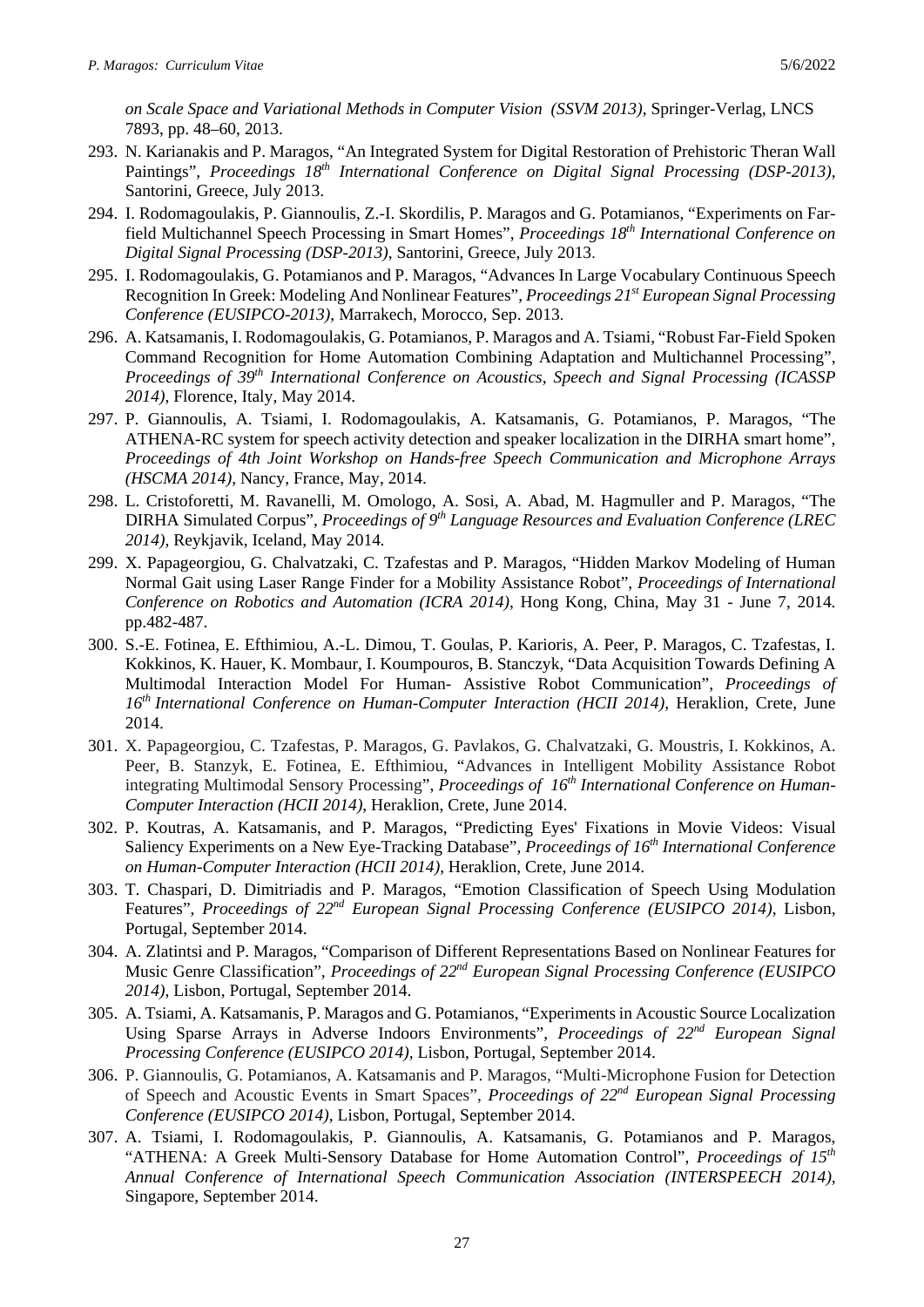*on Scale Space and Variational Methods in Computer Vision (SSVM 2013)*, Springer-Verlag, LNCS 7893, pp. 48–60, 2013.

293. N. Karianakis and P. Maragos, "An Integrated System for Digital Restoration of Prehistoric Theran Wall Paintings", *Proceedings 18th International Conference on Digital Signal Processing (DSP-2013)*, Santorini, Greece, July 2013.
294. I. Rodomagoulakis, P. Giannoulis, Z.-I. Skordilis, P. Maragos and G. Potamianos, "Experiments on Far-field Multichannel Speech Processing in Smart Homes", *Proceedings 18th International Conference on Digital Signal Processing (DSP-2013)*, Santorini, Greece, July 2013.
295. I. Rodomagoulakis, G. Potamianos and P. Maragos, "Advances In Large Vocabulary Continuous Speech Recognition In Greek: Modeling And Nonlinear Features", *Proceedings 21st European Signal Processing Conference (EUSIPCO-2013)*, Marrakech, Morocco, Sep. 2013.
296. A. Katsamanis, I. Rodomagoulakis, G. Potamianos, P. Maragos and A. Tsiami, "Robust Far-Field Spoken Command Recognition for Home Automation Combining Adaptation and Multichannel Processing", *Proceedings of 39th International Conference on Acoustics, Speech and Signal Processing (ICASSP 2014)*, Florence, Italy, May 2014.
297. P. Giannoulis, A. Tsiami, I. Rodomagoulakis, A. Katsamanis, G. Potamianos, P. Maragos, "The ATHENA-RC system for speech activity detection and speaker localization in the DIRHA smart home", *Proceedings of 4th Joint Workshop on Hands-free Speech Communication and Microphone Arrays (HSCMA 2014)*, Nancy, France, May, 2014.
298. L. Cristoforetti, M. Ravanelli, M. Omologo, A. Sosi, A. Abad, M. Hagmuller and P. Maragos, "The DIRHA Simulated Corpus", *Proceedings of 9th Language Resources and Evaluation Conference (LREC 2014)*, Reykjavik, Iceland, May 2014.
299. X. Papageorgiou, G. Chalvatzaki, C. Tzafestas and P. Maragos, "Hidden Markov Modeling of Human Normal Gait using Laser Range Finder for a Mobility Assistance Robot", *Proceedings of International Conference on Robotics and Automation (ICRA 2014)*, Hong Kong, China, May 31 - June 7, 2014. pp.482-487.
300. S.-E. Fotinea, E. Efthimiou, A.-L. Dimou, T. Goulas, P. Karioris, A. Peer, P. Maragos, C. Tzafestas, I. Kokkinos, K. Hauer, K. Mombaur, I. Koumpouros, B. Stanczyk, "Data Acquisition Towards Defining A Multimodal Interaction Model For Human- Assistive Robot Communication", *Proceedings of 16th International Conference on Human-Computer Interaction (HCII 2014)*, Heraklion, Crete, June 2014.
301. X. Papageorgiou, C. Tzafestas, P. Maragos, G. Pavlakos, G. Chalvatzaki, G. Moustris, I. Kokkinos, A. Peer, B. Stanzyk, E. Fotinea, E. Efthimiou, "Advances in Intelligent Mobility Assistance Robot integrating Multimodal Sensory Processing", *Proceedings of 16th International Conference on Human-Computer Interaction (HCII 2014)*, Heraklion, Crete, June 2014.
302. P. Koutras, A. Katsamanis, and P. Maragos, "Predicting Eyes' Fixations in Movie Videos: Visual Saliency Experiments on a New Eye-Tracking Database", *Proceedings of 16th International Conference on Human-Computer Interaction (HCII 2014)*, Heraklion, Crete, June 2014.
303. T. Chaspari, D. Dimitriadis and P. Maragos, "Emotion Classification of Speech Using Modulation Features", *Proceedings of 22nd European Signal Processing Conference (EUSIPCO 2014)*, Lisbon, Portugal, September 2014.
304. A. Zlatintsi and P. Maragos, "Comparison of Different Representations Based on Nonlinear Features for Music Genre Classification", *Proceedings of 22nd European Signal Processing Conference (EUSIPCO 2014)*, Lisbon, Portugal, September 2014.
305. A. Tsiami, A. Katsamanis, P. Maragos and G. Potamianos, "Experiments in Acoustic Source Localization Using Sparse Arrays in Adverse Indoors Environments", *Proceedings of 22nd European Signal Processing Conference (EUSIPCO 2014)*, Lisbon, Portugal, September 2014.
306. P. Giannoulis, G. Potamianos, A. Katsamanis and P. Maragos, "Multi-Microphone Fusion for Detection of Speech and Acoustic Events in Smart Spaces", *Proceedings of 22nd European Signal Processing Conference (EUSIPCO 2014)*, Lisbon, Portugal, September 2014.
307. A. Tsiami, I. Rodomagoulakis, P. Giannoulis, A. Katsamanis, G. Potamianos and P. Maragos, "ATHENA: A Greek Multi-Sensory Database for Home Automation Control", *Proceedings of 15th Annual Conference of International Speech Communication Association (INTERSPEECH 2014)*, Singapore, September 2014.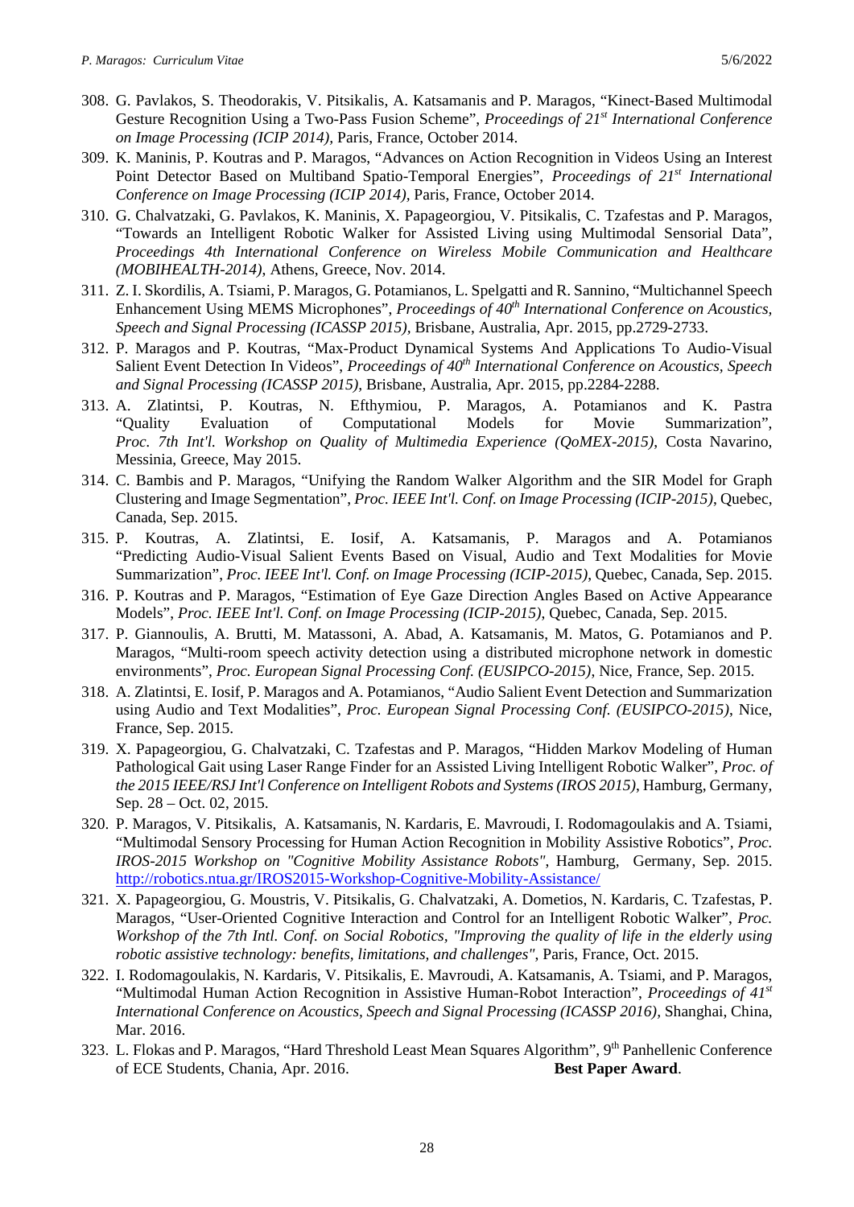308. G. Pavlakos, S. Theodorakis, V. Pitsikalis, A. Katsamanis and P. Maragos, “Kinect-Based Multimodal Gesture Recognition Using a Two-Pass Fusion Scheme”, *Proceedings of 21st International Conference on Image Processing (ICIP 2014),* Paris, France, October 2014.
309. K. Maninis, P. Koutras and P. Maragos, “Advances on Action Recognition in Videos Using an Interest Point Detector Based on Multiband Spatio-Temporal Energies”, *Proceedings of 21st International Conference on Image Processing (ICIP 2014),* Paris, France, October 2014.
310. G. Chalvatzaki, G. Pavlakos, K. Maninis, X. Papageorgiou, V. Pitsikalis, C. Tzafestas and P. Maragos, “Towards an Intelligent Robotic Walker for Assisted Living using Multimodal Sensorial Data”, *Proceedings 4th International Conference on Wireless Mobile Communication and Healthcare (MOBIHEALTH-2014),* Athens, Greece, Nov. 2014.
311. Z. I. Skordilis, A. Tsiami, P. Maragos, G. Potamianos, L. Spelgatti and R. Sannino, “Multichannel Speech Enhancement Using MEMS Microphones”, *Proceedings of 40th International Conference on Acoustics, Speech and Signal Processing (ICASSP 2015),* Brisbane, Australia, Apr. 2015, pp.2729-2733.
312. P. Maragos and P. Koutras, “Max-Product Dynamical Systems And Applications To Audio-Visual Salient Event Detection In Videos”, *Proceedings of 40th International Conference on Acoustics, Speech and Signal Processing (ICASSP 2015),* Brisbane, Australia, Apr. 2015, pp.2284-2288.
313. A. Zlatintsi, P. Koutras, N. Efthymiou, P. Maragos, A. Potamianos and K. Pastra “Quality Evaluation of Computational Models for Movie Summarization”, *Proc. 7th Int'l. Workshop on Quality of Multimedia Experience (QoMEX-2015)*, Costa Navarino, Messinia, Greece, May 2015.
314. C. Bambis and P. Maragos, “Unifying the Random Walker Algorithm and the SIR Model for Graph Clustering and Image Segmentation”, *Proc. IEEE Int'l. Conf. on Image Processing (ICIP-2015)*, Quebec, Canada, Sep. 2015.
315. P. Koutras, A. Zlatintsi, E. Iosif, A. Katsamanis, P. Maragos and A. Potamianos “Predicting Audio-Visual Salient Events Based on Visual, Audio and Text Modalities for Movie Summarization”, *Proc. IEEE Int'l. Conf. on Image Processing (ICIP-2015)*, Quebec, Canada, Sep. 2015.
316. P. Koutras and P. Maragos, “Estimation of Eye Gaze Direction Angles Based on Active Appearance Models”, *Proc. IEEE Int'l. Conf. on Image Processing (ICIP-2015)*, Quebec, Canada, Sep. 2015.
317. P. Giannoulis, A. Brutti, M. Matassoni, A. Abad, A. Katsamanis, M. Matos, G. Potamianos and P. Maragos, “Multi-room speech activity detection using a distributed microphone network in domestic environments”, *Proc. European Signal Processing Conf. (EUSIPCO-2015)*, Nice, France, Sep. 2015.
318. A. Zlatintsi, E. Iosif, P. Maragos and A. Potamianos, “Audio Salient Event Detection and Summarization using Audio and Text Modalities”, *Proc. European Signal Processing Conf. (EUSIPCO-2015)*, Nice, France, Sep. 2015.
319. X. Papageorgiou, G. Chalvatzaki, C. Tzafestas and P. Maragos, “Hidden Markov Modeling of Human Pathological Gait using Laser Range Finder for an Assisted Living Intelligent Robotic Walker”, *Proc. of the 2015 IEEE/RSJ Int'l Conference on Intelligent Robots and Systems (IROS 2015)*, Hamburg, Germany, Sep. 28 – Oct. 02, 2015.
320. P. Maragos, V. Pitsikalis, A. Katsamanis, N. Kardaris, E. Mavroudi, I. Rodomagoulakis and A. Tsiami, “Multimodal Sensory Processing for Human Action Recognition in Mobility Assistive Robotics”, *Proc. IROS-2015 Workshop on "Cognitive Mobility Assistance Robots"*, Hamburg, Germany, Sep. 2015. http://robotics.ntua.gr/IROS2015-Workshop-Cognitive-Mobility-Assistance/
321. X. Papageorgiou, G. Moustris, V. Pitsikalis, G. Chalvatzaki, A. Dometios, N. Kardaris, C. Tzafestas, P. Maragos, “User-Oriented Cognitive Interaction and Control for an Intelligent Robotic Walker”, *Proc. Workshop of the 7th Intl. Conf. on Social Robotics, "Improving the quality of life in the elderly using robotic assistive technology: benefits, limitations, and challenges"*, Paris, France, Oct. 2015.
322. I. Rodomagoulakis, N. Kardaris, V. Pitsikalis, E. Mavroudi, A. Katsamanis, A. Tsiami, and P. Maragos, “Multimodal Human Action Recognition in Assistive Human-Robot Interaction”, *Proceedings of 41st International Conference on Acoustics, Speech and Signal Processing (ICASSP 2016)*, Shanghai, China, Mar. 2016.
323. L. Flokas and P. Maragos, “Hard Threshold Least Mean Squares Algorithm”, 9th Panhellenic Conference of ECE Students, Chania, Apr. 2016. **Best Paper Award**.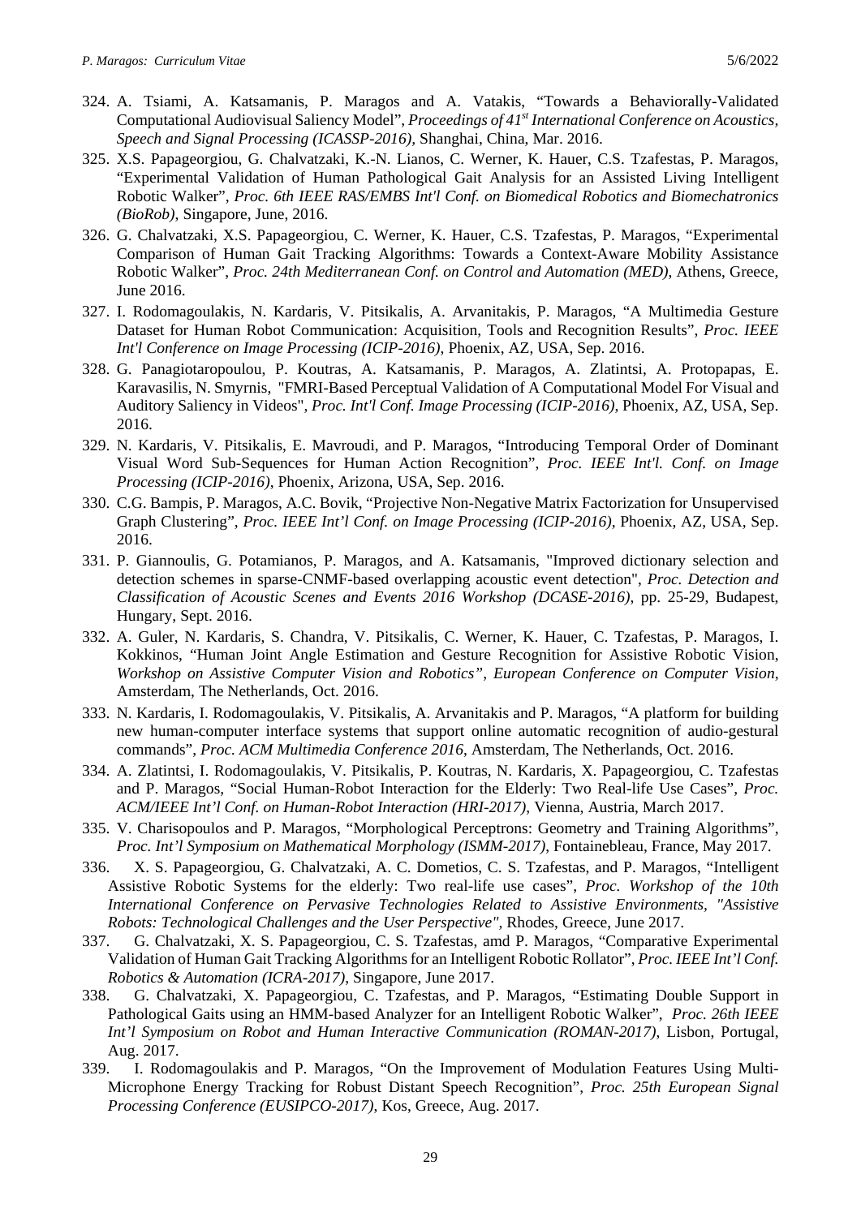324. A. Tsiami, A. Katsamanis, P. Maragos and A. Vatakis, "Towards a Behaviorally-Validated Computational Audiovisual Saliency Model", *Proceedings of 41st International Conference on Acoustics, Speech and Signal Processing (ICASSP-2016)*, Shanghai, China, Mar. 2016.
325. X.S. Papageorgiou, G. Chalvatzaki, K.-N. Lianos, C. Werner, K. Hauer, C.S. Tzafestas, P. Maragos, "Experimental Validation of Human Pathological Gait Analysis for an Assisted Living Intelligent Robotic Walker", *Proc. 6th IEEE RAS/EMBS Int'l Conf. on Biomedical Robotics and Biomechatronics (BioRob)*, Singapore, June, 2016.
326. G. Chalvatzaki, X.S. Papageorgiou, C. Werner, K. Hauer, C.S. Tzafestas, P. Maragos, "Experimental Comparison of Human Gait Tracking Algorithms: Towards a Context-Aware Mobility Assistance Robotic Walker", *Proc. 24th Mediterranean Conf. on Control and Automation (MED)*, Athens, Greece, June 2016.
327. I. Rodomagoulakis, N. Kardaris, V. Pitsikalis, A. Arvanitakis, P. Maragos, "A Multimedia Gesture Dataset for Human Robot Communication: Acquisition, Tools and Recognition Results", *Proc. IEEE Int'l Conference on Image Processing (ICIP-2016)*, Phoenix, AZ, USA, Sep. 2016.
328. G. Panagiotaropoulou, P. Koutras, A. Katsamanis, P. Maragos, A. Zlatintsi, A. Protopapas, E. Karavasilis, N. Smyrnis, "FMRI-Based Perceptual Validation of A Computational Model For Visual and Auditory Saliency in Videos", *Proc. Int'l Conf. Image Processing (ICIP-2016)*, Phoenix, AZ, USA, Sep. 2016.
329. N. Kardaris, V. Pitsikalis, E. Mavroudi, and P. Maragos, "Introducing Temporal Order of Dominant Visual Word Sub-Sequences for Human Action Recognition", *Proc. IEEE Int'l. Conf. on Image Processing (ICIP-2016)*, Phoenix, Arizona, USA, Sep. 2016.
330. C.G. Bampis, P. Maragos, A.C. Bovik, "Projective Non-Negative Matrix Factorization for Unsupervised Graph Clustering", *Proc. IEEE Int'l Conf. on Image Processing (ICIP-2016)*, Phoenix, AZ, USA, Sep. 2016.
331. P. Giannoulis, G. Potamianos, P. Maragos, and A. Katsamanis, "Improved dictionary selection and detection schemes in sparse-CNMF-based overlapping acoustic event detection", *Proc. Detection and Classification of Acoustic Scenes and Events 2016 Workshop (DCASE-2016)*, pp. 25-29, Budapest, Hungary, Sept. 2016.
332. A. Guler, N. Kardaris, S. Chandra, V. Pitsikalis, C. Werner, K. Hauer, C. Tzafestas, P. Maragos, I. Kokkinos, "Human Joint Angle Estimation and Gesture Recognition for Assistive Robotic Vision, *Workshop on Assistive Computer Vision and Robotics", European Conference on Computer Vision*, Amsterdam, The Netherlands, Oct. 2016.
333. N. Kardaris, I. Rodomagoulakis, V. Pitsikalis, A. Arvanitakis and P. Maragos, "A platform for building new human-computer interface systems that support online automatic recognition of audio-gestural commands", *Proc. ACM Multimedia Conference 2016*, Amsterdam, The Netherlands, Oct. 2016.
334. A. Zlatintsi, I. Rodomagoulakis, V. Pitsikalis, P. Koutras, N. Kardaris, X. Papageorgiou, C. Tzafestas and P. Maragos, "Social Human-Robot Interaction for the Elderly: Two Real-life Use Cases", *Proc. ACM/IEEE Int'l Conf. on Human-Robot Interaction (HRI-2017)*, Vienna, Austria, March 2017.
335. V. Charisopoulos and P. Maragos, "Morphological Perceptrons: Geometry and Training Algorithms", *Proc. Int'l Symposium on Mathematical Morphology (ISMM-2017)*, Fontainebleau, France, May 2017.
336. X. S. Papageorgiou, G. Chalvatzaki, A. C. Dometios, C. S. Tzafestas, and P. Maragos, "Intelligent Assistive Robotic Systems for the elderly: Two real-life use cases", *Proc. Workshop of the 10th International Conference on Pervasive Technologies Related to Assistive Environments, "Assistive Robots: Technological Challenges and the User Perspective"*, Rhodes, Greece, June 2017.
337. G. Chalvatzaki, X. S. Papageorgiou, C. S. Tzafestas, amd P. Maragos, "Comparative Experimental Validation of Human Gait Tracking Algorithms for an Intelligent Robotic Rollator", *Proc. IEEE Int'l Conf. Robotics & Automation (ICRA-2017)*, Singapore, June 2017.
338. G. Chalvatzaki, X. Papageorgiou, C. Tzafestas, and P. Maragos, "Estimating Double Support in Pathological Gaits using an HMM-based Analyzer for an Intelligent Robotic Walker", *Proc. 26th IEEE Int'l Symposium on Robot and Human Interactive Communication (ROMAN-2017)*, Lisbon, Portugal, Aug. 2017.
339. I. Rodomagoulakis and P. Maragos, "On the Improvement of Modulation Features Using Multi-Microphone Energy Tracking for Robust Distant Speech Recognition", *Proc. 25th European Signal Processing Conference (EUSIPCO-2017)*, Kos, Greece, Aug. 2017.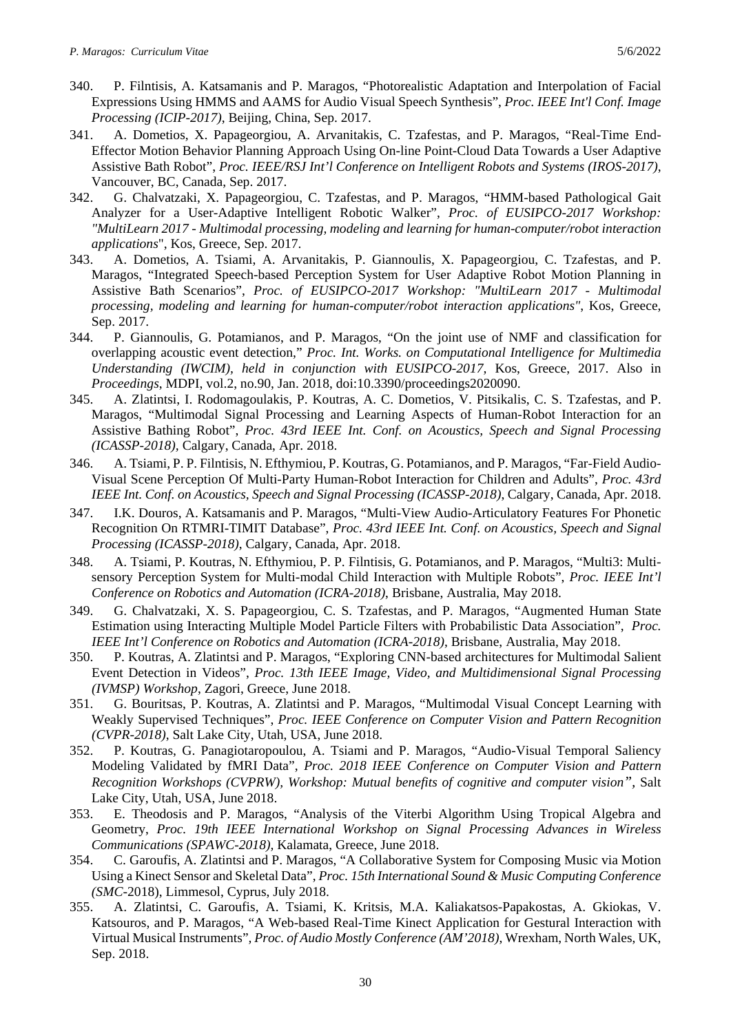340. P. Filntisis, A. Katsamanis and P. Maragos, "Photorealistic Adaptation and Interpolation of Facial Expressions Using HMMS and AAMS for Audio Visual Speech Synthesis", *Proc. IEEE Int'l Conf. Image Processing (ICIP-2017)*, Beijing, China, Sep. 2017.
341. A. Dometios, X. Papageorgiou, A. Arvanitakis, C. Tzafestas, and P. Maragos, "Real-Time End-Effector Motion Behavior Planning Approach Using On-line Point-Cloud Data Towards a User Adaptive Assistive Bath Robot", *Proc. IEEE/RSJ Int'l Conference on Intelligent Robots and Systems (IROS-2017)*, Vancouver, BC, Canada, Sep. 2017.
342. G. Chalvatzaki, X. Papageorgiou, C. Tzafestas, and P. Maragos, "HMM-based Pathological Gait Analyzer for a User-Adaptive Intelligent Robotic Walker", *Proc. of EUSIPCO-2017 Workshop: "MultiLearn 2017 - Multimodal processing, modeling and learning for human-computer/robot interaction applications*", Kos, Greece, Sep. 2017.
343. A. Dometios, A. Tsiami, A. Arvanitakis, P. Giannoulis, X. Papageorgiou, C. Tzafestas, and P. Maragos, "Integrated Speech-based Perception System for User Adaptive Robot Motion Planning in Assistive Bath Scenarios", *Proc. of EUSIPCO-2017 Workshop: "MultiLearn 2017 - Multimodal processing, modeling and learning for human-computer/robot interaction applications"*, Kos, Greece, Sep. 2017.
344. P. Giannoulis, G. Potamianos, and P. Maragos, "On the joint use of NMF and classification for overlapping acoustic event detection," *Proc. Int. Works. on Computational Intelligence for Multimedia Understanding (IWCIM), held in conjunction with EUSIPCO-2017,* Kos, Greece, 2017. Also in *Proceedings*, MDPI, vol.2, no.90, Jan. 2018, doi:10.3390/proceedings2020090.
345. A. Zlatintsi, I. Rodomagoulakis, P. Koutras, A. C. Dometios, V. Pitsikalis, C. S. Tzafestas, and P. Maragos, "Multimodal Signal Processing and Learning Aspects of Human-Robot Interaction for an Assistive Bathing Robot", *Proc. 43rd IEEE Int. Conf. on Acoustics, Speech and Signal Processing (ICASSP-2018),* Calgary, Canada, Apr. 2018.
346. A. Tsiami, P. P. Filntisis, N. Efthymiou, P. Koutras, G. Potamianos, and P. Maragos, "Far-Field Audio-Visual Scene Perception Of Multi-Party Human-Robot Interaction for Children and Adults", *Proc. 43rd IEEE Int. Conf. on Acoustics, Speech and Signal Processing (ICASSP-2018)*, Calgary, Canada, Apr. 2018.
347. I.K. Douros, A. Katsamanis and P. Maragos, "Multi-View Audio-Articulatory Features For Phonetic Recognition On RTMRI-TIMIT Database", *Proc. 43rd IEEE Int. Conf. on Acoustics, Speech and Signal Processing (ICASSP-2018)*, Calgary, Canada, Apr. 2018.
348. A. Tsiami, P. Koutras, N. Efthymiou, P. P. Filntisis, G. Potamianos, and P. Maragos, "Multi3: Multi-sensory Perception System for Multi-modal Child Interaction with Multiple Robots", *Proc. IEEE Int'l Conference on Robotics and Automation (ICRA-2018)*, Brisbane, Australia, May 2018.
349. G. Chalvatzaki, X. S. Papageorgiou, C. S. Tzafestas, and P. Maragos, "Augmented Human State Estimation using Interacting Multiple Model Particle Filters with Probabilistic Data Association", *Proc. IEEE Int'l Conference on Robotics and Automation (ICRA-2018)*, Brisbane, Australia, May 2018.
350. P. Koutras, A. Zlatintsi and P. Maragos, "Exploring CNN-based architectures for Multimodal Salient Event Detection in Videos", *Proc. 13th IEEE Image, Video, and Multidimensional Signal Processing (IVMSP) Workshop*, Zagori, Greece, June 2018.
351. G. Bouritsas, P. Koutras, A. Zlatintsi and P. Maragos, "Multimodal Visual Concept Learning with Weakly Supervised Techniques", *Proc. IEEE Conference on Computer Vision and Pattern Recognition (CVPR-2018)*, Salt Lake City, Utah, USA, June 2018.
352. P. Koutras, G. Panagiotaropoulou, A. Tsiami and P. Maragos, "Audio-Visual Temporal Saliency Modeling Validated by fMRI Data", *Proc. 2018 IEEE Conference on Computer Vision and Pattern Recognition Workshops (CVPRW), Workshop: Mutual benefits of cognitive and computer vision"*, Salt Lake City, Utah, USA, June 2018.
353. E. Theodosis and P. Maragos, "Analysis of the Viterbi Algorithm Using Tropical Algebra and Geometry, *Proc. 19th IEEE International Workshop on Signal Processing Advances in Wireless Communications (SPAWC-2018)*, Kalamata, Greece, June 2018.
354. C. Garoufis, A. Zlatintsi and P. Maragos, "A Collaborative System for Composing Music via Motion Using a Kinect Sensor and Skeletal Data", *Proc. 15th International Sound & Music Computing Conference (SMC*-2018), Limmesol, Cyprus, July 2018.
355. A. Zlatintsi, C. Garoufis, A. Tsiami, K. Kritsis, M.A. Kaliakatsos-Papakostas, A. Gkiokas, V. Katsouros, and P. Maragos, "A Web-based Real-Time Kinect Application for Gestural Interaction with Virtual Musical Instruments", *Proc. of Audio Mostly Conference (AM'2018)*, Wrexham, North Wales, UK, Sep. 2018.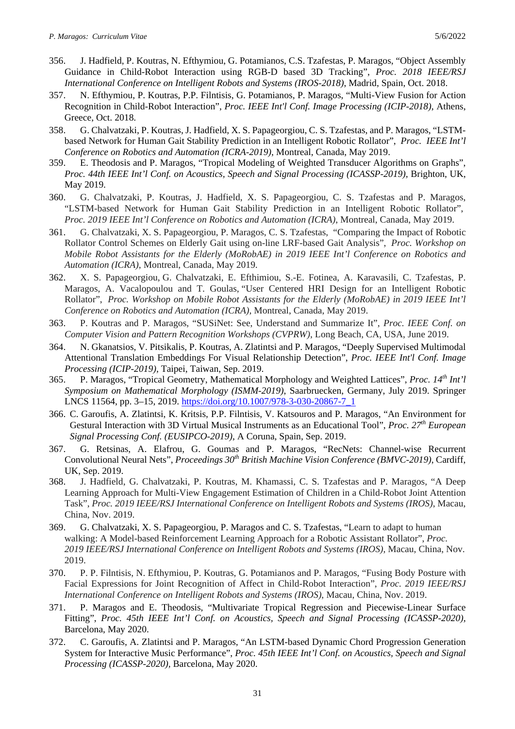356. J. Hadfield, P. Koutras, N. Efthymiou, G. Potamianos, C.S. Tzafestas, P. Maragos, "Object Assembly Guidance in Child-Robot Interaction using RGB-D based 3D Tracking", *Proc. 2018 IEEE/RSJ International Conference on Intelligent Robots and Systems (IROS-2018)*, Madrid, Spain, Oct. 2018.

357. N. Efthymiou, P. Koutras, P.P. Filntisis, G. Potamianos, P. Maragos, "Multi-View Fusion for Action Recognition in Child-Robot Interaction", *Proc. IEEE Int'l Conf. Image Processing (ICIP-2018)*, Athens, Greece, Oct. 2018.

358. G. Chalvatzaki, P. Koutras, J. Hadfield, X. S. Papageorgiou, C. S. Tzafestas, and P. Maragos, "LSTM-based Network for Human Gait Stability Prediction in an Intelligent Robotic Rollator", *Proc. IEEE Int'l Conference on Robotics and Automation (ICRA-2019)*, Montreal, Canada, May 2019.

359. E. Theodosis and P. Maragos, "Tropical Modeling of Weighted Transducer Algorithms on Graphs", *Proc. 44th IEEE Int'l Conf. on Acoustics, Speech and Signal Processing (ICASSP-2019)*, Brighton, UK, May 2019.

360. G. Chalvatzaki, P. Koutras, J. Hadfield, X. S. Papageorgiou, C. S. Tzafestas and P. Maragos, "LSTM-based Network for Human Gait Stability Prediction in an Intelligent Robotic Rollator", *Proc. 2019 IEEE Int'l Conference on Robotics and Automation (ICRA)*, Montreal, Canada, May 2019.

361. G. Chalvatzaki, X. S. Papageorgiou, P. Maragos, C. S. Tzafestas, "Comparing the Impact of Robotic Rollator Control Schemes on Elderly Gait using on-line LRF-based Gait Analysis", *Proc. Workshop on Mobile Robot Assistants for the Elderly (MoRobAE) in 2019 IEEE Int'l Conference on Robotics and Automation (ICRA)*, Montreal, Canada, May 2019.

362. X. S. Papageorgiou, G. Chalvatzaki, E. Efthimiou, S.-E. Fotinea, A. Karavasili, C. Tzafestas, P. Maragos, A. Vacalopoulou and T. Goulas, "User Centered HRI Design for an Intelligent Robotic Rollator", *Proc. Workshop on Mobile Robot Assistants for the Elderly (MoRobAE) in 2019 IEEE Int'l Conference on Robotics and Automation (ICRA)*, Montreal, Canada, May 2019.

363. P. Koutras and P. Maragos, "SUSiNet: See, Understand and Summarize It", *Proc. IEEE Conf. on Computer Vision and Pattern Recognition Workshops (CVPRW)*, Long Beach, CA, USA, June 2019.

364. N. Gkanatsios, V. Pitsikalis, P. Koutras, A. Zlatintsi and P. Maragos, "Deeply Supervised Multimodal Attentional Translation Embeddings For Visual Relationship Detection", *Proc. IEEE Int'l Conf. Image Processing (ICIP-2019)*, Taipei, Taiwan, Sep. 2019.

365. P. Maragos, "Tropical Geometry, Mathematical Morphology and Weighted Lattices", *Proc. 14th Int'l Symposium on Mathematical Morphology (ISMM-2019)*, Saarbruecken, Germany, July 2019. Springer LNCS 11564, pp. 3–15, 2019. https://doi.org/10.1007/978-3-030-20867-7_1

366. C. Garoufis, A. Zlatintsi, K. Kritsis, P.P. Filntisis, V. Katsouros and P. Maragos, "An Environment for Gestural Interaction with 3D Virtual Musical Instruments as an Educational Tool", *Proc. 27th European Signal Processing Conf. (EUSIPCO-2019)*, A Coruna, Spain, Sep. 2019.

367. G. Retsinas, A. Elafrou, G. Goumas and P. Maragos, "RecNets: Channel-wise Recurrent Convolutional Neural Nets", *Proceedings 30th British Machine Vision Conference (BMVC-2019)*, Cardiff, UK, Sep. 2019.

368. J. Hadfield, G. Chalvatzaki, P. Koutras, M. Khamassi, C. S. Tzafestas and P. Maragos, "A Deep Learning Approach for Multi-View Engagement Estimation of Children in a Child-Robot Joint Attention Task", *Proc. 2019 IEEE/RSJ International Conference on Intelligent Robots and Systems (IROS)*, Macau, China, Nov. 2019.

369. G. Chalvatzaki, X. S. Papageorgiou, P. Maragos and C. S. Tzafestas, "Learn to adapt to human walking: A Model-based Reinforcement Learning Approach for a Robotic Assistant Rollator", *Proc. 2019 IEEE/RSJ International Conference on Intelligent Robots and Systems (IROS)*, Macau, China, Nov. 2019.

370. P. P. Filntisis, N. Efthymiou, P. Koutras, G. Potamianos and P. Maragos, "Fusing Body Posture with Facial Expressions for Joint Recognition of Affect in Child-Robot Interaction", *Proc. 2019 IEEE/RSJ International Conference on Intelligent Robots and Systems (IROS)*, Macau, China, Nov. 2019.

371. P. Maragos and E. Theodosis, "Multivariate Tropical Regression and Piecewise-Linear Surface Fitting", *Proc. 45th IEEE Int'l Conf. on Acoustics, Speech and Signal Processing (ICASSP-2020)*, Barcelona, May 2020.

372. C. Garoufis, A. Zlatintsi and P. Maragos, "An LSTM-based Dynamic Chord Progression Generation System for Interactive Music Performance", *Proc. 45th IEEE Int'l Conf. on Acoustics, Speech and Signal Processing (ICASSP-2020)*, Barcelona, May 2020.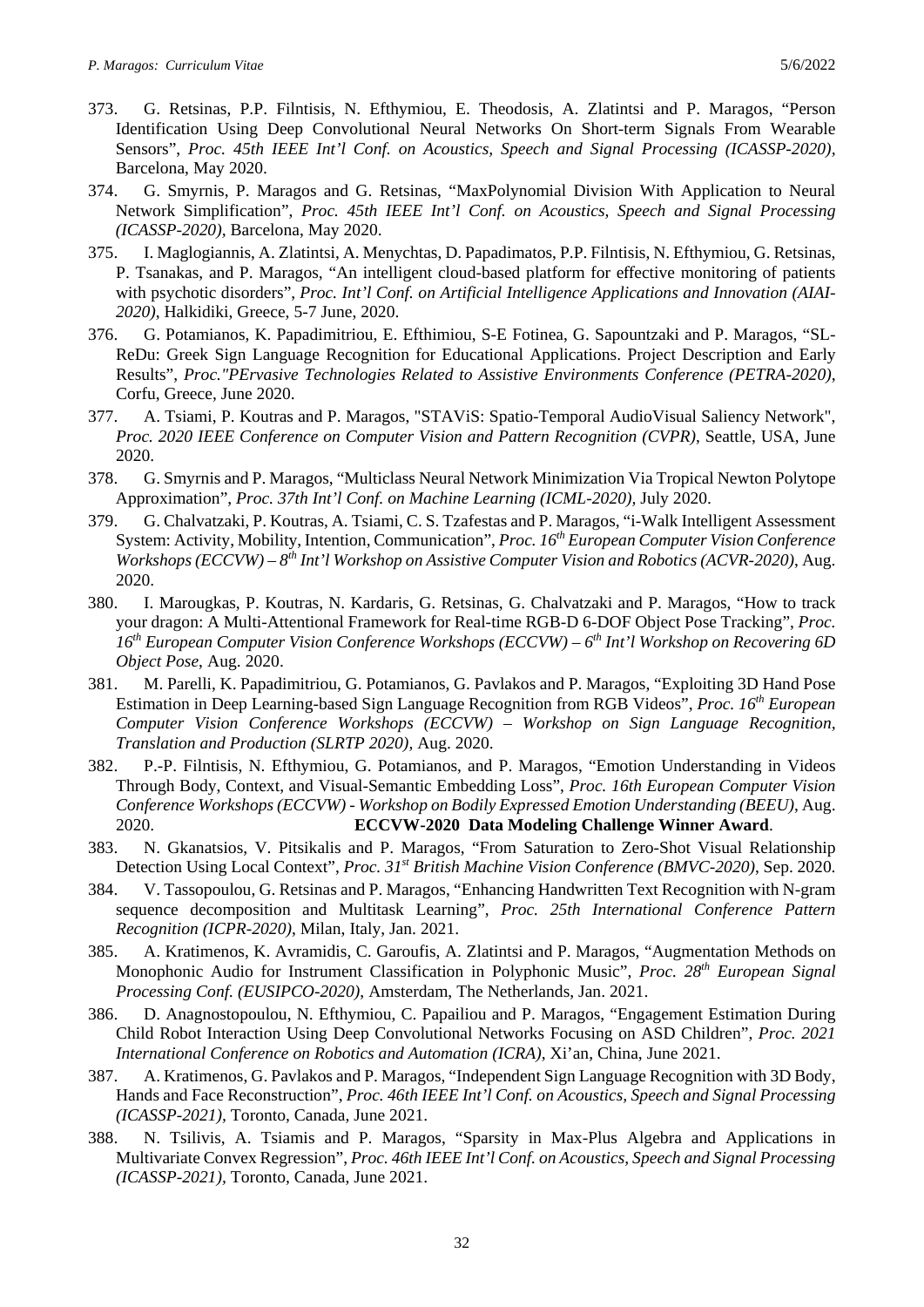373. G. Retsinas, P.P. Filntisis, N. Efthymiou, E. Theodosis, A. Zlatintsi and P. Maragos, "Person Identification Using Deep Convolutional Neural Networks On Short-term Signals From Wearable Sensors", *Proc. 45th IEEE Int'l Conf. on Acoustics, Speech and Signal Processing (ICASSP-2020)*, Barcelona, May 2020.

374. G. Smyrnis, P. Maragos and G. Retsinas, "MaxPolynomial Division With Application to Neural Network Simplification", *Proc. 45th IEEE Int'l Conf. on Acoustics, Speech and Signal Processing (ICASSP-2020)*, Barcelona, May 2020.

375. I. Maglogiannis, A. Zlatintsi, A. Menychtas, D. Papadimatos, P.P. Filntisis, N. Efthymiou, G. Retsinas, P. Tsanakas, and P. Maragos, "An intelligent cloud-based platform for effective monitoring of patients with psychotic disorders", *Proc. Int'l Conf. on Artificial Intelligence Applications and Innovation (AIAI-2020)*, Halkidiki, Greece, 5-7 June, 2020.

376. G. Potamianos, K. Papadimitriou, E. Efthimiou, S-E Fotinea, G. Sapountzaki and P. Maragos, "SL-ReDu: Greek Sign Language Recognition for Educational Applications. Project Description and Early Results", *Proc."PErvasive Technologies Related to Assistive Environments Conference (PETRA-2020)*, Corfu, Greece, June 2020.

377. A. Tsiami, P. Koutras and P. Maragos, "STAViS: Spatio-Temporal AudioVisual Saliency Network", *Proc. 2020 IEEE Conference on Computer Vision and Pattern Recognition (CVPR)*, Seattle, USA, June 2020.

378. G. Smyrnis and P. Maragos, "Multiclass Neural Network Minimization Via Tropical Newton Polytope Approximation", *Proc. 37th Int'l Conf. on Machine Learning (ICML-2020)*, July 2020.

379. G. Chalvatzaki, P. Koutras, A. Tsiami, C. S. Tzafestas and P. Maragos, "i-Walk Intelligent Assessment System: Activity, Mobility, Intention, Communication", *Proc. 16th European Computer Vision Conference Workshops (ECCVW) – 8th Int'l Workshop on Assistive Computer Vision and Robotics (ACVR-2020)*, Aug. 2020.

380. I. Marougkas, P. Koutras, N. Kardaris, G. Retsinas, G. Chalvatzaki and P. Maragos, "How to track your dragon: A Multi-Attentional Framework for Real-time RGB-D 6-DOF Object Pose Tracking", *Proc. 16th European Computer Vision Conference Workshops (ECCVW) – 6th Int'l Workshop on Recovering 6D Object Pose*, Aug. 2020.

381. M. Parelli, K. Papadimitriou, G. Potamianos, G. Pavlakos and P. Maragos, "Exploiting 3D Hand Pose Estimation in Deep Learning-based Sign Language Recognition from RGB Videos", *Proc. 16th European Computer Vision Conference Workshops (ECCVW) – Workshop on Sign Language Recognition, Translation and Production (SLRTP 2020)*, Aug. 2020.

382. P.-P. Filntisis, N. Efthymiou, G. Potamianos, and P. Maragos, "Emotion Understanding in Videos Through Body, Context, and Visual-Semantic Embedding Loss", *Proc. 16th European Computer Vision Conference Workshops (ECCVW) - Workshop on Bodily Expressed Emotion Understanding (BEEU)*, Aug. 2020. **ECCVW-2020 Data Modeling Challenge Winner Award**.

383. N. Gkanatsios, V. Pitsikalis and P. Maragos, "From Saturation to Zero-Shot Visual Relationship Detection Using Local Context", *Proc. 31st British Machine Vision Conference (BMVC-2020)*, Sep. 2020.

384. V. Tassopoulou, G. Retsinas and P. Maragos, "Enhancing Handwritten Text Recognition with N-gram sequence decomposition and Multitask Learning", *Proc. 25th International Conference Pattern Recognition (ICPR-2020)*, Milan, Italy, Jan. 2021.

385. A. Kratimenos, K. Avramidis, C. Garoufis, A. Zlatintsi and P. Maragos, "Augmentation Methods on Monophonic Audio for Instrument Classification in Polyphonic Music", *Proc. 28th European Signal Processing Conf. (EUSIPCO-2020)*, Amsterdam, The Netherlands, Jan. 2021.

386. D. Anagnostopoulou, N. Efthymiou, C. Papailiou and P. Maragos, "Engagement Estimation During Child Robot Interaction Using Deep Convolutional Networks Focusing on ASD Children", *Proc. 2021 International Conference on Robotics and Automation (ICRA)*, Xi'an, China, June 2021.

387. A. Kratimenos, G. Pavlakos and P. Maragos, "Independent Sign Language Recognition with 3D Body, Hands and Face Reconstruction", *Proc. 46th IEEE Int'l Conf. on Acoustics, Speech and Signal Processing (ICASSP-2021)*, Toronto, Canada, June 2021.

388. N. Tsilivis, A. Tsiamis and P. Maragos, "Sparsity in Max-Plus Algebra and Applications in Multivariate Convex Regression", *Proc. 46th IEEE Int'l Conf. on Acoustics, Speech and Signal Processing (ICASSP-2021)*, Toronto, Canada, June 2021.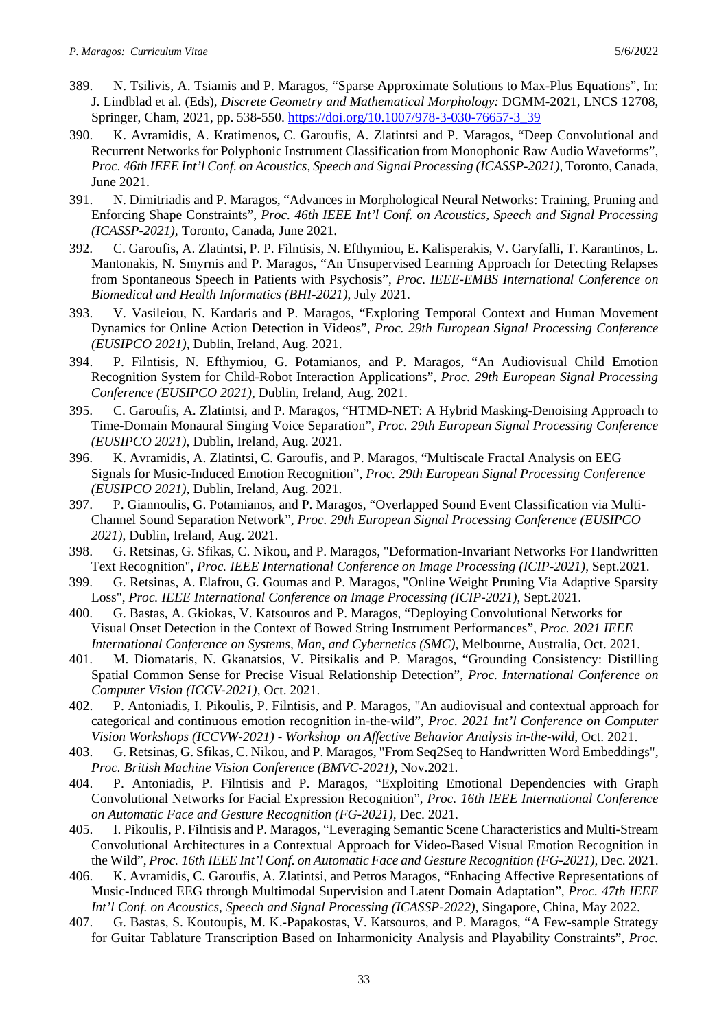389. N. Tsilivis, A. Tsiamis and P. Maragos, "Sparse Approximate Solutions to Max-Plus Equations", In: J. Lindblad et al. (Eds), *Discrete Geometry and Mathematical Morphology:* DGMM-2021, LNCS 12708, Springer, Cham, 2021, pp. 538-550. https://doi.org/10.1007/978-3-030-76657-3_39

390. K. Avramidis, A. Kratimenos, C. Garoufis, A. Zlatintsi and P. Maragos, "Deep Convolutional and Recurrent Networks for Polyphonic Instrument Classification from Monophonic Raw Audio Waveforms", *Proc. 46th IEEE Int'l Conf. on Acoustics, Speech and Signal Processing (ICASSP-2021)*, Toronto, Canada, June 2021.

391. N. Dimitriadis and P. Maragos, "Advances in Morphological Neural Networks: Training, Pruning and Enforcing Shape Constraints", *Proc. 46th IEEE Int'l Conf. on Acoustics, Speech and Signal Processing (ICASSP-2021)*, Toronto, Canada, June 2021.

392. C. Garoufis, A. Zlatintsi, P. P. Filntisis, N. Efthymiou, E. Kalisperakis, V. Garyfalli, T. Karantinos, L. Mantonakis, N. Smyrnis and P. Maragos, "An Unsupervised Learning Approach for Detecting Relapses from Spontaneous Speech in Patients with Psychosis", *Proc. IEEE-EMBS International Conference on Biomedical and Health Informatics (BHI-2021)*, July 2021.

393. V. Vasileiou, N. Kardaris and P. Maragos, "Exploring Temporal Context and Human Movement Dynamics for Online Action Detection in Videos", *Proc. 29th European Signal Processing Conference (EUSIPCO 2021)*, Dublin, Ireland, Aug. 2021.

394. P. Filntisis, N. Efthymiou, G. Potamianos, and P. Maragos, "An Audiovisual Child Emotion Recognition System for Child-Robot Interaction Applications", *Proc. 29th European Signal Processing Conference (EUSIPCO 2021)*, Dublin, Ireland, Aug. 2021.

395. C. Garoufis, A. Zlatintsi, and P. Maragos, "HTMD-NET: A Hybrid Masking-Denoising Approach to Time-Domain Monaural Singing Voice Separation", *Proc. 29th European Signal Processing Conference (EUSIPCO 2021)*, Dublin, Ireland, Aug. 2021.

396. K. Avramidis, A. Zlatintsi, C. Garoufis, and P. Maragos, "Multiscale Fractal Analysis on EEG Signals for Music-Induced Emotion Recognition", *Proc. 29th European Signal Processing Conference (EUSIPCO 2021)*, Dublin, Ireland, Aug. 2021.

397. P. Giannoulis, G. Potamianos, and P. Maragos, "Overlapped Sound Event Classification via Multi-Channel Sound Separation Network", *Proc. 29th European Signal Processing Conference (EUSIPCO 2021)*, Dublin, Ireland, Aug. 2021.

398. G. Retsinas, G. Sfikas, C. Nikou, and P. Maragos, "Deformation-Invariant Networks For Handwritten Text Recognition", *Proc. IEEE International Conference on Image Processing (ICIP-2021)*, Sept.2021.

399. G. Retsinas, A. Elafrou, G. Goumas and P. Maragos, "Online Weight Pruning Via Adaptive Sparsity Loss", *Proc. IEEE International Conference on Image Processing (ICIP-2021)*, Sept.2021.

400. G. Bastas, A. Gkiokas, V. Katsouros and P. Maragos, "Deploying Convolutional Networks for Visual Onset Detection in the Context of Bowed String Instrument Performances", *Proc. 2021 IEEE International Conference on Systems, Man, and Cybernetics (SMC)*, Melbourne, Australia, Oct. 2021.

401. M. Diomataris, N. Gkanatsios, V. Pitsikalis and P. Maragos, "Grounding Consistency: Distilling Spatial Common Sense for Precise Visual Relationship Detection", *Proc. International Conference on Computer Vision (ICCV-2021)*, Oct. 2021.

402. P. Antoniadis, I. Pikoulis, P. Filntisis, and P. Maragos, "An audiovisual and contextual approach for categorical and continuous emotion recognition in-the-wild", *Proc. 2021 Int'l Conference on Computer Vision Workshops (ICCVW-2021) - Workshop on Affective Behavior Analysis in-the-wild*, Oct. 2021.

403. G. Retsinas, G. Sfikas, C. Nikou, and P. Maragos, "From Seq2Seq to Handwritten Word Embeddings", *Proc. British Machine Vision Conference (BMVC-2021)*, Nov.2021.

404. P. Antoniadis, P. Filntisis and P. Maragos, "Exploiting Emotional Dependencies with Graph Convolutional Networks for Facial Expression Recognition", *Proc. 16th IEEE International Conference on Automatic Face and Gesture Recognition (FG-2021)*, Dec. 2021.

405. I. Pikoulis, P. Filntisis and P. Maragos, "Leveraging Semantic Scene Characteristics and Multi-Stream Convolutional Architectures in a Contextual Approach for Video-Based Visual Emotion Recognition in the Wild", *Proc. 16th IEEE Int'l Conf. on Automatic Face and Gesture Recognition (FG-2021)*, Dec. 2021.

406. K. Avramidis, C. Garoufis, A. Zlatintsi, and Petros Maragos, "Enhacing Affective Representations of Music-Induced EEG through Multimodal Supervision and Latent Domain Adaptation", *Proc. 47th IEEE Int'l Conf. on Acoustics, Speech and Signal Processing (ICASSP-2022)*, Singapore, China, May 2022.

407. G. Bastas, S. Koutoupis, M. K.-Papakostas, V. Katsouros, and P. Maragos, "A Few-sample Strategy for Guitar Tablature Transcription Based on Inharmonicity Analysis and Playability Constraints", *Proc.*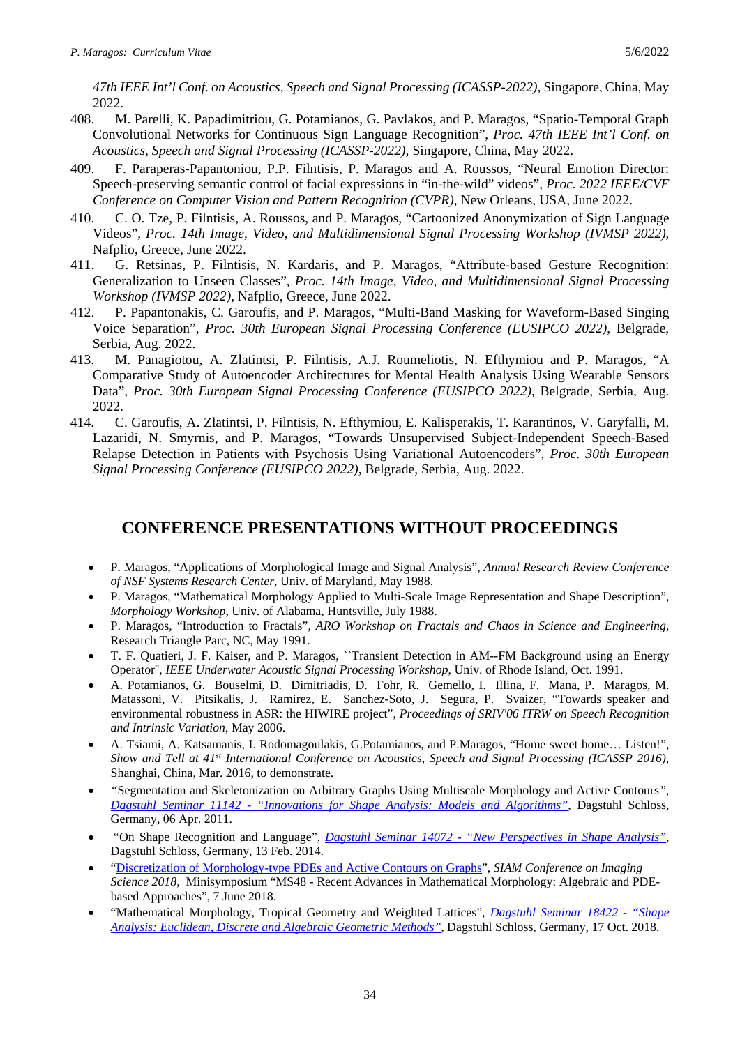*47th IEEE Int'l Conf. on Acoustics, Speech and Signal Processing (ICASSP-2022),* Singapore, China, May 2022.

408. M. Parelli, K. Papadimitriou, G. Potamianos, G. Pavlakos, and P. Maragos, "Spatio-Temporal Graph Convolutional Networks for Continuous Sign Language Recognition", *Proc. 47th IEEE Int'l Conf. on Acoustics, Speech and Signal Processing (ICASSP-2022),* Singapore, China, May 2022.

409. F. Paraperas-Papantoniou, P.P. Filntisis, P. Maragos and A. Roussos, "Neural Emotion Director: Speech-preserving semantic control of facial expressions in "in-the-wild" videos", *Proc. 2022 IEEE/CVF Conference on Computer Vision and Pattern Recognition (CVPR)*, New Orleans, USA, June 2022.

410. C. O. Tze, P. Filntisis, A. Roussos, and P. Maragos, "Cartoonized Anonymization of Sign Language Videos", *Proc. 14th Image, Video, and Multidimensional Signal Processing Workshop (IVMSP 2022)*, Nafplio, Greece, June 2022.

411. G. Retsinas, P. Filntisis, N. Kardaris, and P. Maragos, "Attribute-based Gesture Recognition: Generalization to Unseen Classes", *Proc. 14th Image, Video, and Multidimensional Signal Processing Workshop (IVMSP 2022)*, Nafplio, Greece, June 2022.

412. P. Papantonakis, C. Garoufis, and P. Maragos, "Multi-Band Masking for Waveform-Based Singing Voice Separation", *Proc. 30th European Signal Processing Conference (EUSIPCO 2022)*, Belgrade, Serbia, Aug. 2022.

413. M. Panagiotou, A. Zlatintsi, P. Filntisis, A.J. Roumeliotis, N. Efthymiou and P. Maragos, "A Comparative Study of Autoencoder Architectures for Mental Health Analysis Using Wearable Sensors Data", *Proc. 30th European Signal Processing Conference (EUSIPCO 2022)*, Belgrade, Serbia, Aug. 2022.

414. C. Garoufis, A. Zlatintsi, P. Filntisis, N. Efthymiou, E. Kalisperakis, T. Karantinos, V. Garyfalli, M. Lazaridi, N. Smyrnis, and P. Maragos, "Towards Unsupervised Subject-Independent Speech-Based Relapse Detection in Patients with Psychosis Using Variational Autoencoders", *Proc. 30th European Signal Processing Conference (EUSIPCO 2022)*, Belgrade, Serbia, Aug. 2022.

## CONFERENCE PRESENTATIONS WITHOUT PROCEEDINGS

- P. Maragos, "Applications of Morphological Image and Signal Analysis", *Annual Research Review Conference of NSF Systems Research Center*, Univ. of Maryland, May 1988.
- P. Maragos, "Mathematical Morphology Applied to Multi-Scale Image Representation and Shape Description", *Morphology Workshop*, Univ. of Alabama, Huntsville, July 1988.
- P. Maragos, "Introduction to Fractals", *ARO Workshop on Fractals and Chaos in Science and Engineering*, Research Triangle Parc, NC, May 1991.
- T. F. Quatieri, J. F. Kaiser, and P. Maragos, ``Transient Detection in AM--FM Background using an Energy Operator'', *IEEE Underwater Acoustic Signal Processing Workshop*, Univ. of Rhode Island, Oct. 1991.
- A. Potamianos, G. Bouselmi, D. Dimitriadis, D. Fohr, R. Gemello, I. Illina, F. Mana, P. Maragos, M. Matassoni, V. Pitsikalis, J. Ramirez, E. Sanchez-Soto, J. Segura, P. Svaizer, "Towards speaker and environmental robustness in ASR: the HIWIRE project", *Proceedings of SRIV'06 ITRW on Speech Recognition and Intrinsic Variation*, May 2006.
- A. Tsiami, A. Katsamanis, I. Rodomagoulakis, G.Potamianos, and P.Maragos, "Home sweet home… Listen!", *Show and Tell at 41st International Conference on Acoustics, Speech and Signal Processing (ICASSP 2016)*, Shanghai, China, Mar. 2016, to demonstrate.
- "Segmentation and Skeletonization on Arbitrary Graphs Using Multiscale Morphology and Active Contours", *Dagstuhl Seminar 11142 - "Innovations for Shape Analysis: Models and Algorithms"*, Dagstuhl Schloss, Germany, 06 Apr. 2011.
- "On Shape Recognition and Language", *Dagstuhl Seminar 14072 - "New Perspectives in Shape Analysis"*, Dagstuhl Schloss, Germany, 13 Feb. 2014.
- "Discretization of Morphology-type PDEs and Active Contours on Graphs", *SIAM Conference on Imaging Science 2018*, Minisymposium "MS48 - Recent Advances in Mathematical Morphology: Algebraic and PDE-based Approaches", 7 June 2018.
- "Mathematical Morphology, Tropical Geometry and Weighted Lattices", *Dagstuhl Seminar 18422 - "Shape Analysis: Euclidean, Discrete and Algebraic Geometric Methods"*, Dagstuhl Schloss, Germany, 17 Oct. 2018.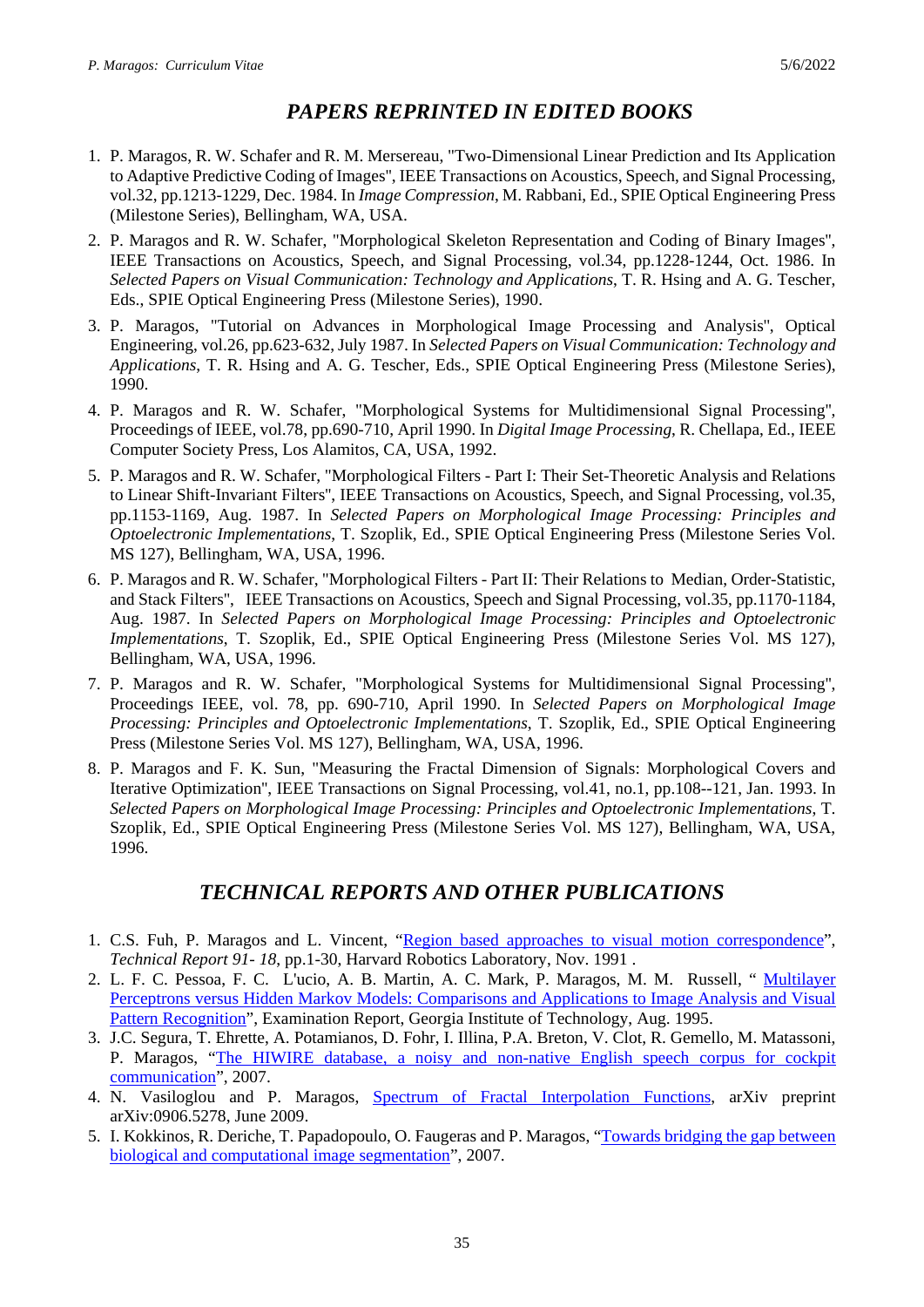## *PAPERS REPRINTED IN EDITED BOOKS*

1. P. Maragos, R. W. Schafer and R. M. Mersereau, "Two-Dimensional Linear Prediction and Its Application to Adaptive Predictive Coding of Images", IEEE Transactions on Acoustics, Speech, and Signal Processing, vol.32, pp.1213-1229, Dec. 1984. In *Image Compression*, M. Rabbani, Ed., SPIE Optical Engineering Press (Milestone Series), Bellingham, WA, USA.
2. P. Maragos and R. W. Schafer, "Morphological Skeleton Representation and Coding of Binary Images", IEEE Transactions on Acoustics, Speech, and Signal Processing, vol.34, pp.1228-1244, Oct. 1986. In *Selected Papers on Visual Communication: Technology and Applications*, T. R. Hsing and A. G. Tescher, Eds., SPIE Optical Engineering Press (Milestone Series), 1990.
3. P. Maragos, "Tutorial on Advances in Morphological Image Processing and Analysis", Optical Engineering, vol.26, pp.623-632, July 1987. In *Selected Papers on Visual Communication: Technology and Applications*, T. R. Hsing and A. G. Tescher, Eds., SPIE Optical Engineering Press (Milestone Series), 1990.
4. P. Maragos and R. W. Schafer, "Morphological Systems for Multidimensional Signal Processing", Proceedings of IEEE, vol.78, pp.690-710, April 1990. In *Digital Image Processing*, R. Chellapa, Ed., IEEE Computer Society Press, Los Alamitos, CA, USA, 1992.
5. P. Maragos and R. W. Schafer, "Morphological Filters - Part I: Their Set-Theoretic Analysis and Relations to Linear Shift-Invariant Filters", IEEE Transactions on Acoustics, Speech, and Signal Processing, vol.35, pp.1153-1169, Aug. 1987. In *Selected Papers on Morphological Image Processing: Principles and Optoelectronic Implementations*, T. Szoplik, Ed., SPIE Optical Engineering Press (Milestone Series Vol. MS 127), Bellingham, WA, USA, 1996.
6. P. Maragos and R. W. Schafer, "Morphological Filters - Part II: Their Relations to Median, Order-Statistic, and Stack Filters", IEEE Transactions on Acoustics, Speech and Signal Processing, vol.35, pp.1170-1184, Aug. 1987. In *Selected Papers on Morphological Image Processing: Principles and Optoelectronic Implementations*, T. Szoplik, Ed., SPIE Optical Engineering Press (Milestone Series Vol. MS 127), Bellingham, WA, USA, 1996.
7. P. Maragos and R. W. Schafer, "Morphological Systems for Multidimensional Signal Processing", Proceedings IEEE, vol. 78, pp. 690-710, April 1990. In *Selected Papers on Morphological Image Processing: Principles and Optoelectronic Implementations*, T. Szoplik, Ed., SPIE Optical Engineering Press (Milestone Series Vol. MS 127), Bellingham, WA, USA, 1996.
8. P. Maragos and F. K. Sun, "Measuring the Fractal Dimension of Signals: Morphological Covers and Iterative Optimization", IEEE Transactions on Signal Processing, vol.41, no.1, pp.108--121, Jan. 1993. In *Selected Papers on Morphological Image Processing: Principles and Optoelectronic Implementations*, T. Szoplik, Ed., SPIE Optical Engineering Press (Milestone Series Vol. MS 127), Bellingham, WA, USA, 1996.

## *TECHNICAL REPORTS AND OTHER PUBLICATIONS*

1. C.S. Fuh, P. Maragos and L. Vincent, "Region based approaches to visual motion correspondence", *Technical Report 91- 18*, pp.1-30, Harvard Robotics Laboratory, Nov. 1991 .
2. L. F. C. Pessoa, F. C. L'ucio, A. B. Martin, A. C. Mark, P. Maragos, M. M. Russell, " Multilayer Perceptrons versus Hidden Markov Models: Comparisons and Applications to Image Analysis and Visual Pattern Recognition", Examination Report, Georgia Institute of Technology, Aug. 1995.
3. J.C. Segura, T. Ehrette, A. Potamianos, D. Fohr, I. Illina, P.A. Breton, V. Clot, R. Gemello, M. Matassoni, P. Maragos, "The HIWIRE database, a noisy and non-native English speech corpus for cockpit communication", 2007.
4. N. Vasiloglou and P. Maragos, Spectrum of Fractal Interpolation Functions, arXiv preprint arXiv:0906.5278, June 2009.
5. I. Kokkinos, R. Deriche, T. Papadopoulo, O. Faugeras and P. Maragos, "Towards bridging the gap between biological and computational image segmentation", 2007.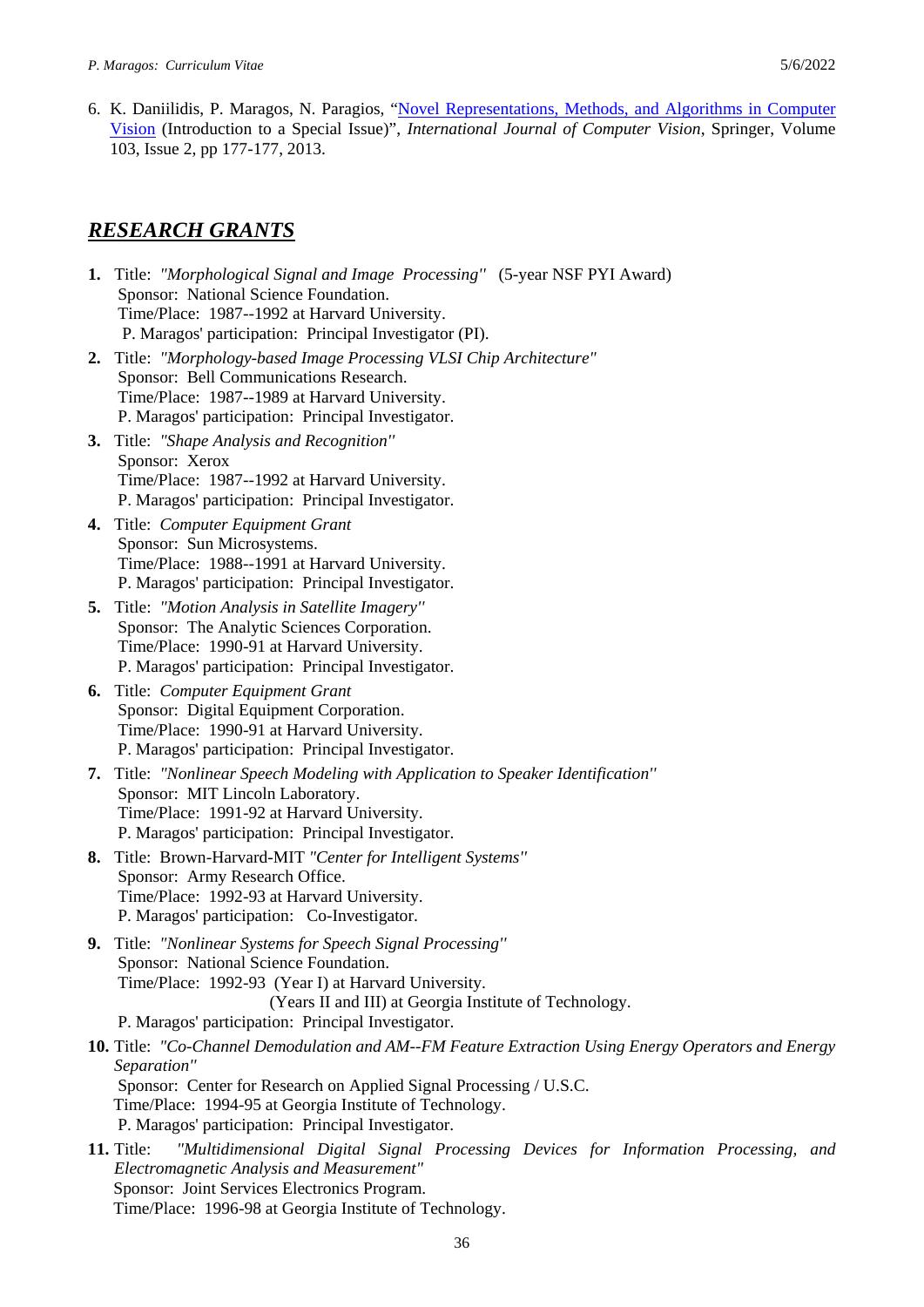6. K. Daniilidis, P. Maragos, N. Paragios, "[Novel Representations, Methods, and Algorithms in Computer Vision]() (Introduction to a Special Issue)", *International Journal of Computer Vision*, Springer, Volume 103, Issue 2, pp 177-177, 2013.

## ***RESEARCH GRANTS***

**1.** Title: *"Morphological Signal and Image Processing"* (5-year NSF PYI Award)
Sponsor: National Science Foundation.
Time/Place: 1987--1992 at Harvard University.
P. Maragos' participation: Principal Investigator (PI).

**2.** Title: *"Morphology-based Image Processing VLSI Chip Architecture"*
Sponsor: Bell Communications Research.
Time/Place: 1987--1989 at Harvard University.
P. Maragos' participation: Principal Investigator.

**3.** Title: *"Shape Analysis and Recognition"*
Sponsor: Xerox
Time/Place: 1987--1992 at Harvard University.
P. Maragos' participation: Principal Investigator.

**4.** Title: *Computer Equipment Grant*
Sponsor: Sun Microsystems.
Time/Place: 1988--1991 at Harvard University.
P. Maragos' participation: Principal Investigator.

**5.** Title: *"Motion Analysis in Satellite Imagery"*
Sponsor: The Analytic Sciences Corporation.
Time/Place: 1990-91 at Harvard University.
P. Maragos' participation: Principal Investigator.

**6.** Title: *Computer Equipment Grant*
Sponsor: Digital Equipment Corporation.
Time/Place: 1990-91 at Harvard University.
P. Maragos' participation: Principal Investigator.

**7.** Title: *"Nonlinear Speech Modeling with Application to Speaker Identification"*
Sponsor: MIT Lincoln Laboratory.
Time/Place: 1991-92 at Harvard University.
P. Maragos' participation: Principal Investigator.

**8.** Title: Brown-Harvard-MIT *"Center for Intelligent Systems"*
Sponsor: Army Research Office.
Time/Place: 1992-93 at Harvard University.
P. Maragos' participation: Co-Investigator.

**9.** Title: *"Nonlinear Systems for Speech Signal Processing"*
Sponsor: National Science Foundation.
Time/Place: 1992-93 (Year I) at Harvard University.
(Years II and III) at Georgia Institute of Technology.
P. Maragos' participation: Principal Investigator.

**10.** Title: *"Co-Channel Demodulation and AM--FM Feature Extraction Using Energy Operators and Energy Separation"*
Sponsor: Center for Research on Applied Signal Processing / U.S.C.
Time/Place: 1994-95 at Georgia Institute of Technology.
P. Maragos' participation: Principal Investigator.

**11.** Title: *"Multidimensional Digital Signal Processing Devices for Information Processing, and Electromagnetic Analysis and Measurement"*
Sponsor: Joint Services Electronics Program.
Time/Place: 1996-98 at Georgia Institute of Technology.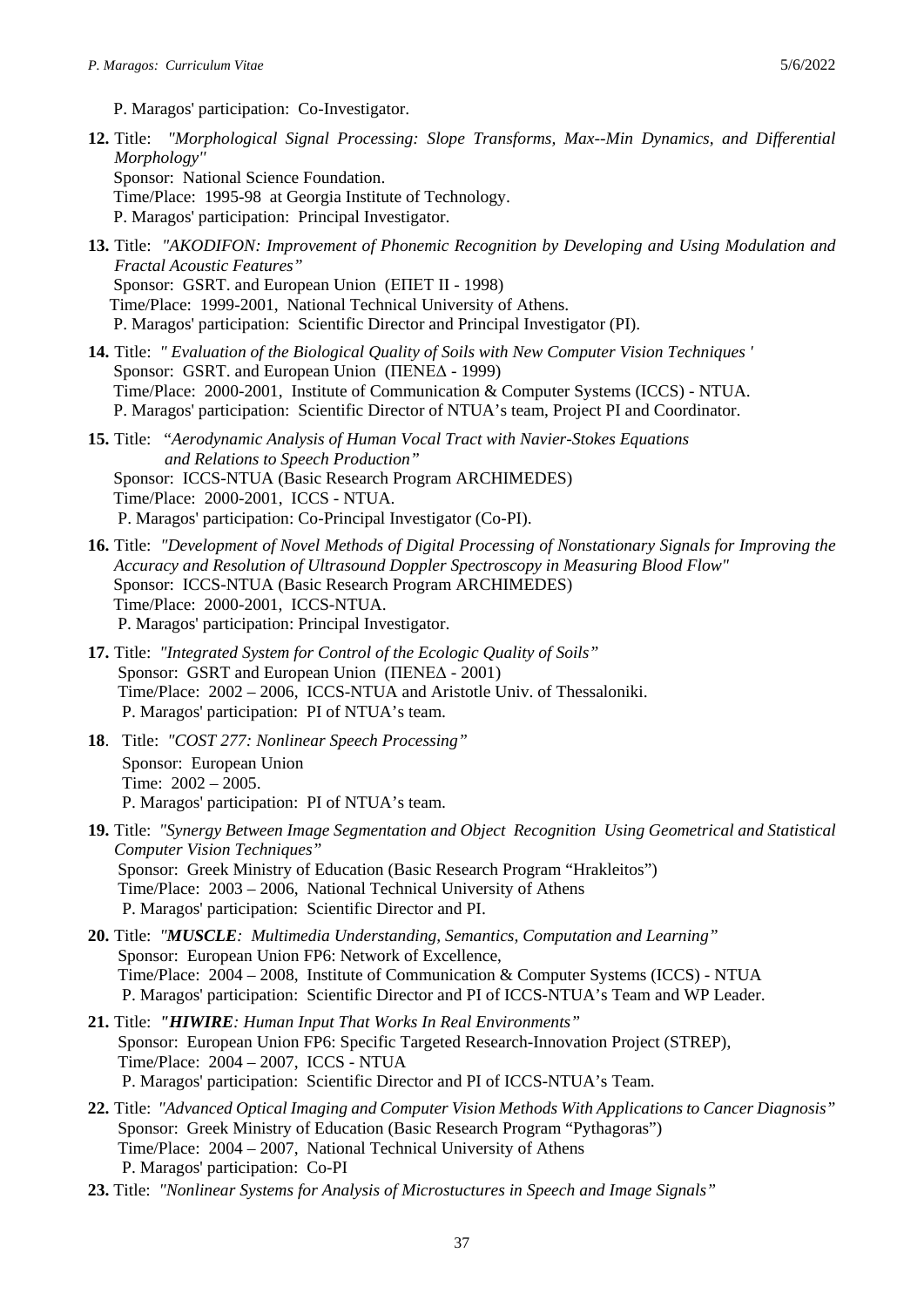P. Maragos' participation: Co-Investigator.

**12.** Title: *"Morphological Signal Processing: Slope Transforms, Max--Min Dynamics, and Differential Morphology"*
Sponsor: National Science Foundation.
Time/Place: 1995-98 at Georgia Institute of Technology.
P. Maragos' participation: Principal Investigator.

**13.** Title: *"AKODIFON: Improvement of Phonemic Recognition by Developing and Using Modulation and Fractal Acoustic Features"*
Sponsor: GSRT. and European Union (ΕΠΕΤ ΙΙ - 1998)
Time/Place: 1999-2001, National Technical University of Athens.
P. Maragos' participation: Scientific Director and Principal Investigator (PI).

**14.** Title: *" Evaluation of the Biological Quality of Soils with New Computer Vision Techniques '*
Sponsor: GSRT. and European Union (ΠΕΝΕΔ - 1999)
Time/Place: 2000-2001, Institute of Communication & Computer Systems (ICCS) - NTUA.
P. Maragos' participation: Scientific Director of NTUA's team, Project PI and Coordinator.

**15.** Title: "*Aerodynamic Analysis of Human Vocal Tract with Navier-Stokes Equations and Relations to Speech Production"*
Sponsor: ICCS-NTUA (Basic Research Program ARCHIMEDES)
Time/Place: 2000-2001, ICCS - NTUA.
P. Maragos' participation: Co-Principal Investigator (Co-PI).

**16.** Title: *"Development of Novel Methods of Digital Processing of Nonstationary Signals for Improving the Accuracy and Resolution of Ultrasound Doppler Spectroscopy in Measuring Blood Flow"*
Sponsor: ICCS-NTUA (Basic Research Program ARCHIMEDES)
Time/Place: 2000-2001, ICCS-NTUA.
P. Maragos' participation: Principal Investigator.

**17.** Title: *"Integrated System for Control of the Ecologic Quality of Soils"*
Sponsor: GSRT and European Union (ΠΕΝΕΔ - 2001)
Time/Place: 2002 – 2006, ICCS-NTUA and Aristotle Univ. of Thessaloniki.
P. Maragos' participation: PI of NTUA's team.

**18**. Title: *"COST 277: Nonlinear Speech Processing"*
Sponsor: European Union
Time: 2002 – 2005.
P. Maragos' participation: PI of NTUA's team.

**19.** Title: *"Synergy Between Image Segmentation and Object Recognition Using Geometrical and Statistical Computer Vision Techniques"*
Sponsor: Greek Ministry of Education (Basic Research Program "Hrakleitos")
Time/Place: 2003 – 2006, National Technical University of Athens
P. Maragos' participation: Scientific Director and PI.

**20.** Title: *"**MUSCLE**: Multimedia Understanding, Semantics, Computation and Learning"*
Sponsor: European Union FP6: Network of Excellence,
Time/Place: 2004 – 2008, Institute of Communication & Computer Systems (ICCS) - NTUA
P. Maragos' participation: Scientific Director and PI of ICCS-NTUA's Team and WP Leader.

**21.** Title: *"**HIWIRE**: Human Input That Works In Real Environments"*
Sponsor: European Union FP6: Specific Targeted Research-Innovation Project (STREP),
Time/Place: 2004 – 2007, ICCS - NTUA
P. Maragos' participation: Scientific Director and PI of ICCS-NTUA's Team.

**22.** Title: *"Advanced Optical Imaging and Computer Vision Methods With Applications to Cancer Diagnosis"*
Sponsor: Greek Ministry of Education (Basic Research Program "Pythagoras")
Time/Place: 2004 – 2007, National Technical University of Athens
P. Maragos' participation: Co-PI

**23.** Title: *"Nonlinear Systems for Analysis of Microstuctures in Speech and Image Signals"*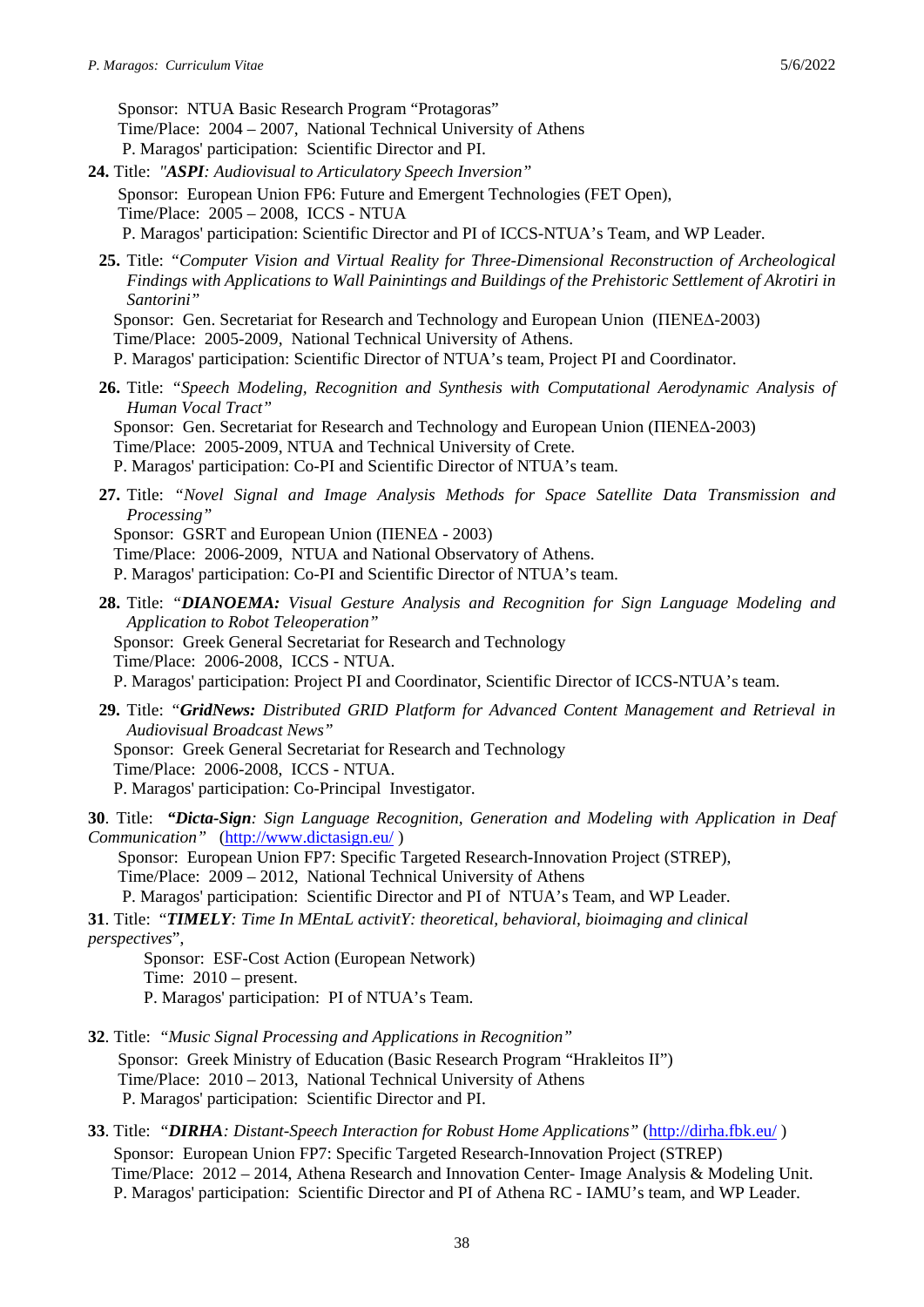Sponsor: NTUA Basic Research Program "Protagoras"
Time/Place: 2004 – 2007, National Technical University of Athens
P. Maragos' participation: Scientific Director and PI.

**24.** Title: *"**ASPI**: Audiovisual to Articulatory Speech Inversion"*
Sponsor: European Union FP6: Future and Emergent Technologies (FET Open),
Time/Place: 2005 – 2008, ICCS - NTUA
P. Maragos' participation: Scientific Director and PI of ICCS-NTUA's Team, and WP Leader.

**25.** Title: *"Computer Vision and Virtual Reality for Three-Dimensional Reconstruction of Archeological Findings with Applications to Wall Painintings and Buildings of the Prehistoric Settlement of Akrotiri in Santorini"*
Sponsor: Gen. Secretariat for Research and Technology and European Union (ΠΕΝΕΔ-2003)
Time/Place: 2005-2009, National Technical University of Athens.
P. Maragos' participation: Scientific Director of NTUA's team, Project PI and Coordinator.

**26.** Title: *"Speech Modeling, Recognition and Synthesis with Computational Aerodynamic Analysis of Human Vocal Tract"*
Sponsor: Gen. Secretariat for Research and Technology and European Union (ΠΕΝΕΔ-2003)
Time/Place: 2005-2009, NTUA and Technical University of Crete.
P. Maragos' participation: Co-PI and Scientific Director of NTUA's team.

**27.** Title: *"Novel Signal and Image Analysis Methods for Space Satellite Data Transmission and Processing"*
Sponsor: GSRT and European Union (ΠΕΝΕΔ - 2003)
Time/Place: 2006-2009, NTUA and National Observatory of Athens.
P. Maragos' participation: Co-PI and Scientific Director of NTUA's team.

**28.** Title: *"**DIANOEMA:** Visual Gesture Analysis and Recognition for Sign Language Modeling and Application to Robot Teleoperation"*
Sponsor: Greek General Secretariat for Research and Technology
Time/Place: 2006-2008, ICCS - NTUA.
P. Maragos' participation: Project PI and Coordinator, Scientific Director of ICCS-NTUA's team.

**29.** Title: *"**GridNews:** Distributed GRID Platform for Advanced Content Management and Retrieval in Audiovisual Broadcast News"*
Sponsor: Greek General Secretariat for Research and Technology
Time/Place: 2006-2008, ICCS - NTUA.
P. Maragos' participation: Co-Principal Investigator.

**30**. Title: ***"Dicta-Sign**: Sign Language Recognition, Generation and Modeling with Application in Deaf Communication"* (http://www.dictasign.eu/ )
Sponsor: European Union FP7: Specific Targeted Research-Innovation Project (STREP),
Time/Place: 2009 – 2012, National Technical University of Athens
P. Maragos' participation: Scientific Director and PI of NTUA's Team, and WP Leader.

**31**. Title: "***TIMELY**: Time In MEntaL activitY: theoretical, behavioral, bioimaging and clinical perspectives*",
Sponsor: ESF-Cost Action (European Network)
Time: 2010 – present.
P. Maragos' participation: PI of NTUA's Team.

**32**. Title: *"Music Signal Processing and Applications in Recognition"*
Sponsor: Greek Ministry of Education (Basic Research Program "Hrakleitos II")
Time/Place: 2010 – 2013, National Technical University of Athens
P. Maragos' participation: Scientific Director and PI.

**33**. Title: *"**DIRHA**: Distant-Speech Interaction for Robust Home Applications"* (http://dirha.fbk.eu/ )
Sponsor: European Union FP7: Specific Targeted Research-Innovation Project (STREP)
Time/Place: 2012 – 2014, Athena Research and Innovation Center- Image Analysis & Modeling Unit.
P. Maragos' participation: Scientific Director and PI of Athena RC - IAMU's team, and WP Leader.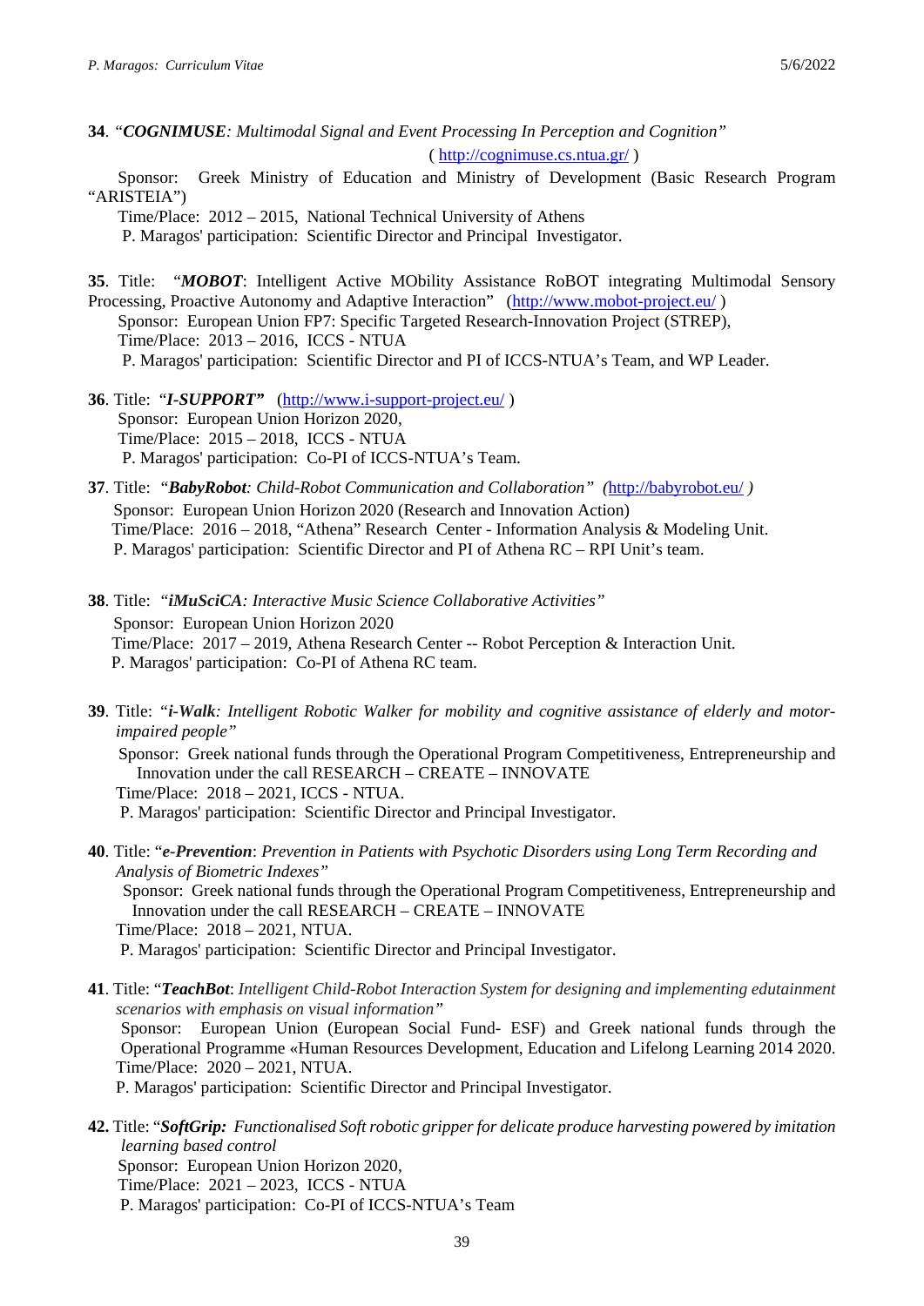**34**. "***COGNIMUSE****: Multimodal Signal and Event Processing In Perception and Cognition"* ( http://cognimuse.cs.ntua.gr/ )

Sponsor: Greek Ministry of Education and Ministry of Development (Basic Research Program "ARISTEIA")

Time/Place: 2012 – 2015, National Technical University of Athens

P. Maragos' participation: Scientific Director and Principal Investigator.

**35**. Title: "***MOBOT***: Intelligent Active MObility Assistance RoBOT integrating Multimodal Sensory Processing, Proactive Autonomy and Adaptive Interaction" (http://www.mobot-project.eu/ )

Sponsor: European Union FP7: Specific Targeted Research-Innovation Project (STREP),

Time/Place: 2013 – 2016, ICCS - NTUA

P. Maragos' participation: Scientific Director and PI of ICCS-NTUA's Team, and WP Leader.

**36**. Title: "***I-SUPPORT"*** (http://www.i-support-project.eu/ )

Sponsor: European Union Horizon 2020,

Time/Place: 2015 – 2018, ICCS - NTUA

P. Maragos' participation: Co-PI of ICCS-NTUA's Team.

**37**. Title: "***BabyRobot****: Child-Robot Communication and Collaboration" (*http://babyrobot.eu/ *)*

Sponsor: European Union Horizon 2020 (Research and Innovation Action)

Time/Place: 2016 – 2018, "Athena" Research Center - Information Analysis & Modeling Unit.

P. Maragos' participation: Scientific Director and PI of Athena RC – RPI Unit's team.

**38**. Title: "***iMuSciCA****: Interactive Music Science Collaborative Activities"*

Sponsor: European Union Horizon 2020

Time/Place: 2017 – 2019, Athena Research Center -- Robot Perception & Interaction Unit.

P. Maragos' participation: Co-PI of Athena RC team.

**39**. Title: "***i-Walk****: Intelligent Robotic Walker for mobility and cognitive assistance of elderly and motor-impaired people"*

Sponsor: Greek national funds through the Operational Program Competitiveness, Entrepreneurship and Innovation under the call RESEARCH – CREATE – INNOVATE

Time/Place: 2018 – 2021, ICCS - NTUA.

P. Maragos' participation: Scientific Director and Principal Investigator.

**40**. Title: "***e-Prevention***: *Prevention in Patients with Psychotic Disorders using Long Term Recording and Analysis of Biometric Indexes"*

Sponsor: Greek national funds through the Operational Program Competitiveness, Entrepreneurship and Innovation under the call RESEARCH – CREATE – INNOVATE

Time/Place: 2018 – 2021, NTUA.

P. Maragos' participation: Scientific Director and Principal Investigator.

**41**. Title: "***TeachBot***: *Intelligent Child-Robot Interaction System for designing and implementing edutainment scenarios with emphasis on visual information"*

Sponsor: European Union (European Social Fund- ESF) and Greek national funds through the Operational Programme «Human Resources Development, Education and Lifelong Learning 2014 2020.

Time/Place: 2020 – 2021, NTUA.

P. Maragos' participation: Scientific Director and Principal Investigator.

**42.** Title: "***SoftGrip:*** *Functionalised Soft robotic gripper for delicate produce harvesting powered by imitation learning based control*

Sponsor: European Union Horizon 2020,

Time/Place: 2021 – 2023, ICCS - NTUA

P. Maragos' participation: Co-PI of ICCS-NTUA's Team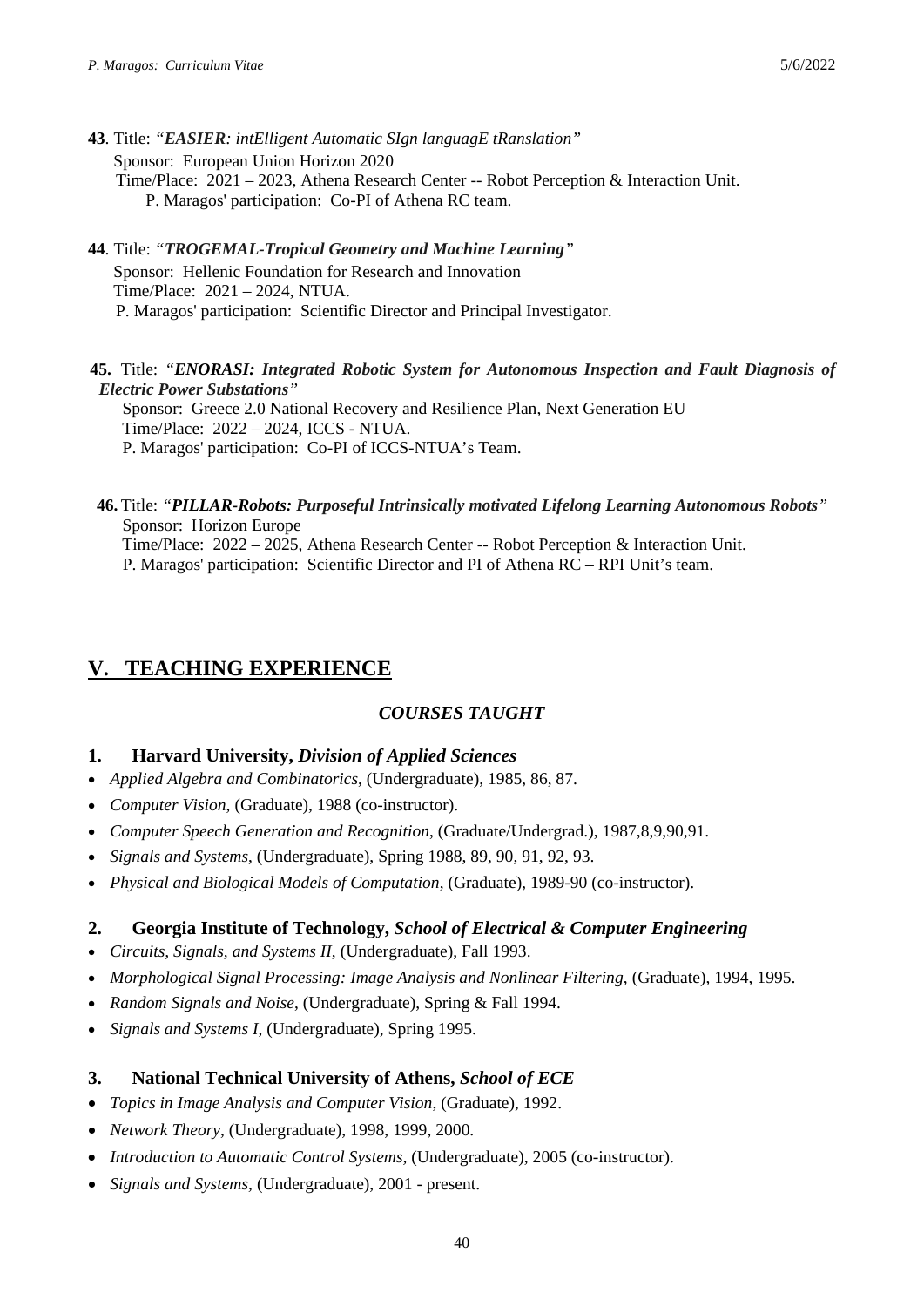**43**. Title: *"**EASIER**: intElligent Automatic SIgn languagE tRanslation"*
Sponsor: European Union Horizon 2020
Time/Place: 2021 – 2023, Athena Research Center -- Robot Perception & Interaction Unit.
P. Maragos' participation: Co-PI of Athena RC team.

**44**. Title: *"**TROGEMAL-Tropical Geometry and Machine Learning**"*
Sponsor: Hellenic Foundation for Research and Innovation
Time/Place: 2021 – 2024, NTUA.
P. Maragos' participation: Scientific Director and Principal Investigator.

**45.** Title: *"**ENORASI: Integrated Robotic System for Autonomous Inspection and Fault Diagnosis of Electric Power Substations**"*
Sponsor: Greece 2.0 National Recovery and Resilience Plan, Next Generation EU
Time/Place: 2022 – 2024, ICCS - NTUA.
P. Maragos' participation: Co-PI of ICCS-NTUA's Team.

**46.** Title: *"**PILLAR-Robots: Purposeful Intrinsically motivated Lifelong Learning Autonomous Robots**"*
Sponsor: Horizon Europe
Time/Place: 2022 – 2025, Athena Research Center -- Robot Perception & Interaction Unit.
P. Maragos' participation: Scientific Director and PI of Athena RC – RPI Unit's team.

## V. TEACHING EXPERIENCE

### *COURSES TAUGHT*

**1. Harvard University, *Division of Applied Sciences***

- *Applied Algebra and Combinatorics*, (Undergraduate), 1985, 86, 87.
- *Computer Vision*, (Graduate), 1988 (co-instructor).
- *Computer Speech Generation and Recognition*, (Graduate/Undergrad.), 1987,8,9,90,91.
- *Signals and Systems*, (Undergraduate), Spring 1988, 89, 90, 91, 92, 93.
- *Physical and Biological Models of Computation*, (Graduate), 1989-90 (co-instructor).

**2. Georgia Institute of Technology, *School of Electrical & Computer Engineering***

- *Circuits, Signals, and Systems II*, (Undergraduate), Fall 1993.
- *Morphological Signal Processing: Image Analysis and Nonlinear Filtering*, (Graduate), 1994, 1995.
- *Random Signals and Noise*, (Undergraduate), Spring & Fall 1994.
- *Signals and Systems I*, (Undergraduate), Spring 1995.

**3. National Technical University of Athens, *School of ECE***

- *Topics in Image Analysis and Computer Vision*, (Graduate), 1992.
- *Network Theory*, (Undergraduate), 1998, 1999, 2000.
- *Introduction to Automatic Control Systems*, (Undergraduate), 2005 (co-instructor).
- *Signals and Systems*, (Undergraduate), 2001 - present.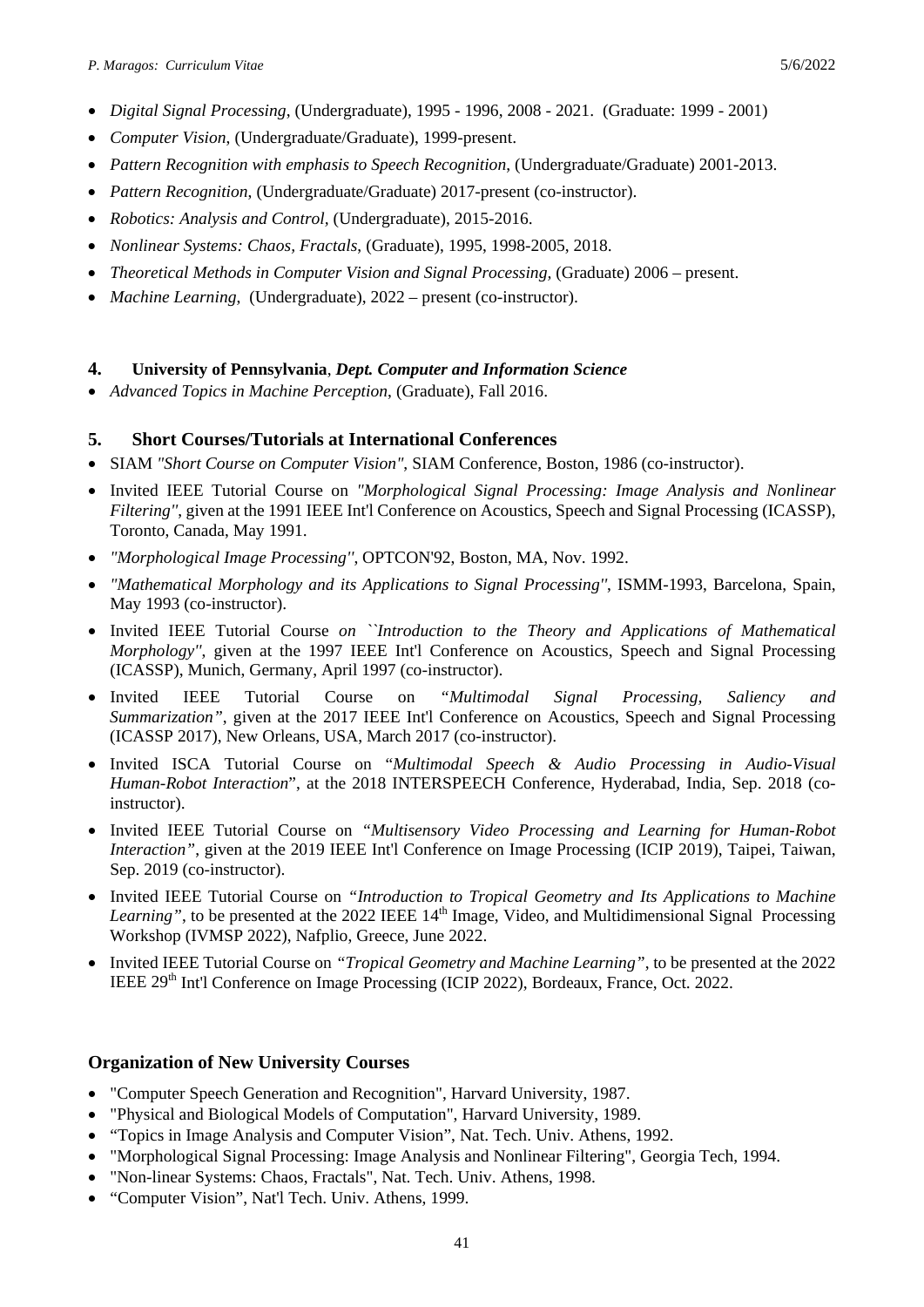- *Digital Signal Processing*, (Undergraduate), 1995 - 1996, 2008 - 2021. (Graduate: 1999 - 2001)
- *Computer Vision*, (Undergraduate/Graduate), 1999-present.
- *Pattern Recognition with emphasis to Speech Recognition*, (Undergraduate/Graduate) 2001-2013.
- *Pattern Recognition*, (Undergraduate/Graduate) 2017-present (co-instructor).
- *Robotics: Analysis and Control*, (Undergraduate), 2015-2016.
- *Nonlinear Systems: Chaos, Fractals*, (Graduate), 1995, 1998-2005, 2018.
- *Theoretical Methods in Computer Vision and Signal Processing*, (Graduate) 2006 – present.
- *Machine Learning*, (Undergraduate), 2022 – present (co-instructor).

### 4. University of Pennsylvania, *Dept. Computer and Information Science*

- *Advanced Topics in Machine Perception*, (Graduate), Fall 2016.

### 5. Short Courses/Tutorials at International Conferences

- SIAM *"Short Course on Computer Vision"*, SIAM Conference, Boston, 1986 (co-instructor).
- Invited IEEE Tutorial Course on *"Morphological Signal Processing: Image Analysis and Nonlinear Filtering"*, given at the 1991 IEEE Int'l Conference on Acoustics, Speech and Signal Processing (ICASSP), Toronto, Canada, May 1991.
- *"Morphological Image Processing"*, OPTCON'92, Boston, MA, Nov. 1992.
- *"Mathematical Morphology and its Applications to Signal Processing"*, ISMM-1993, Barcelona, Spain, May 1993 (co-instructor).
- Invited IEEE Tutorial Course *on ``Introduction to the Theory and Applications of Mathematical Morphology"*, given at the 1997 IEEE Int'l Conference on Acoustics, Speech and Signal Processing (ICASSP), Munich, Germany, April 1997 (co-instructor).
- Invited IEEE Tutorial Course on *"Multimodal Signal Processing, Saliency and Summarization"*, given at the 2017 IEEE Int'l Conference on Acoustics, Speech and Signal Processing (ICASSP 2017), New Orleans, USA, March 2017 (co-instructor).
- Invited ISCA Tutorial Course on "*Multimodal Speech & Audio Processing in Audio-Visual Human-Robot Interaction*", at the 2018 INTERSPEECH Conference, Hyderabad, India, Sep. 2018 (co-instructor).
- Invited IEEE Tutorial Course on *"Multisensory Video Processing and Learning for Human-Robot Interaction"*, given at the 2019 IEEE Int'l Conference on Image Processing (ICIP 2019), Taipei, Taiwan, Sep. 2019 (co-instructor).
- Invited IEEE Tutorial Course on *"Introduction to Tropical Geometry and Its Applications to Machine Learning"*, to be presented at the 2022 IEEE 14th Image, Video, and Multidimensional Signal Processing Workshop (IVMSP 2022), Nafplio, Greece, June 2022.
- Invited IEEE Tutorial Course on *"Tropical Geometry and Machine Learning"*, to be presented at the 2022 IEEE 29th Int'l Conference on Image Processing (ICIP 2022), Bordeaux, France, Oct. 2022.

## Organization of New University Courses

- "Computer Speech Generation and Recognition", Harvard University, 1987.
- "Physical and Biological Models of Computation", Harvard University, 1989.
- "Topics in Image Analysis and Computer Vision", Nat. Tech. Univ. Athens, 1992.
- "Morphological Signal Processing: Image Analysis and Nonlinear Filtering", Georgia Tech, 1994.
- "Non-linear Systems: Chaos, Fractals", Nat. Tech. Univ. Athens, 1998.
- "Computer Vision", Nat'l Tech. Univ. Athens, 1999.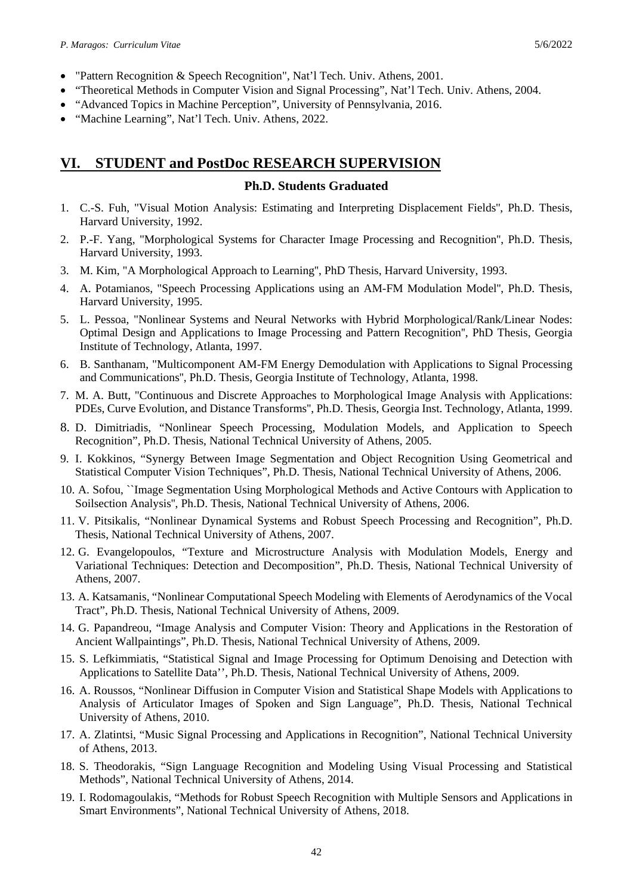- "Pattern Recognition & Speech Recognition", Nat'l Tech. Univ. Athens, 2001.
- "Theoretical Methods in Computer Vision and Signal Processing", Nat'l Tech. Univ. Athens, 2004.
- "Advanced Topics in Machine Perception", University of Pennsylvania, 2016.
- "Machine Learning", Nat'l Tech. Univ. Athens, 2022.

## VI. STUDENT and PostDoc RESEARCH SUPERVISION

### Ph.D. Students Graduated

1. C.-S. Fuh, "Visual Motion Analysis: Estimating and Interpreting Displacement Fields", Ph.D. Thesis, Harvard University, 1992.
2. P.-F. Yang, "Morphological Systems for Character Image Processing and Recognition", Ph.D. Thesis, Harvard University, 1993.
3. M. Kim, "A Morphological Approach to Learning", PhD Thesis, Harvard University, 1993.
4. A. Potamianos, "Speech Processing Applications using an AM-FM Modulation Model", Ph.D. Thesis, Harvard University, 1995.
5. L. Pessoa, "Nonlinear Systems and Neural Networks with Hybrid Morphological/Rank/Linear Nodes: Optimal Design and Applications to Image Processing and Pattern Recognition", PhD Thesis, Georgia Institute of Technology, Atlanta, 1997.
6. B. Santhanam, "Multicomponent AM-FM Energy Demodulation with Applications to Signal Processing and Communications", Ph.D. Thesis, Georgia Institute of Technology, Atlanta, 1998.
7. M. A. Butt, "Continuous and Discrete Approaches to Morphological Image Analysis with Applications: PDEs, Curve Evolution, and Distance Transforms", Ph.D. Thesis, Georgia Inst. Technology, Atlanta, 1999.
8. D. Dimitriadis, "Nonlinear Speech Processing, Modulation Models, and Application to Speech Recognition", Ph.D. Thesis, National Technical University of Athens, 2005.
9. I. Kokkinos, "Synergy Between Image Segmentation and Object Recognition Using Geometrical and Statistical Computer Vision Techniques", Ph.D. Thesis, National Technical University of Athens, 2006.
10. A. Sofou, ``Image Segmentation Using Morphological Methods and Active Contours with Application to Soilsection Analysis", Ph.D. Thesis, National Technical University of Athens, 2006.
11. V. Pitsikalis, "Nonlinear Dynamical Systems and Robust Speech Processing and Recognition", Ph.D. Thesis, National Technical University of Athens, 2007.
12. G. Evangelopoulos, "Texture and Microstructure Analysis with Modulation Models, Energy and Variational Techniques: Detection and Decomposition", Ph.D. Thesis, National Technical University of Athens, 2007.
13. A. Katsamanis, "Nonlinear Computational Speech Modeling with Elements of Aerodynamics of the Vocal Tract", Ph.D. Thesis, National Technical University of Athens, 2009.
14. G. Papandreou, "Image Analysis and Computer Vision: Theory and Applications in the Restoration of Ancient Wallpaintings", Ph.D. Thesis, National Technical University of Athens, 2009.
15. S. Lefkimmiatis, "Statistical Signal and Image Processing for Optimum Denoising and Detection with Applications to Satellite Data'', Ph.D. Thesis, National Technical University of Athens, 2009.
16. A. Roussos, "Nonlinear Diffusion in Computer Vision and Statistical Shape Models with Applications to Analysis of Articulator Images of Spoken and Sign Language", Ph.D. Thesis, National Technical University of Athens, 2010.
17. A. Zlatintsi, "Music Signal Processing and Applications in Recognition", National Technical University of Athens, 2013.
18. S. Theodorakis, "Sign Language Recognition and Modeling Using Visual Processing and Statistical Methods", National Technical University of Athens, 2014.
19. I. Rodomagoulakis, "Methods for Robust Speech Recognition with Multiple Sensors and Applications in Smart Environments", National Technical University of Athens, 2018.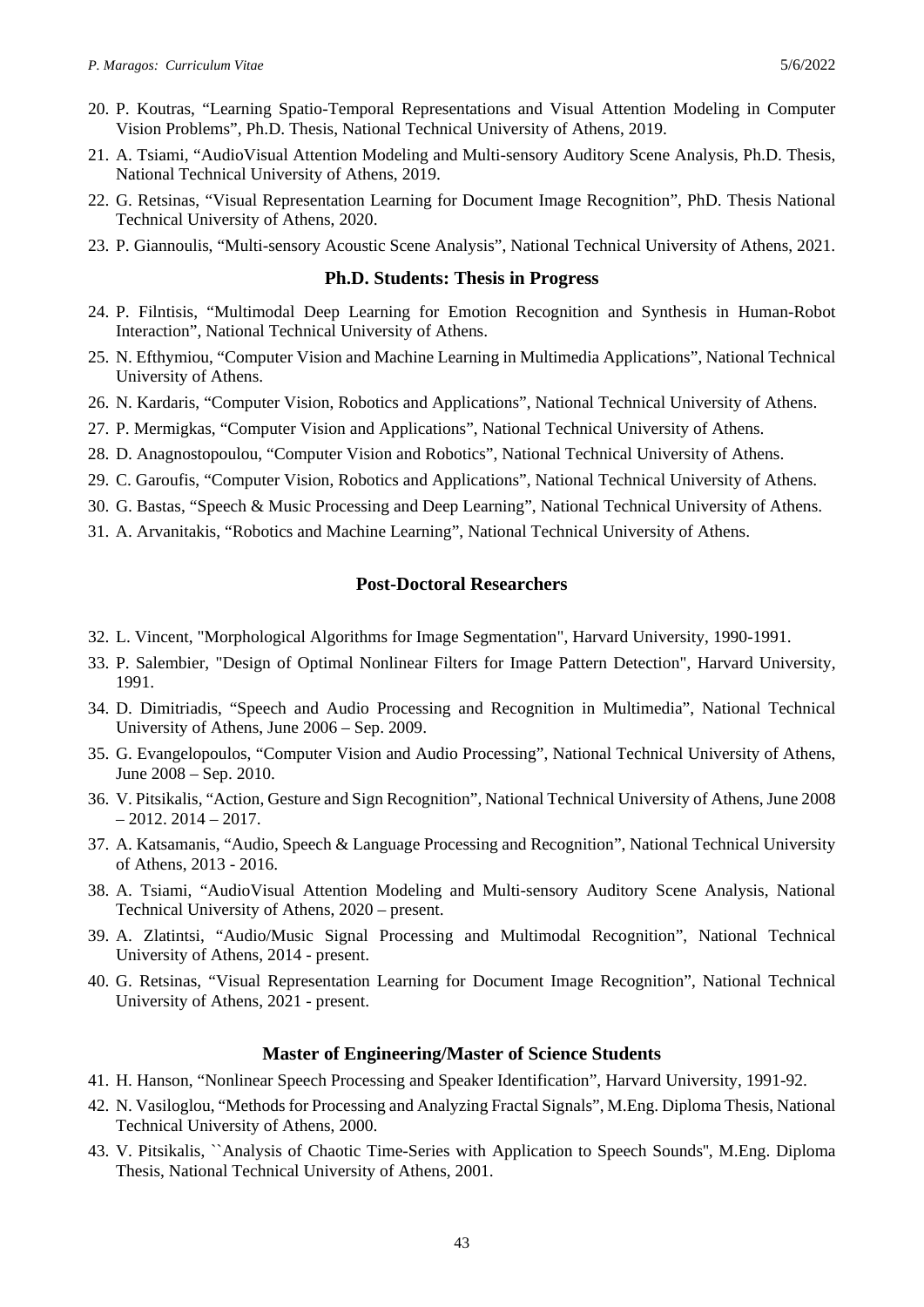20. P. Koutras, “Learning Spatio-Temporal Representations and Visual Attention Modeling in Computer Vision Problems”, Ph.D. Thesis, National Technical University of Athens, 2019.
21. A. Tsiami, “AudioVisual Attention Modeling and Multi-sensory Auditory Scene Analysis, Ph.D. Thesis, National Technical University of Athens, 2019.
22. G. Retsinas, “Visual Representation Learning for Document Image Recognition”, PhD. Thesis National Technical University of Athens, 2020.
23. P. Giannoulis, “Multi-sensory Acoustic Scene Analysis”, National Technical University of Athens, 2021.

### Ph.D. Students: Thesis in Progress

24. P. Filntisis, “Multimodal Deep Learning for Emotion Recognition and Synthesis in Human-Robot Interaction”, National Technical University of Athens.
25. N. Efthymiou, “Computer Vision and Machine Learning in Multimedia Applications”, National Technical University of Athens.
26. N. Kardaris, “Computer Vision, Robotics and Applications”, National Technical University of Athens.
27. P. Mermigkas, “Computer Vision and Applications”, National Technical University of Athens.
28. D. Anagnostopoulou, “Computer Vision and Robotics”, National Technical University of Athens.
29. C. Garoufis, “Computer Vision, Robotics and Applications”, National Technical University of Athens.
30. G. Bastas, “Speech & Music Processing and Deep Learning”, National Technical University of Athens.
31. A. Arvanitakis, “Robotics and Machine Learning”, National Technical University of Athens.

### Post-Doctoral Researchers

32. L. Vincent, "Morphological Algorithms for Image Segmentation", Harvard University, 1990-1991.
33. P. Salembier, "Design of Optimal Nonlinear Filters for Image Pattern Detection", Harvard University, 1991.
34. D. Dimitriadis, “Speech and Audio Processing and Recognition in Multimedia”, National Technical University of Athens, June 2006 – Sep. 2009.
35. G. Evangelopoulos, “Computer Vision and Audio Processing”, National Technical University of Athens, June 2008 – Sep. 2010.
36. V. Pitsikalis, “Action, Gesture and Sign Recognition”, National Technical University of Athens, June 2008 – 2012. 2014 – 2017.
37. A. Katsamanis, “Audio, Speech & Language Processing and Recognition”, National Technical University of Athens, 2013 - 2016.
38. A. Tsiami, “AudioVisual Attention Modeling and Multi-sensory Auditory Scene Analysis, National Technical University of Athens, 2020 – present.
39. A. Zlatintsi, “Audio/Music Signal Processing and Multimodal Recognition”, National Technical University of Athens, 2014 - present.
40. G. Retsinas, “Visual Representation Learning for Document Image Recognition”, National Technical University of Athens, 2021 - present.

### Master of Engineering/Master of Science Students

41. H. Hanson, “Nonlinear Speech Processing and Speaker Identification”, Harvard University, 1991-92.
42. N. Vasiloglou, “Methods for Processing and Analyzing Fractal Signals”, M.Eng. Diploma Thesis, National Technical University of Athens, 2000.
43. V. Pitsikalis, ``Analysis of Chaotic Time-Series with Application to Speech Sounds'', M.Eng. Diploma Thesis, National Technical University of Athens, 2001.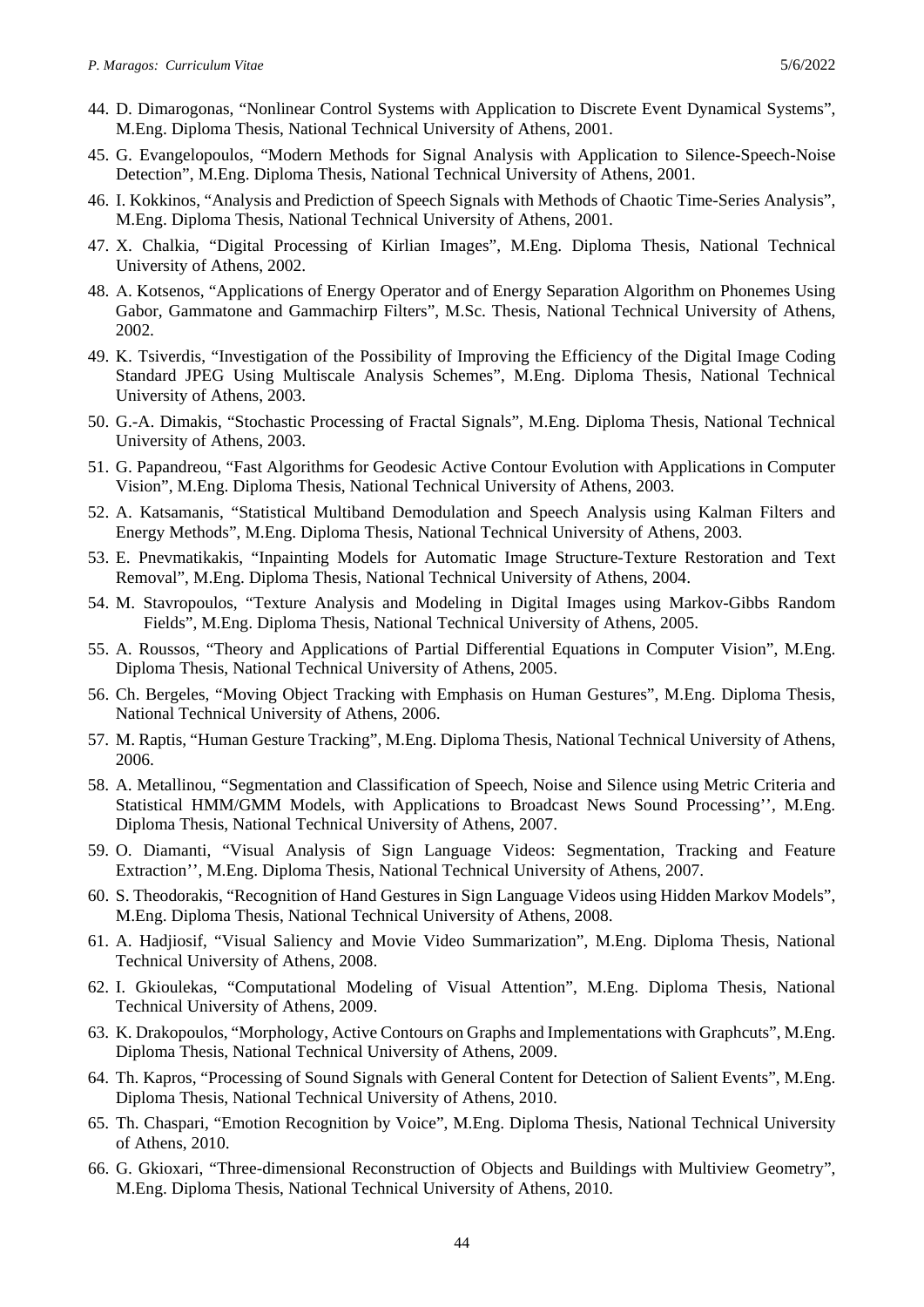44. D. Dimarogonas, “Nonlinear Control Systems with Application to Discrete Event Dynamical Systems”, M.Eng. Diploma Thesis, National Technical University of Athens, 2001.
45. G. Evangelopoulos, “Modern Methods for Signal Analysis with Application to Silence-Speech-Noise Detection”, M.Eng. Diploma Thesis, National Technical University of Athens, 2001.
46. I. Kokkinos, “Analysis and Prediction of Speech Signals with Methods of Chaotic Time-Series Analysis”, M.Eng. Diploma Thesis, National Technical University of Athens, 2001.
47. X. Chalkia, “Digital Processing of Kirlian Images”, M.Eng. Diploma Thesis, National Technical University of Athens, 2002.
48. A. Kotsenos, “Applications of Energy Operator and of Energy Separation Algorithm on Phonemes Using Gabor, Gammatone and Gammachirp Filters”, M.Sc. Thesis, National Technical University of Athens, 2002.
49. K. Tsiverdis, “Investigation of the Possibility of Improving the Efficiency of the Digital Image Coding Standard JPEG Using Multiscale Analysis Schemes”, M.Eng. Diploma Thesis, National Technical University of Athens, 2003.
50. G.-A. Dimakis, “Stochastic Processing of Fractal Signals”, M.Eng. Diploma Thesis, National Technical University of Athens, 2003.
51. G. Papandreou, “Fast Algorithms for Geodesic Active Contour Evolution with Applications in Computer Vision”, M.Eng. Diploma Thesis, National Technical University of Athens, 2003.
52. A. Katsamanis, “Statistical Multiband Demodulation and Speech Analysis using Kalman Filters and Energy Methods”, M.Eng. Diploma Thesis, National Technical University of Athens, 2003.
53. E. Pnevmatikakis, “Inpainting Models for Automatic Image Structure-Texture Restoration and Text Removal”, M.Eng. Diploma Thesis, National Technical University of Athens, 2004.
54. M. Stavropoulos, “Texture Analysis and Modeling in Digital Images using Markov-Gibbs Random Fields”, M.Eng. Diploma Thesis, National Technical University of Athens, 2005.
55. A. Roussos, “Theory and Applications of Partial Differential Equations in Computer Vision”, M.Eng. Diploma Thesis, National Technical University of Athens, 2005.
56. Ch. Bergeles, “Moving Object Tracking with Emphasis on Human Gestures”, M.Eng. Diploma Thesis, National Technical University of Athens, 2006.
57. M. Raptis, “Human Gesture Tracking”, M.Eng. Diploma Thesis, National Technical University of Athens, 2006.
58. A. Metallinou, “Segmentation and Classification of Speech, Noise and Silence using Metric Criteria and Statistical HMM/GMM Models, with Applications to Broadcast News Sound Processing'', M.Eng. Diploma Thesis, National Technical University of Athens, 2007.
59. O. Diamanti, “Visual Analysis of Sign Language Videos: Segmentation, Tracking and Feature Extraction'', M.Eng. Diploma Thesis, National Technical University of Athens, 2007.
60. S. Theodorakis, “Recognition of Hand Gestures in Sign Language Videos using Hidden Markov Models”, M.Eng. Diploma Thesis, National Technical University of Athens, 2008.
61. A. Hadjiosif, “Visual Saliency and Movie Video Summarization”, M.Eng. Diploma Thesis, National Technical University of Athens, 2008.
62. I. Gkioulekas, “Computational Modeling of Visual Attention”, M.Eng. Diploma Thesis, National Technical University of Athens, 2009.
63. K. Drakopoulos, “Morphology, Active Contours on Graphs and Implementations with Graphcuts”, M.Eng. Diploma Thesis, National Technical University of Athens, 2009.
64. Th. Kapros, “Processing of Sound Signals with General Content for Detection of Salient Events”, M.Eng. Diploma Thesis, National Technical University of Athens, 2010.
65. Th. Chaspari, “Emotion Recognition by Voice”, M.Eng. Diploma Thesis, National Technical University of Athens, 2010.
66. G. Gkioxari, “Three-dimensional Reconstruction of Objects and Buildings with Multiview Geometry”, M.Eng. Diploma Thesis, National Technical University of Athens, 2010.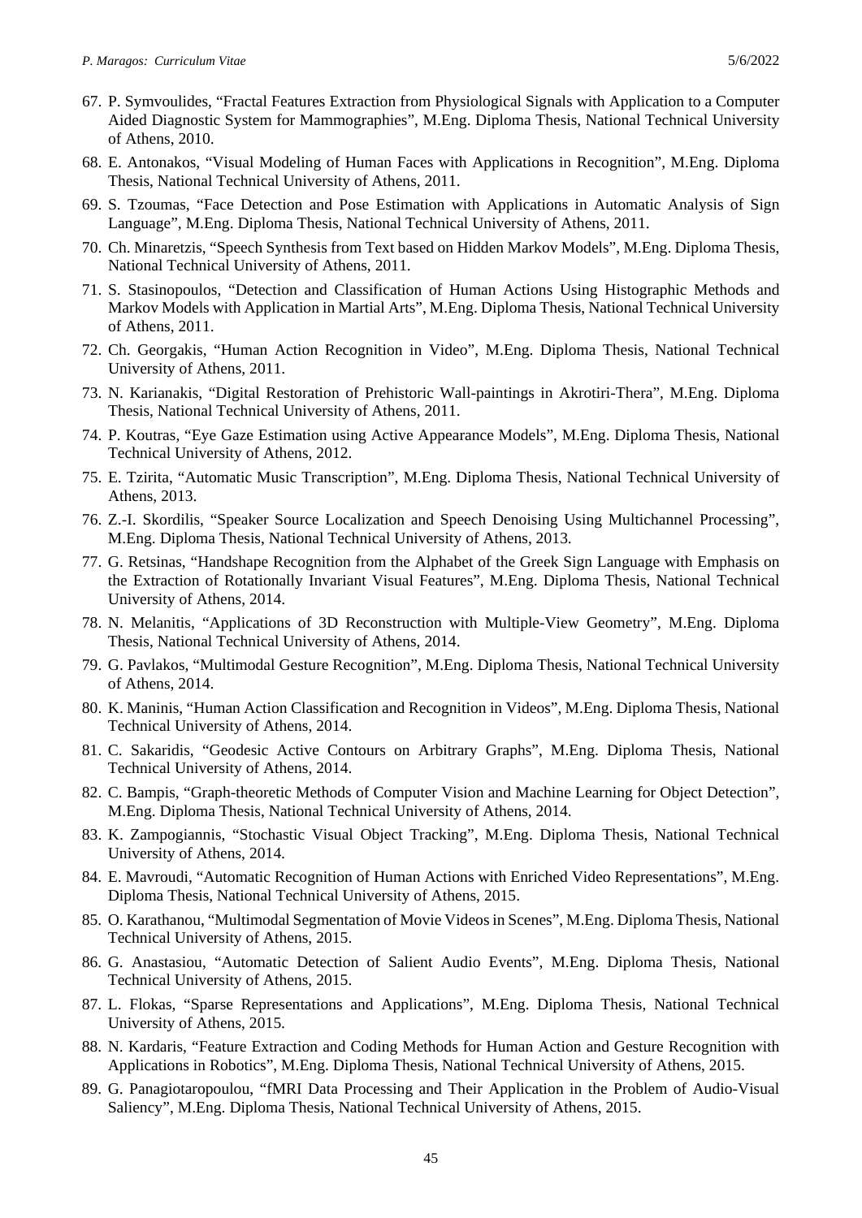67. P. Symvoulides, "Fractal Features Extraction from Physiological Signals with Application to a Computer Aided Diagnostic System for Mammographies", M.Eng. Diploma Thesis, National Technical University of Athens, 2010.
68. E. Antonakos, "Visual Modeling of Human Faces with Applications in Recognition", M.Eng. Diploma Thesis, National Technical University of Athens, 2011.
69. S. Tzoumas, "Face Detection and Pose Estimation with Applications in Automatic Analysis of Sign Language", M.Eng. Diploma Thesis, National Technical University of Athens, 2011.
70. Ch. Minaretzis, "Speech Synthesis from Text based on Hidden Markov Models", M.Eng. Diploma Thesis, National Technical University of Athens, 2011.
71. S. Stasinopoulos, "Detection and Classification of Human Actions Using Histographic Methods and Markov Models with Application in Martial Arts", M.Eng. Diploma Thesis, National Technical University of Athens, 2011.
72. Ch. Georgakis, "Human Action Recognition in Video", M.Eng. Diploma Thesis, National Technical University of Athens, 2011.
73. N. Karianakis, "Digital Restoration of Prehistoric Wall-paintings in Akrotiri-Thera", M.Eng. Diploma Thesis, National Technical University of Athens, 2011.
74. P. Koutras, "Eye Gaze Estimation using Active Appearance Models", M.Eng. Diploma Thesis, National Technical University of Athens, 2012.
75. E. Tzirita, "Automatic Music Transcription", M.Eng. Diploma Thesis, National Technical University of Athens, 2013.
76. Z.-I. Skordilis, "Speaker Source Localization and Speech Denoising Using Multichannel Processing", M.Eng. Diploma Thesis, National Technical University of Athens, 2013.
77. G. Retsinas, "Handshape Recognition from the Alphabet of the Greek Sign Language with Emphasis on the Extraction of Rotationally Invariant Visual Features", M.Eng. Diploma Thesis, National Technical University of Athens, 2014.
78. N. Melanitis, "Applications of 3D Reconstruction with Multiple-View Geometry", M.Eng. Diploma Thesis, National Technical University of Athens, 2014.
79. G. Pavlakos, "Multimodal Gesture Recognition", M.Eng. Diploma Thesis, National Technical University of Athens, 2014.
80. K. Maninis, "Human Action Classification and Recognition in Videos", M.Eng. Diploma Thesis, National Technical University of Athens, 2014.
81. C. Sakaridis, "Geodesic Active Contours on Arbitrary Graphs", M.Eng. Diploma Thesis, National Technical University of Athens, 2014.
82. C. Bampis, "Graph-theoretic Methods of Computer Vision and Machine Learning for Object Detection", M.Eng. Diploma Thesis, National Technical University of Athens, 2014.
83. K. Zampogiannis, "Stochastic Visual Object Tracking", M.Eng. Diploma Thesis, National Technical University of Athens, 2014.
84. E. Mavroudi, "Automatic Recognition of Human Actions with Enriched Video Representations", M.Eng. Diploma Thesis, National Technical University of Athens, 2015.
85. O. Karathanou, "Multimodal Segmentation of Movie Videos in Scenes", M.Eng. Diploma Thesis, National Technical University of Athens, 2015.
86. G. Anastasiou, "Automatic Detection of Salient Audio Events", M.Eng. Diploma Thesis, National Technical University of Athens, 2015.
87. L. Flokas, "Sparse Representations and Applications", M.Eng. Diploma Thesis, National Technical University of Athens, 2015.
88. N. Kardaris, "Feature Extraction and Coding Methods for Human Action and Gesture Recognition with Applications in Robotics", M.Eng. Diploma Thesis, National Technical University of Athens, 2015.
89. G. Panagiotaropoulou, "fMRI Data Processing and Their Application in the Problem of Audio-Visual Saliency", M.Eng. Diploma Thesis, National Technical University of Athens, 2015.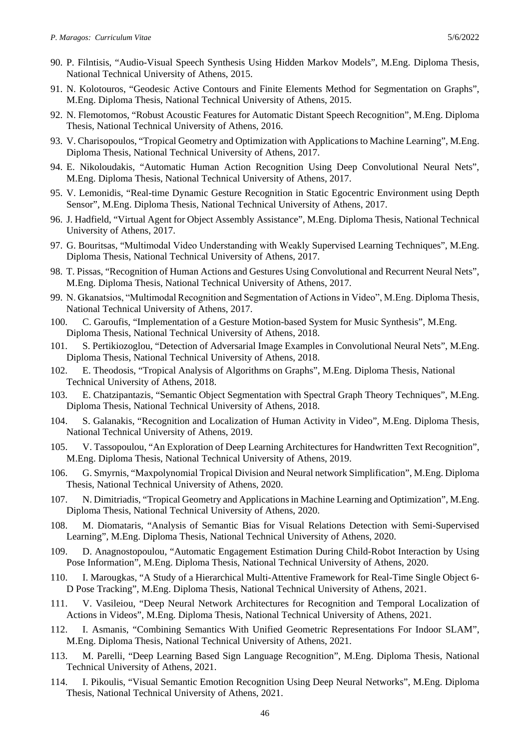90. P. Filntisis, "Audio-Visual Speech Synthesis Using Hidden Markov Models", M.Eng. Diploma Thesis, National Technical University of Athens, 2015.
91. N. Kolotouros, "Geodesic Active Contours and Finite Elements Method for Segmentation on Graphs", M.Eng. Diploma Thesis, National Technical University of Athens, 2015.
92. N. Flemotomos, "Robust Acoustic Features for Automatic Distant Speech Recognition", M.Eng. Diploma Thesis, National Technical University of Athens, 2016.
93. V. Charisopoulos, "Tropical Geometry and Optimization with Applications to Machine Learning", M.Eng. Diploma Thesis, National Technical University of Athens, 2017.
94. E. Nikoloudakis, "Automatic Human Action Recognition Using Deep Convolutional Neural Nets", M.Eng. Diploma Thesis, National Technical University of Athens, 2017.
95. V. Lemonidis, "Real-time Dynamic Gesture Recognition in Static Egocentric Environment using Depth Sensor", M.Eng. Diploma Thesis, National Technical University of Athens, 2017.
96. J. Hadfield, "Virtual Agent for Object Assembly Assistance", M.Eng. Diploma Thesis, National Technical University of Athens, 2017.
97. G. Bouritsas, "Multimodal Video Understanding with Weakly Supervised Learning Techniques", M.Eng. Diploma Thesis, National Technical University of Athens, 2017.
98. T. Pissas, "Recognition of Human Actions and Gestures Using Convolutional and Recurrent Neural Nets", M.Eng. Diploma Thesis, National Technical University of Athens, 2017.
99. N. Gkanatsios, "Multimodal Recognition and Segmentation of Actions in Video", M.Eng. Diploma Thesis, National Technical University of Athens, 2017.
100. C. Garoufis, "Implementation of a Gesture Motion-based System for Music Synthesis", M.Eng. Diploma Thesis, National Technical University of Athens, 2018.
101. S. Pertikiozoglou, "Detection of Adversarial Image Examples in Convolutional Neural Nets", M.Eng. Diploma Thesis, National Technical University of Athens, 2018.
102. E. Theodosis, "Tropical Analysis of Algorithms on Graphs", M.Eng. Diploma Thesis, National Technical University of Athens, 2018.
103. E. Chatzipantazis, "Semantic Object Segmentation with Spectral Graph Theory Techniques", M.Eng. Diploma Thesis, National Technical University of Athens, 2018.
104. S. Galanakis, "Recognition and Localization of Human Activity in Video", M.Eng. Diploma Thesis, National Technical University of Athens, 2019.
105. V. Tassopoulou, "An Exploration of Deep Learning Architectures for Handwritten Text Recognition", M.Eng. Diploma Thesis, National Technical University of Athens, 2019.
106. G. Smyrnis, "Maxpolynomial Tropical Division and Neural network Simplification", M.Eng. Diploma Thesis, National Technical University of Athens, 2020.
107. N. Dimitriadis, "Tropical Geometry and Applications in Machine Learning and Optimization", M.Eng. Diploma Thesis, National Technical University of Athens, 2020.
108. M. Diomataris, "Analysis of Semantic Bias for Visual Relations Detection with Semi-Supervised Learning", M.Eng. Diploma Thesis, National Technical University of Athens, 2020.
109. D. Anagnostopoulou, "Automatic Engagement Estimation During Child-Robot Interaction by Using Pose Information", M.Eng. Diploma Thesis, National Technical University of Athens, 2020.
110. I. Marougkas, "A Study of a Hierarchical Multi-Attentive Framework for Real-Time Single Object 6-D Pose Tracking", M.Eng. Diploma Thesis, National Technical University of Athens, 2021.
111. V. Vasileiou, "Deep Neural Network Architectures for Recognition and Temporal Localization of Actions in Videos", M.Eng. Diploma Thesis, National Technical University of Athens, 2021.
112. I. Asmanis, "Combining Semantics With Unified Geometric Representations For Indoor SLAM", M.Eng. Diploma Thesis, National Technical University of Athens, 2021.
113. M. Parelli, "Deep Learning Based Sign Language Recognition", M.Eng. Diploma Thesis, National Technical University of Athens, 2021.
114. I. Pikoulis, "Visual Semantic Emotion Recognition Using Deep Neural Networks", M.Eng. Diploma Thesis, National Technical University of Athens, 2021.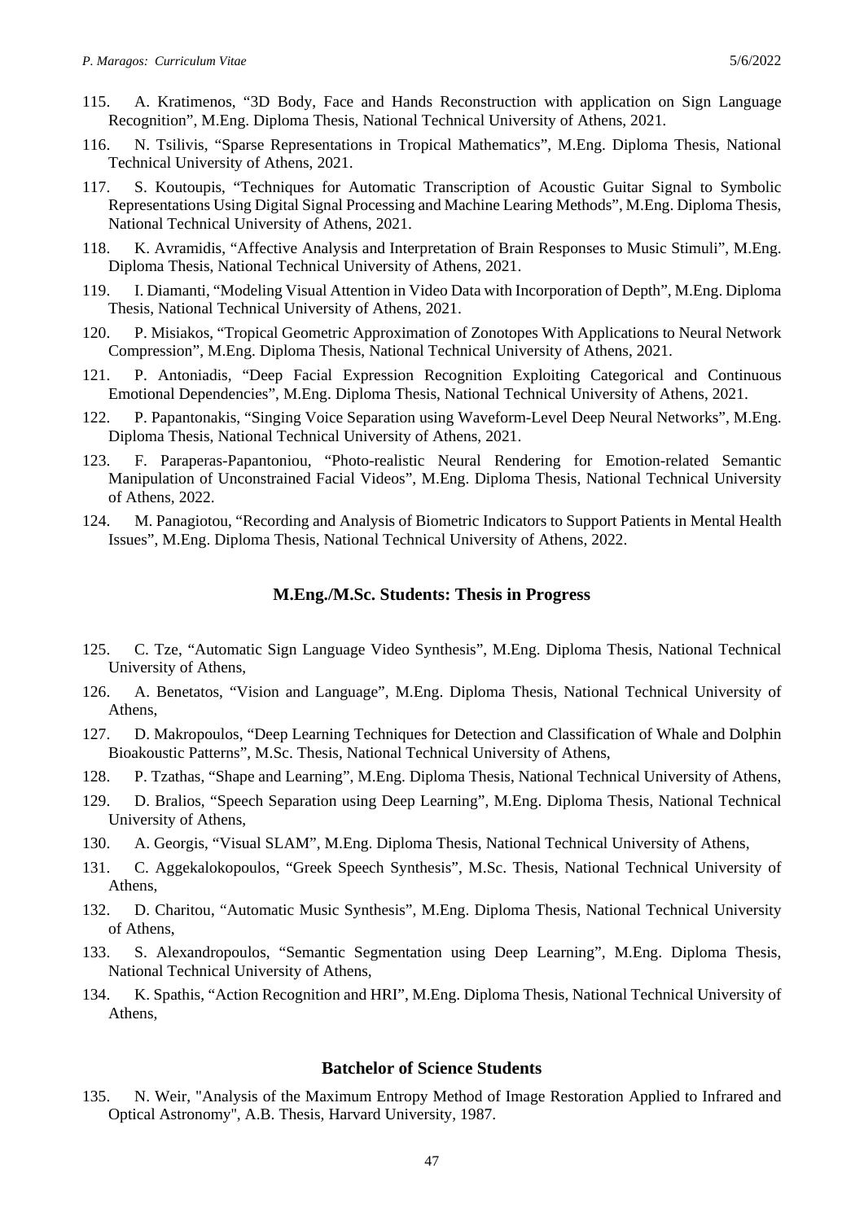115. A. Kratimenos, "3D Body, Face and Hands Reconstruction with application on Sign Language Recognition", M.Eng. Diploma Thesis, National Technical University of Athens, 2021.

116. N. Tsilivis, "Sparse Representations in Tropical Mathematics", M.Eng. Diploma Thesis, National Technical University of Athens, 2021.

117. S. Koutoupis, "Techniques for Automatic Transcription of Acoustic Guitar Signal to Symbolic Representations Using Digital Signal Processing and Machine Learing Methods", M.Eng. Diploma Thesis, National Technical University of Athens, 2021.

118. K. Avramidis, "Affective Analysis and Interpretation of Brain Responses to Music Stimuli", M.Eng. Diploma Thesis, National Technical University of Athens, 2021.

119. I. Diamanti, "Modeling Visual Attention in Video Data with Incorporation of Depth", M.Eng. Diploma Thesis, National Technical University of Athens, 2021.

120. P. Misiakos, "Tropical Geometric Approximation of Zonotopes With Applications to Neural Network Compression", M.Eng. Diploma Thesis, National Technical University of Athens, 2021.

121. P. Antoniadis, "Deep Facial Expression Recognition Exploiting Categorical and Continuous Emotional Dependencies", M.Eng. Diploma Thesis, National Technical University of Athens, 2021.

122. P. Papantonakis, "Singing Voice Separation using Waveform-Level Deep Neural Networks", M.Eng. Diploma Thesis, National Technical University of Athens, 2021.

123. F. Paraperas-Papantoniou, "Photo-realistic Neural Rendering for Emotion-related Semantic Manipulation of Unconstrained Facial Videos", M.Eng. Diploma Thesis, National Technical University of Athens, 2022.

124. M. Panagiotou, "Recording and Analysis of Biometric Indicators to Support Patients in Mental Health Issues", M.Eng. Diploma Thesis, National Technical University of Athens, 2022.

### M.Eng./M.Sc. Students: Thesis in Progress

125. C. Tze, "Automatic Sign Language Video Synthesis", M.Eng. Diploma Thesis, National Technical University of Athens,

126. A. Benetatos, "Vision and Language", M.Eng. Diploma Thesis, National Technical University of Athens,

127. D. Makropoulos, "Deep Learning Techniques for Detection and Classification of Whale and Dolphin Bioakoustic Patterns", M.Sc. Thesis, National Technical University of Athens,

128. P. Tzathas, "Shape and Learning", M.Eng. Diploma Thesis, National Technical University of Athens,

129. D. Bralios, "Speech Separation using Deep Learning", M.Eng. Diploma Thesis, National Technical University of Athens,

130. A. Georgis, "Visual SLAM", M.Eng. Diploma Thesis, National Technical University of Athens,

131. C. Aggekalokopoulos, "Greek Speech Synthesis", M.Sc. Thesis, National Technical University of Athens,

132. D. Charitou, "Automatic Music Synthesis", M.Eng. Diploma Thesis, National Technical University of Athens,

133. S. Alexandropoulos, "Semantic Segmentation using Deep Learning", M.Eng. Diploma Thesis, National Technical University of Athens,

134. K. Spathis, "Action Recognition and HRI", M.Eng. Diploma Thesis, National Technical University of Athens,

### Batchelor of Science Students

135. N. Weir, "Analysis of the Maximum Entropy Method of Image Restoration Applied to Infrared and Optical Astronomy", A.B. Thesis, Harvard University, 1987.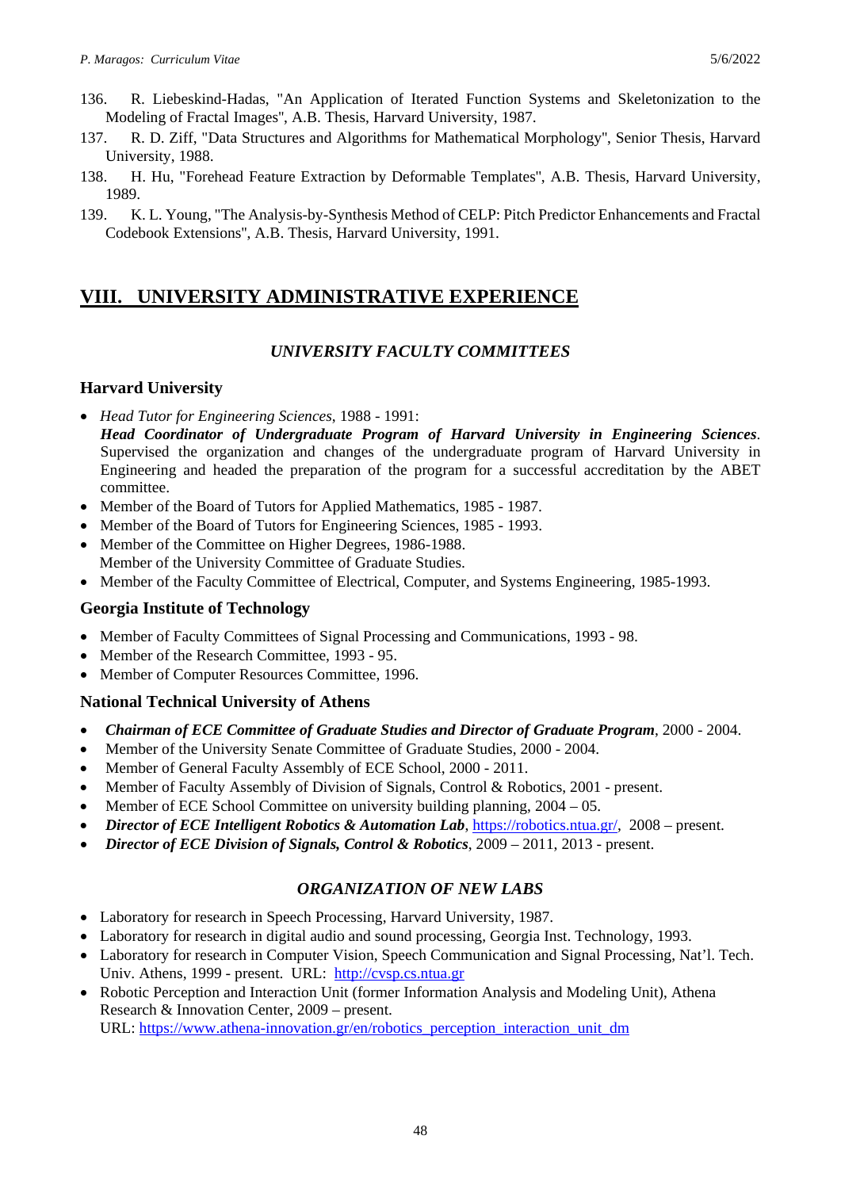136. R. Liebeskind-Hadas, "An Application of Iterated Function Systems and Skeletonization to the Modeling of Fractal Images", A.B. Thesis, Harvard University, 1987.
137. R. D. Ziff, "Data Structures and Algorithms for Mathematical Morphology", Senior Thesis, Harvard University, 1988.
138. H. Hu, "Forehead Feature Extraction by Deformable Templates", A.B. Thesis, Harvard University, 1989.
139. K. L. Young, "The Analysis-by-Synthesis Method of CELP: Pitch Predictor Enhancements and Fractal Codebook Extensions", A.B. Thesis, Harvard University, 1991.

# VIII. UNIVERSITY ADMINISTRATIVE EXPERIENCE

## *UNIVERSITY FACULTY COMMITTEES*

### Harvard University

- *Head Tutor for Engineering Sciences*, 1988 - 1991:
  ***Head Coordinator of Undergraduate Program of Harvard University in Engineering Sciences***. Supervised the organization and changes of the undergraduate program of Harvard University in Engineering and headed the preparation of the program for a successful accreditation by the ABET committee.
- Member of the Board of Tutors for Applied Mathematics, 1985 - 1987.
- Member of the Board of Tutors for Engineering Sciences, 1985 - 1993.
- Member of the Committee on Higher Degrees, 1986-1988.
  Member of the University Committee of Graduate Studies.
- Member of the Faculty Committee of Electrical, Computer, and Systems Engineering, 1985-1993.

### Georgia Institute of Technology

- Member of Faculty Committees of Signal Processing and Communications, 1993 - 98.
- Member of the Research Committee, 1993 - 95.
- Member of Computer Resources Committee, 1996.

### National Technical University of Athens

- ***Chairman of ECE Committee of Graduate Studies and Director of Graduate Program***, 2000 - 2004.
- Member of the University Senate Committee of Graduate Studies, 2000 - 2004.
- Member of General Faculty Assembly of ECE School, 2000 - 2011.
- Member of Faculty Assembly of Division of Signals, Control & Robotics, 2001 - present.
- Member of ECE School Committee on university building planning, 2004 – 05.
- ***Director of ECE Intelligent Robotics & Automation Lab***, https://robotics.ntua.gr/, 2008 – present.
- ***Director of ECE Division of Signals, Control & Robotics***, 2009 – 2011, 2013 - present.

## *ORGANIZATION OF NEW LABS*

- Laboratory for research in Speech Processing, Harvard University, 1987.
- Laboratory for research in digital audio and sound processing, Georgia Inst. Technology, 1993.
- Laboratory for research in Computer Vision, Speech Communication and Signal Processing, Nat'l. Tech. Univ. Athens, 1999 - present. URL: http://cvsp.cs.ntua.gr
- Robotic Perception and Interaction Unit (former Information Analysis and Modeling Unit), Athena Research & Innovation Center, 2009 – present.
  URL: https://www.athena-innovation.gr/en/robotics_perception_interaction_unit_dm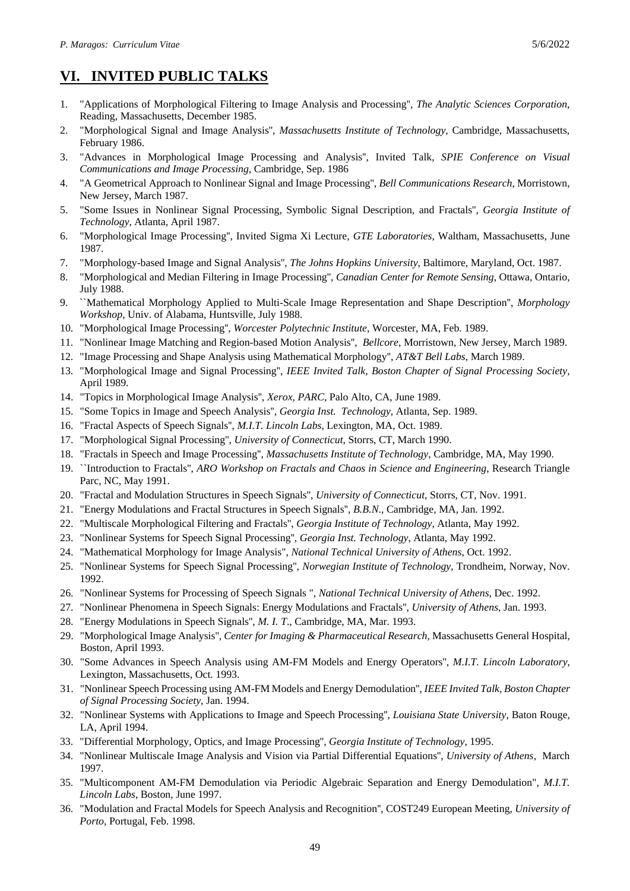# VI. INVITED PUBLIC TALKS

1. "Applications of Morphological Filtering to Image Analysis and Processing", *The Analytic Sciences Corporation*, Reading, Massachusetts, December 1985.
2. "Morphological Signal and Image Analysis", *Massachusetts Institute of Technology*, Cambridge, Massachusetts, February 1986.
3. "Advances in Morphological Image Processing and Analysis", Invited Talk, *SPIE Conference on Visual Communications and Image Processing*, Cambridge, Sep. 1986
4. "A Geometrical Approach to Nonlinear Signal and Image Processing", *Bell Communications Research*, Morristown, New Jersey, March 1987.
5. "Some Issues in Nonlinear Signal Processing, Symbolic Signal Description, and Fractals", *Georgia Institute of Technology*, Atlanta, April 1987.
6. "Morphological Image Processing", Invited Sigma Xi Lecture, *GTE Laboratories*, Waltham, Massachusetts, June 1987.
7. "Morphology-based Image and Signal Analysis", *The Johns Hopkins University*, Baltimore, Maryland, Oct. 1987.
8. "Morphological and Median Filtering in Image Processing", *Canadian Center for Remote Sensing*, Ottawa, Ontario, July 1988.
9. ``Mathematical Morphology Applied to Multi-Scale Image Representation and Shape Description", *Morphology Workshop*, Univ. of Alabama, Huntsville, July 1988.
10. "Morphological Image Processing", *Worcester Polytechnic Institute*, Worcester, MA, Feb. 1989.
11. "Nonlinear Image Matching and Region-based Motion Analysis", *Bellcore*, Morristown, New Jersey, March 1989.
12. "Image Processing and Shape Analysis using Mathematical Morphology", *AT&T Bell Labs*, March 1989.
13. "Morphological Image and Signal Processing", *IEEE Invited Talk, Boston Chapter of Signal Processing Society*, April 1989.
14. "Topics in Morphological Image Analysis", *Xerox, PARC*, Palo Alto, CA, June 1989.
15. "Some Topics in Image and Speech Analysis", *Georgia Inst. Technology*, Atlanta, Sep. 1989.
16. "Fractal Aspects of Speech Signals", *M.I.T. Lincoln Labs*, Lexington, MA, Oct. 1989.
17. "Morphological Signal Processing", *University of Connecticut*, Storrs, CT, March 1990.
18. "Fractals in Speech and Image Processing", *Massachusetts Institute of Technology*, Cambridge, MA, May 1990.
19. ``Introduction to Fractals", *ARO Workshop on Fractals and Chaos in Science and Engineering*, Research Triangle Parc, NC, May 1991.
20. "Fractal and Modulation Structures in Speech Signals", *University of Connecticut*, Storrs, CT, Nov. 1991.
21. "Energy Modulations and Fractal Structures in Speech Signals", *B.B.N*., Cambridge, MA, Jan. 1992.
22. "Multiscale Morphological Filtering and Fractals", *Georgia Institute of Technology*, Atlanta, May 1992.
23. "Nonlinear Systems for Speech Signal Processing", *Georgia Inst. Technology*, Atlanta, May 1992.
24. "Mathematical Morphology for Image Analysis", *National Technical University of Athens*, Oct. 1992.
25. "Nonlinear Systems for Speech Signal Processing", *Norwegian Institute of Technology*, Trondheim, Norway, Nov. 1992.
26. "Nonlinear Systems for Processing of Speech Signals ", *National Technical University of Athens*, Dec. 1992.
27. "Nonlinear Phenomena in Speech Signals: Energy Modulations and Fractals", *University of Athens*, Jan. 1993.
28. "Energy Modulations in Speech Signals", *M. I. T*., Cambridge, MA, Mar. 1993.
29. "Morphological Image Analysis", *Center for Imaging & Pharmaceutical Research*, Massachusetts General Hospital, Boston, April 1993.
30. "Some Advances in Speech Analysis using AM-FM Models and Energy Operators", *M.I.T. Lincoln Laboratory*, Lexington, Massachusetts, Oct. 1993.
31. "Nonlinear Speech Processing using AM-FM Models and Energy Demodulation", *IEEE Invited Talk, Boston Chapter of Signal Processing Society*, Jan. 1994.
32. "Nonlinear Systems with Applications to Image and Speech Processing", *Louisiana State University*, Baton Rouge, LA, April 1994.
33. "Differential Morphology, Optics, and Image Processing", *Georgia Institute of Technology*, 1995.
34. "Nonlinear Multiscale Image Analysis and Vision via Partial Differential Equations", *University of Athens*, March 1997.
35. "Multicomponent AM-FM Demodulation via Periodic Algebraic Separation and Energy Demodulation", *M.I.T. Lincoln Labs*, Boston, June 1997.
36. "Modulation and Fractal Models for Speech Analysis and Recognition", COST249 European Meeting, *University of Porto*, Portugal, Feb. 1998.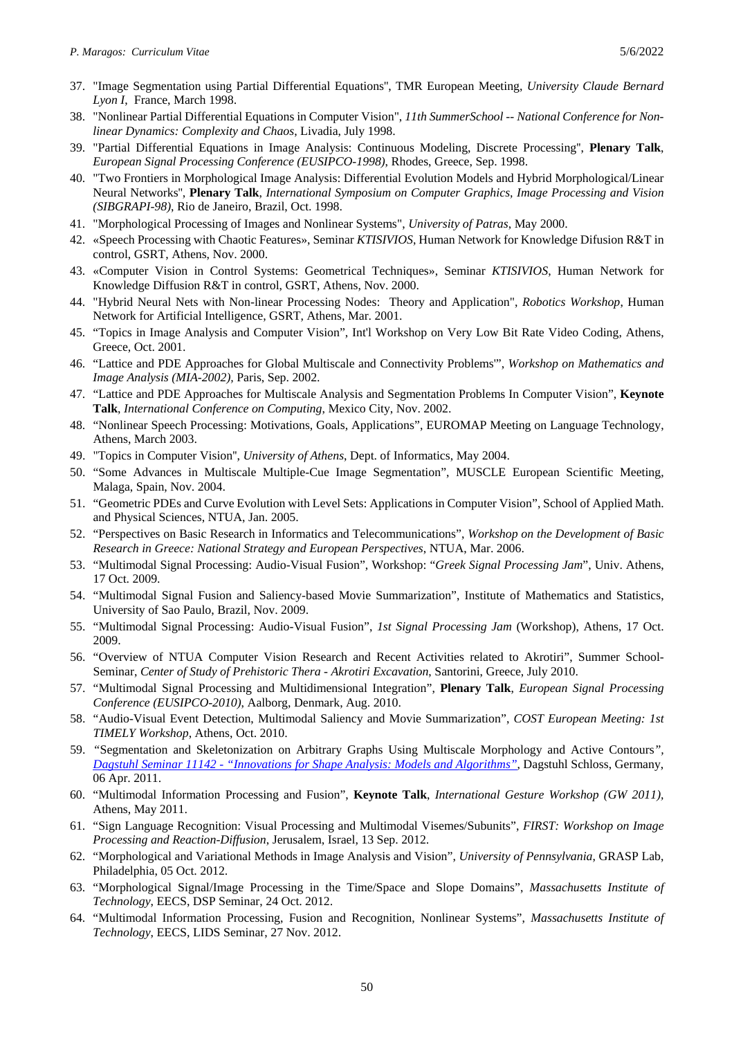37. "Image Segmentation using Partial Differential Equations", TMR European Meeting, *University Claude Bernard Lyon I*, France, March 1998.
38. "Nonlinear Partial Differential Equations in Computer Vision", *11th SummerSchool -- National Conference for Non-linear Dynamics: Complexity and Chaos*, Livadia, July 1998.
39. "Partial Differential Equations in Image Analysis: Continuous Modeling, Discrete Processing", **Plenary Talk**, *European Signal Processing Conference (EUSIPCO-1998)*, Rhodes, Greece, Sep. 1998.
40. "Two Frontiers in Morphological Image Analysis: Differential Evolution Models and Hybrid Morphological/Linear Neural Networks", **Plenary Talk**, *International Symposium on Computer Graphics, Image Processing and Vision (SIBGRAPI-98)*, Rio de Janeiro, Brazil, Oct. 1998.
41. "Morphological Processing of Images and Nonlinear Systems", *University of Patras*, May 2000.
42. «Speech Processing with Chaotic Features», Seminar *KTISIVIOS*, Human Network for Knowledge Difusion R&T in control, GSRT, Athens, Nov. 2000.
43. «Computer Vision in Control Systems: Geometrical Techniques», Seminar *KTISIVIOS*, Human Network for Knowledge Diffusion R&T in control, GSRT, Athens, Nov. 2000.
44. "Hybrid Neural Nets with Non-linear Processing Nodes: Theory and Application", *Robotics Workshop*, Human Network for Artificial Intelligence, GSRT, Athens, Mar. 2001.
45. "Topics in Image Analysis and Computer Vision", Int'l Workshop on Very Low Bit Rate Video Coding, Athens, Greece, Oct. 2001.
46. "Lattice and PDE Approaches for Global Multiscale and Connectivity Problems'", *Workshop on Mathematics and Image Analysis (MIA-2002)*, Paris, Sep. 2002.
47. "Lattice and PDE Approaches for Multiscale Analysis and Segmentation Problems In Computer Vision", **Keynote Talk**, *International Conference on Computing*, Mexico City, Nov. 2002.
48. "Nonlinear Speech Processing: Motivations, Goals, Applications", EUROMAP Meeting on Language Technology, Athens, March 2003.
49. "Topics in Computer Vision", *University of Athens*, Dept. of Informatics, May 2004.
50. "Some Advances in Multiscale Multiple-Cue Image Segmentation", MUSCLE European Scientific Meeting, Malaga, Spain, Nov. 2004.
51. "Geometric PDEs and Curve Evolution with Level Sets: Applications in Computer Vision", School of Applied Math. and Physical Sciences, NTUA, Jan. 2005.
52. "Perspectives on Basic Research in Informatics and Telecommunications", *Workshop on the Development of Basic Research in Greece: National Strategy and European Perspectives*, NTUA, Mar. 2006.
53. "Multimodal Signal Processing: Audio-Visual Fusion", Workshop: "*Greek Signal Processing Jam*", Univ. Athens, 17 Oct. 2009.
54. "Multimodal Signal Fusion and Saliency-based Movie Summarization", Institute of Mathematics and Statistics, University of Sao Paulo, Brazil, Nov. 2009.
55. "Multimodal Signal Processing: Audio-Visual Fusion", *1st Signal Processing Jam* (Workshop), Athens, 17 Oct. 2009.
56. "Overview of NTUA Computer Vision Research and Recent Activities related to Akrotiri", Summer School-Seminar, *Center of Study of Prehistoric Thera - Akrotiri Excavation*, Santorini, Greece, July 2010.
57. "Multimodal Signal Processing and Multidimensional Integration", **Plenary Talk**, *European Signal Processing Conference (EUSIPCO-2010)*, Aalborg, Denmark, Aug. 2010.
58. "Audio-Visual Event Detection, Multimodal Saliency and Movie Summarization", *COST European Meeting: 1st TIMELY Workshop*, Athens, Oct. 2010.
59. "Segmentation and Skeletonization on Arbitrary Graphs Using Multiscale Morphology and Active Contours", *Dagstuhl Seminar 11142 - "Innovations for Shape Analysis: Models and Algorithms"*, Dagstuhl Schloss, Germany, 06 Apr. 2011.
60. "Multimodal Information Processing and Fusion", **Keynote Talk**, *International Gesture Workshop (GW 2011)*, Athens, May 2011.
61. "Sign Language Recognition: Visual Processing and Multimodal Visemes/Subunits", *FIRST: Workshop on Image Processing and Reaction-Diffusion*, Jerusalem, Israel, 13 Sep. 2012.
62. "Morphological and Variational Methods in Image Analysis and Vision", *University of Pennsylvania*, GRASP Lab, Philadelphia, 05 Oct. 2012.
63. "Morphological Signal/Image Processing in the Time/Space and Slope Domains", *Massachusetts Institute of Technology*, EECS, DSP Seminar, 24 Oct. 2012.
64. "Multimodal Information Processing, Fusion and Recognition, Nonlinear Systems", *Massachusetts Institute of Technology*, EECS, LIDS Seminar, 27 Nov. 2012.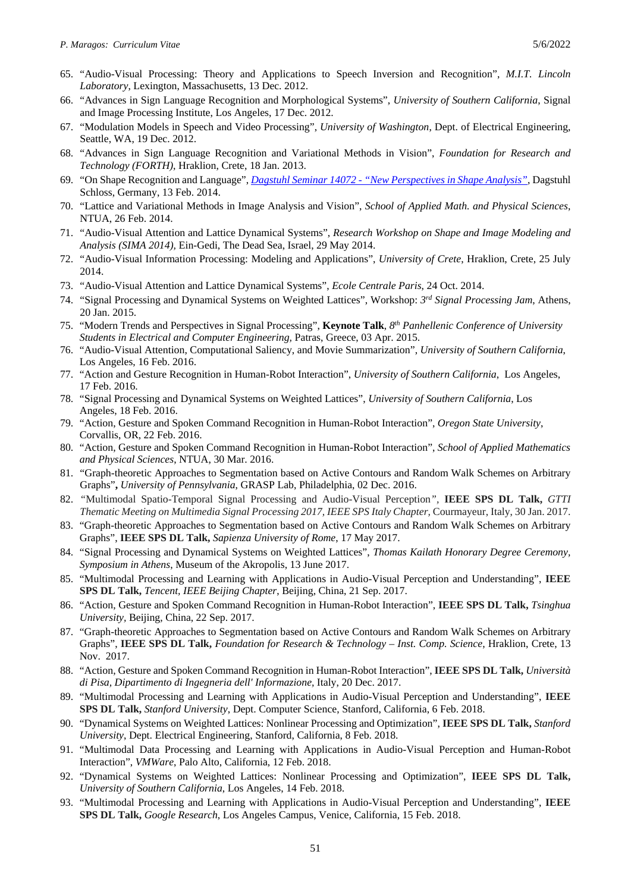65. "Audio-Visual Processing: Theory and Applications to Speech Inversion and Recognition", *M.I.T. Lincoln Laboratory*, Lexington, Massachusetts, 13 Dec. 2012.
66. "Advances in Sign Language Recognition and Morphological Systems", *University of Southern California*, Signal and Image Processing Institute, Los Angeles, 17 Dec. 2012.
67. "Modulation Models in Speech and Video Processing", *University of Washington*, Dept. of Electrical Engineering, Seattle, WA, 19 Dec. 2012.
68. "Advances in Sign Language Recognition and Variational Methods in Vision", *Foundation for Research and Technology (FORTH)*, Hraklion, Crete, 18 Jan. 2013.
69. "On Shape Recognition and Language", *Dagstuhl Seminar 14072 - "New Perspectives in Shape Analysis"*, Dagstuhl Schloss, Germany, 13 Feb. 2014.
70. "Lattice and Variational Methods in Image Analysis and Vision", *School of Applied Math. and Physical Sciences*, NTUA, 26 Feb. 2014.
71. "Audio-Visual Attention and Lattice Dynamical Systems", *Research Workshop on Shape and Image Modeling and Analysis (SIMA 2014)*, Ein-Gedi, The Dead Sea, Israel, 29 May 2014.
72. "Audio-Visual Information Processing: Modeling and Applications", *University of Crete*, Hraklion, Crete, 25 July 2014.
73. "Audio-Visual Attention and Lattice Dynamical Systems", *Ecole Centrale Paris*, 24 Oct. 2014.
74. "Signal Processing and Dynamical Systems on Weighted Lattices", Workshop: *3rd Signal Processing Jam*, Athens, 20 Jan. 2015.
75. "Modern Trends and Perspectives in Signal Processing", **Keynote Talk**, *8th Panhellenic Conference of University Students in Electrical and Computer Engineering*, Patras, Greece, 03 Apr. 2015.
76. "Audio-Visual Attention, Computational Saliency, and Movie Summarization", *University of Southern California*, Los Angeles, 16 Feb. 2016.
77. "Action and Gesture Recognition in Human-Robot Interaction", *University of Southern California*, Los Angeles, 17 Feb. 2016.
78. "Signal Processing and Dynamical Systems on Weighted Lattices", *University of Southern California*, Los Angeles, 18 Feb. 2016.
79. "Action, Gesture and Spoken Command Recognition in Human-Robot Interaction", *Oregon State University*, Corvallis, OR, 22 Feb. 2016.
80. "Action, Gesture and Spoken Command Recognition in Human-Robot Interaction", *School of Applied Mathematics and Physical Sciences*, NTUA, 30 Mar. 2016.
81. "Graph-theoretic Approaches to Segmentation based on Active Contours and Random Walk Schemes on Arbitrary Graphs", *University of Pennsylvania*, GRASP Lab, Philadelphia, 02 Dec. 2016.
82. "Multimodal Spatio-Temporal Signal Processing and Audio-Visual Perception", **IEEE SPS DL Talk,** *GTTI Thematic Meeting on Multimedia Signal Processing 2017, IEEE SPS Italy Chapter*, Courmayeur, Italy, 30 Jan. 2017.
83. "Graph-theoretic Approaches to Segmentation based on Active Contours and Random Walk Schemes on Arbitrary Graphs", **IEEE SPS DL Talk,** *Sapienza University of Rome*, 17 May 2017.
84. "Signal Processing and Dynamical Systems on Weighted Lattices", *Thomas Kailath Honorary Degree Ceremony, Symposium in Athens*, Museum of the Akropolis, 13 June 2017.
85. "Multimodal Processing and Learning with Applications in Audio-Visual Perception and Understanding", **IEEE SPS DL Talk,** *Tencent, IEEE Beijing Chapter*, Beijing, China, 21 Sep. 2017.
86. "Action, Gesture and Spoken Command Recognition in Human-Robot Interaction", **IEEE SPS DL Talk,** *Tsinghua University*, Beijing, China, 22 Sep. 2017.
87. "Graph-theoretic Approaches to Segmentation based on Active Contours and Random Walk Schemes on Arbitrary Graphs", **IEEE SPS DL Talk,** *Foundation for Research & Technology – Inst. Comp. Science*, Hraklion, Crete, 13 Nov. 2017.
88. "Action, Gesture and Spoken Command Recognition in Human-Robot Interaction", **IEEE SPS DL Talk,** *Università di Pisa, Dipartimento di Ingegneria dell' Informazione*, Italy, 20 Dec. 2017.
89. "Multimodal Processing and Learning with Applications in Audio-Visual Perception and Understanding", **IEEE SPS DL Talk,** *Stanford University*, Dept. Computer Science, Stanford, California, 6 Feb. 2018.
90. "Dynamical Systems on Weighted Lattices: Nonlinear Processing and Optimization", **IEEE SPS DL Talk,** *Stanford University*, Dept. Electrical Engineering, Stanford, California, 8 Feb. 2018.
91. "Multimodal Data Processing and Learning with Applications in Audio-Visual Perception and Human-Robot Interaction", *VMWare*, Palo Alto, California, 12 Feb. 2018.
92. "Dynamical Systems on Weighted Lattices: Nonlinear Processing and Optimization", **IEEE SPS DL Talk,** *University of Southern California*, Los Angeles, 14 Feb. 2018.
93. "Multimodal Processing and Learning with Applications in Audio-Visual Perception and Understanding", **IEEE SPS DL Talk,** *Google Research*, Los Angeles Campus, Venice, California, 15 Feb. 2018.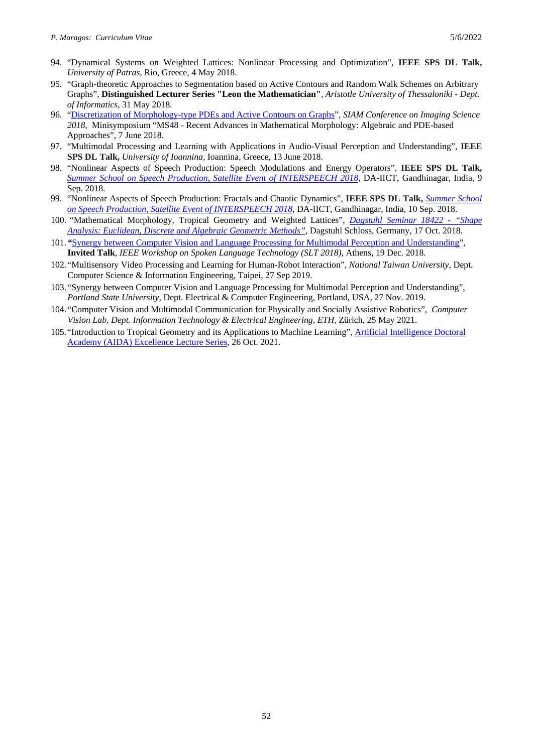94. "Dynamical Systems on Weighted Lattices: Nonlinear Processing and Optimization", **IEEE SPS DL Talk,** *University of Patras*, Rio, Greece, 4 May 2018.
95. "Graph-theoretic Approaches to Segmentation based on Active Contours and Random Walk Schemes on Arbitrary Graphs", **Distinguished Lecturer Series "Leon the Mathematician"**, *Aristotle University of Thessaloniki - Dept. of Informatics*, 31 May 2018*.*
96. "Discretization of Morphology-type PDEs and Active Contours on Graphs", *SIAM Conference on Imaging Science 2018*, Minisymposium "MS48 - Recent Advances in Mathematical Morphology: Algebraic and PDE-based Approaches", 7 June 2018.
97. "Multimodal Processing and Learning with Applications in Audio-Visual Perception and Understanding", **IEEE SPS DL Talk,** *University of Ioannina*, Ioannina, Greece, 13 June 2018.
98. "Nonlinear Aspects of Speech Production: Speech Modulations and Energy Operators", **IEEE SPS DL Talk,** *Summer School on Speech Production, Satellite Event of INTERSPEECH 2018*, DA-IICT, Gandhinagar, India, 9 Sep. 2018.
99. "Nonlinear Aspects of Speech Production: Fractals and Chaotic Dynamics", **IEEE SPS DL Talk,** *Summer School on Speech Production, Satellite Event of INTERSPEECH 2018*, DA-IICT, Gandhinagar, India, 10 Sep. 2018.
100. "Mathematical Morphology, Tropical Geometry and Weighted Lattices", *Dagstuhl Seminar 18422 - "Shape Analysis: Euclidean, Discrete and Algebraic Geometric Methods"*, Dagstuhl Schloss, Germany, 17 Oct. 2018.
101. **"**Synergy between Computer Vision and Language Processing for Multimodal Perception and Understanding", **Invited Talk**, *IEEE Workshop on Spoken Language Technology (SLT 2018)*, Athens, 19 Dec. 2018.
102. "Multisensory Video Processing and Learning for Human-Robot Interaction", *National Taiwan University*, Dept. Computer Science & Information Engineering, Taipei, 27 Sep 2019.
103. "Synergy between Computer Vision and Language Processing for Multimodal Perception and Understanding", *Portland State University*, Dept. Electrical & Computer Engineering, Portland, USA, 27 Nov. 2019.
104. "Computer Vision and Multimodal Communication for Physically and Socially Assistive Robotics", *Computer Vision Lab, Dept. Information Technology & Electrical Engineering, ETH*, Zürich, 25 May 2021.
105. "Introduction to Tropical Geometry and its Applications to Machine Learning", Artificial Intelligence Doctoral Academy (AIDA) Excellence Lecture Series, 26 Oct. 2021.